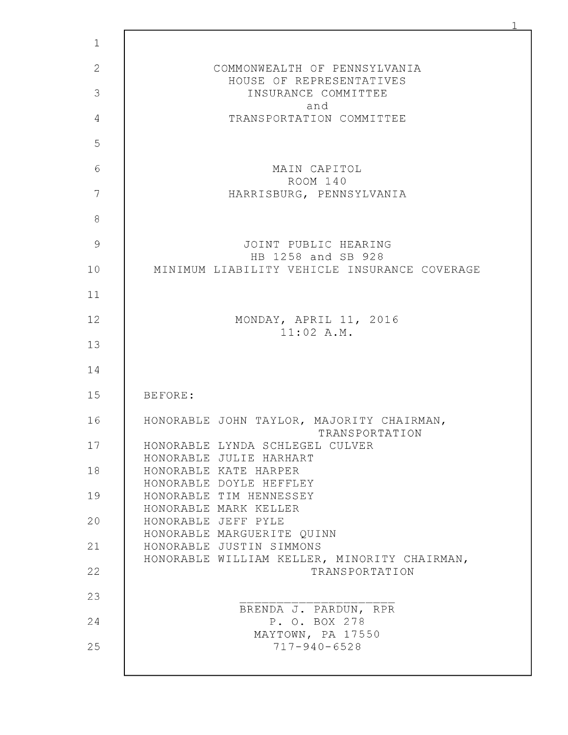COMMONWEALTH OF PENNSYLVANIA
HOUSE OF REPRESENTATIVES
INSURANCE COMMITTEE
and
TRANSPORTATION COMMITTEE

MAIN CAPITOL
ROOM 140
HARRISBURG, PENNSYLVANIA

JOINT PUBLIC HEARING
HB 1258 and SB 928
MINIMUM LIABILITY VEHICLE INSURANCE COVERAGE

MONDAY, APRIL 11, 2016
11:02 A.M.

BEFORE:

HONORABLE JOHN TAYLOR, MAJORITY CHAIRMAN, TRANSPORTATION
HONORABLE LYNDA SCHLEGEL CULVER
HONORABLE JULIE HARHART
HONORABLE KATE HARPER
HONORABLE DOYLE HEFFLEY
HONORABLE TIM HENNESSEY
HONORABLE MARK KELLER
HONORABLE JEFF PYLE
HONORABLE MARGUERITE QUINN
HONORABLE JUSTIN SIMMONS
HONORABLE WILLIAM KELLER, MINORITY CHAIRMAN, TRANSPORTATION

BRENDA J. PARDUN, RPR
P. O. BOX 278
MAYTOWN, PA 17550
717-940-6528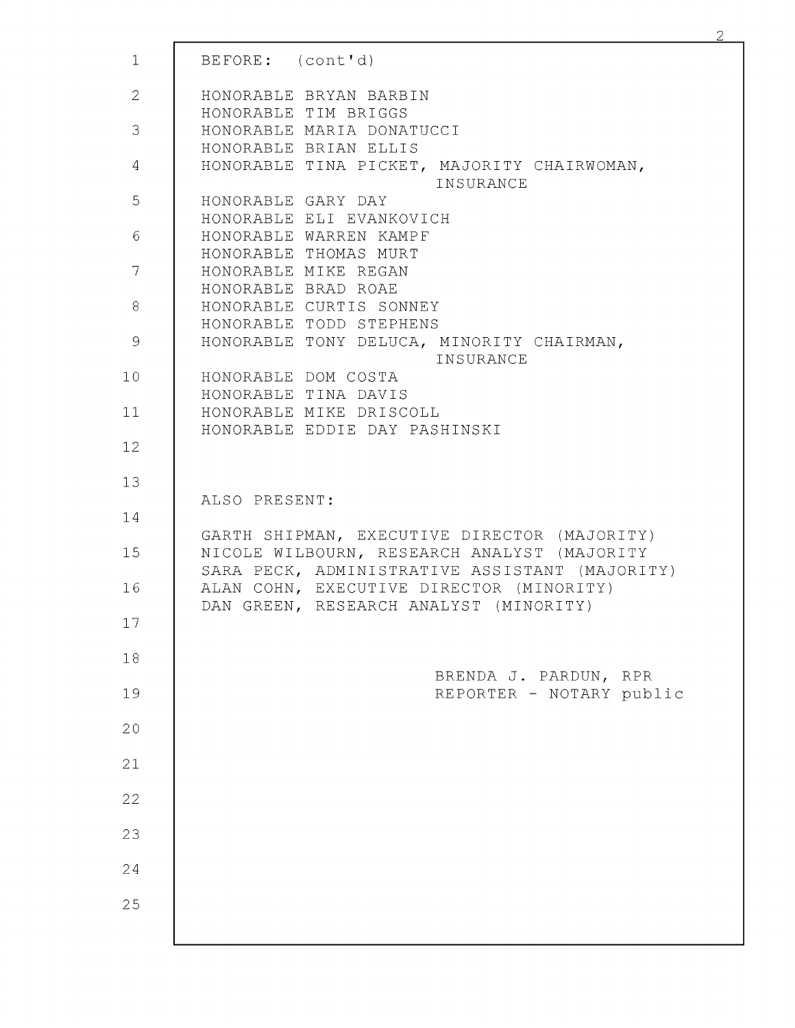BEFORE: (cont'd)

HONORABLE BRYAN BARBIN
HONORABLE TIM BRIGGS
HONORABLE MARIA DONATUCCI
HONORABLE BRIAN ELLIS
HONORABLE TINA PICKET, MAJORITY CHAIRWOMAN, INSURANCE
HONORABLE GARY DAY
HONORABLE ELI EVANKOVICH
HONORABLE WARREN KAMPF
HONORABLE THOMAS MURT
HONORABLE MIKE REGAN
HONORABLE BRAD ROAE
HONORABLE CURTIS SONNEY
HONORABLE TODD STEPHENS
HONORABLE TONY DELUCA, MINORITY CHAIRMAN, INSURANCE
HONORABLE DOM COSTA
HONORABLE TINA DAVIS
HONORABLE MIKE DRISCOLL
HONORABLE EDDIE DAY PASHINSKI

ALSO PRESENT:

GARTH SHIPMAN, EXECUTIVE DIRECTOR (MAJORITY)
NICOLE WILBOURN, RESEARCH ANALYST (MAJORITY
SARA PECK, ADMINISTRATIVE ASSISTANT (MAJORITY)
ALAN COHN, EXECUTIVE DIRECTOR (MINORITY)
DAN GREEN, RESEARCH ANALYST (MINORITY)

BRENDA J. PARDUN, RPR
REPORTER - NOTARY public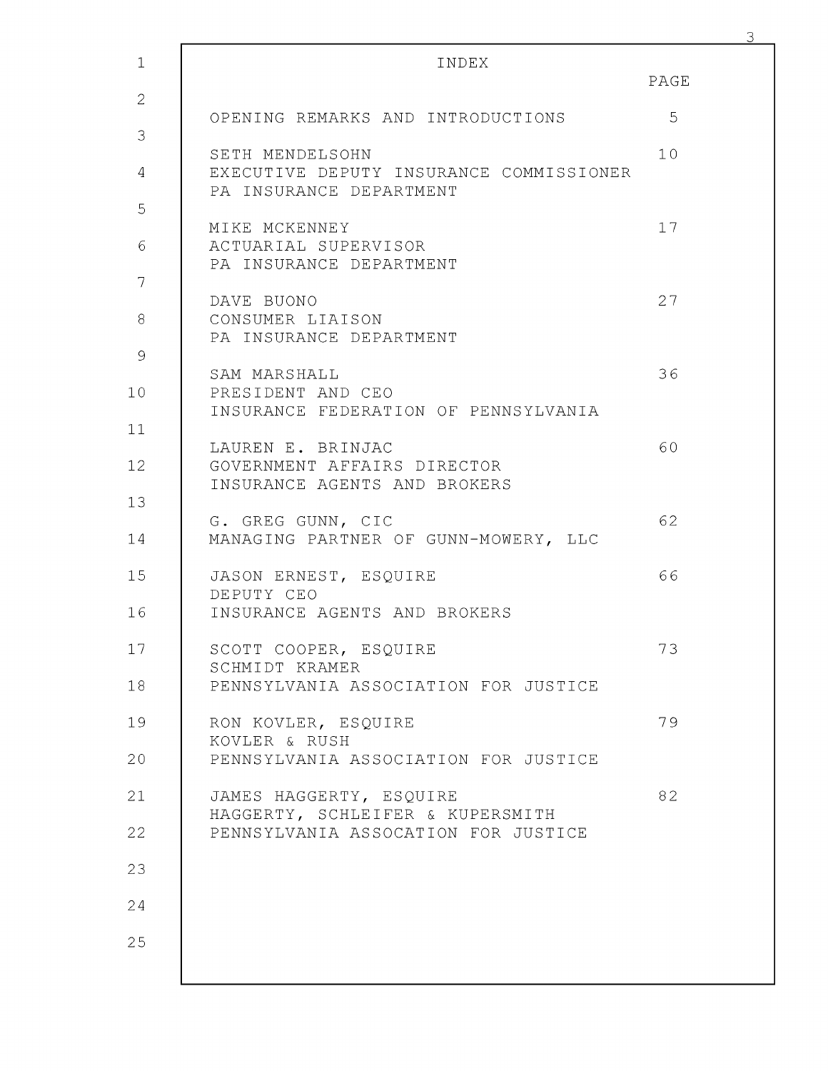# INDEX

| | PAGE |
|---|---|
| OPENING REMARKS AND INTRODUCTIONS | 5 |
| SETH MENDELSOHN<br>EXECUTIVE DEPUTY INSURANCE COMMISSIONER<br>PA INSURANCE DEPARTMENT | 10 |
| MIKE MCKENNEY<br>ACTUARIAL SUPERVISOR<br>PA INSURANCE DEPARTMENT | 17 |
| DAVE BUONO<br>CONSUMER LIAISON<br>PA INSURANCE DEPARTMENT | 27 |
| SAM MARSHALL<br>PRESIDENT AND CEO<br>INSURANCE FEDERATION OF PENNSYLVANIA | 36 |
| LAUREN E. BRINJAC<br>GOVERNMENT AFFAIRS DIRECTOR<br>INSURANCE AGENTS AND BROKERS | 60 |
| G. GREG GUNN, CIC<br>MANAGING PARTNER OF GUNN-MOWERY, LLC | 62 |
| JASON ERNEST, ESQUIRE<br>DEPUTY CEO<br>INSURANCE AGENTS AND BROKERS | 66 |
| SCOTT COOPER, ESQUIRE<br>SCHMIDT KRAMER<br>PENNSYLVANIA ASSOCIATION FOR JUSTICE | 73 |
| RON KOVLER, ESQUIRE<br>KOVLER & RUSH<br>PENNSYLVANIA ASSOCIATION FOR JUSTICE | 79 |
| JAMES HAGGERTY, ESQUIRE<br>HAGGERTY, SCHLEIFER & KUPERSMITH<br>PENNSYLVANIA ASSOCATION FOR JUSTICE | 82 |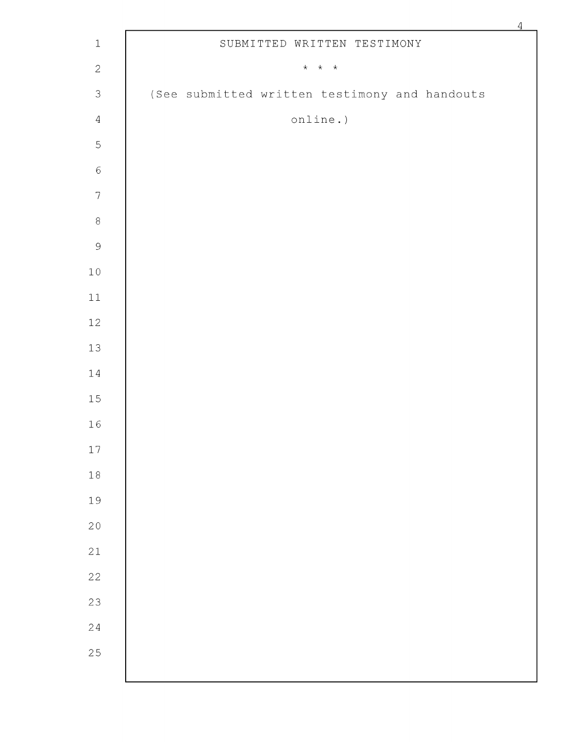# SUBMITTED WRITTEN TESTIMONY

\* \* \*

(See submitted written testimony and handouts online.)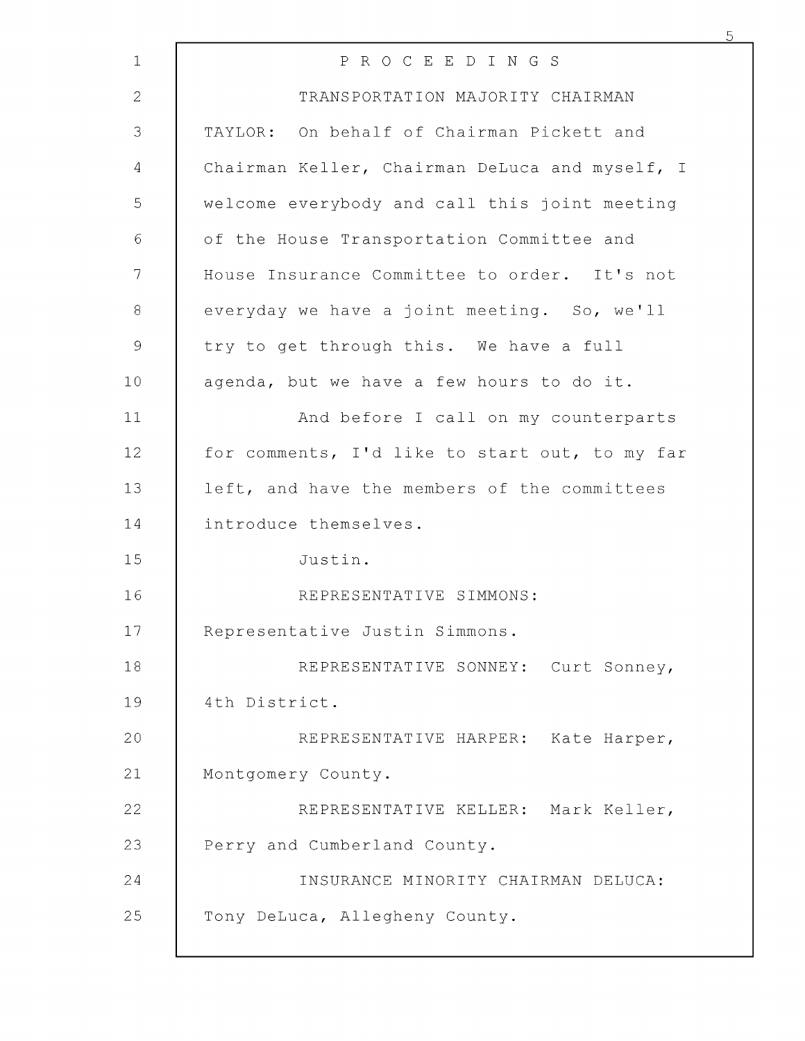P R O C E E D I N G S

TRANSPORTATION MAJORITY CHAIRMAN TAYLOR: On behalf of Chairman Pickett and Chairman Keller, Chairman DeLuca and myself, I welcome everybody and call this joint meeting of the House Transportation Committee and House Insurance Committee to order. It's not everyday we have a joint meeting. So, we'll try to get through this. We have a full agenda, but we have a few hours to do it.

And before I call on my counterparts for comments, I'd like to start out, to my far left, and have the members of the committees introduce themselves.

Justin.

REPRESENTATIVE SIMMONS: Representative Justin Simmons.

REPRESENTATIVE SONNEY: Curt Sonney, 4th District.

REPRESENTATIVE HARPER: Kate Harper, Montgomery County.

REPRESENTATIVE KELLER: Mark Keller, Perry and Cumberland County.

INSURANCE MINORITY CHAIRMAN DELUCA: Tony DeLuca, Allegheny County.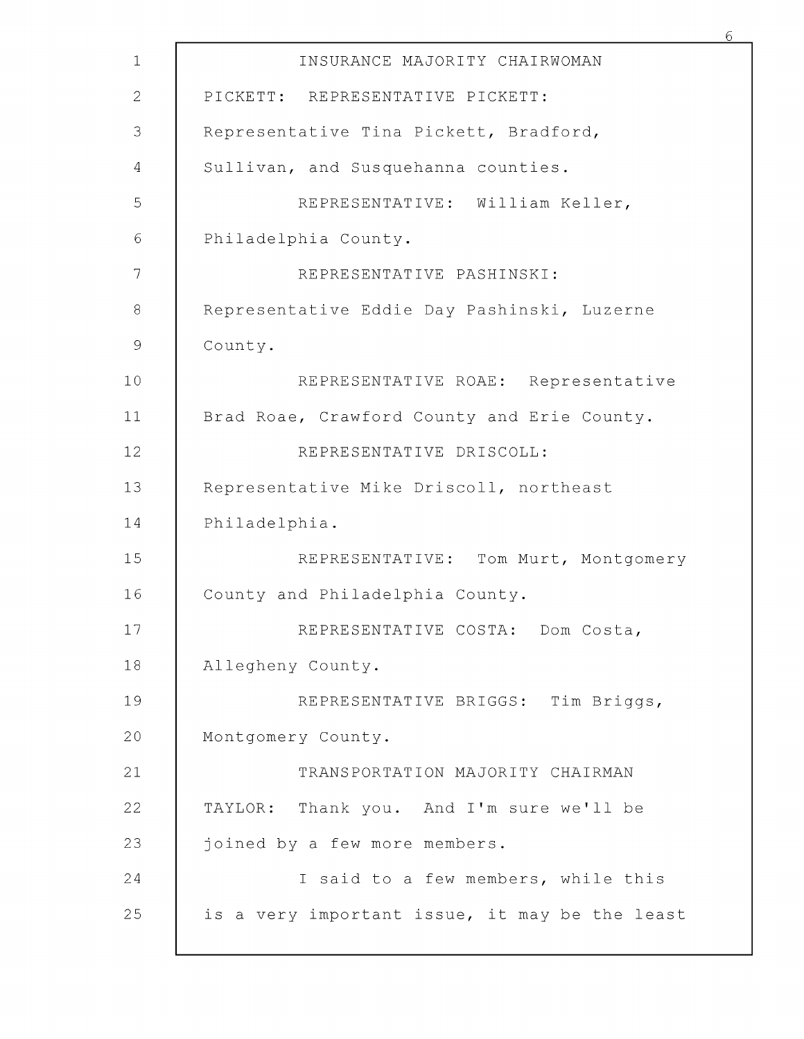INSURANCE MAJORITY CHAIRWOMAN PICKETT: REPRESENTATIVE PICKETT: Representative Tina Pickett, Bradford, Sullivan, and Susquehanna counties.

REPRESENTATIVE: William Keller, Philadelphia County.

REPRESENTATIVE PASHINSKI: Representative Eddie Day Pashinski, Luzerne County.

REPRESENTATIVE ROAE: Representative Brad Roae, Crawford County and Erie County.

REPRESENTATIVE DRISCOLL: Representative Mike Driscoll, northeast Philadelphia.

REPRESENTATIVE: Tom Murt, Montgomery County and Philadelphia County.

REPRESENTATIVE COSTA: Dom Costa, Allegheny County.

REPRESENTATIVE BRIGGS: Tim Briggs, Montgomery County.

TRANSPORTATION MAJORITY CHAIRMAN TAYLOR: Thank you. And I'm sure we'll be joined by a few more members.

I said to a few members, while this is a very important issue, it may be the least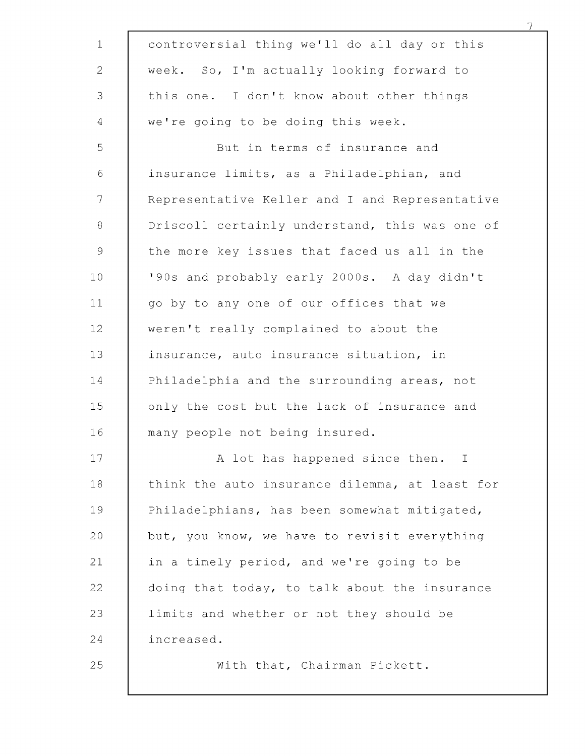controversial thing we'll do all day or this week. So, I'm actually looking forward to this one. I don't know about other things we're going to be doing this week.

But in terms of insurance and insurance limits, as a Philadelphian, and Representative Keller and I and Representative Driscoll certainly understand, this was one of the more key issues that faced us all in the '90s and probably early 2000s. A day didn't go by to any one of our offices that we weren't really complained to about the insurance, auto insurance situation, in Philadelphia and the surrounding areas, not only the cost but the lack of insurance and many people not being insured.

A lot has happened since then. I think the auto insurance dilemma, at least for Philadelphians, has been somewhat mitigated, but, you know, we have to revisit everything in a timely period, and we're going to be doing that today, to talk about the insurance limits and whether or not they should be increased.

With that, Chairman Pickett.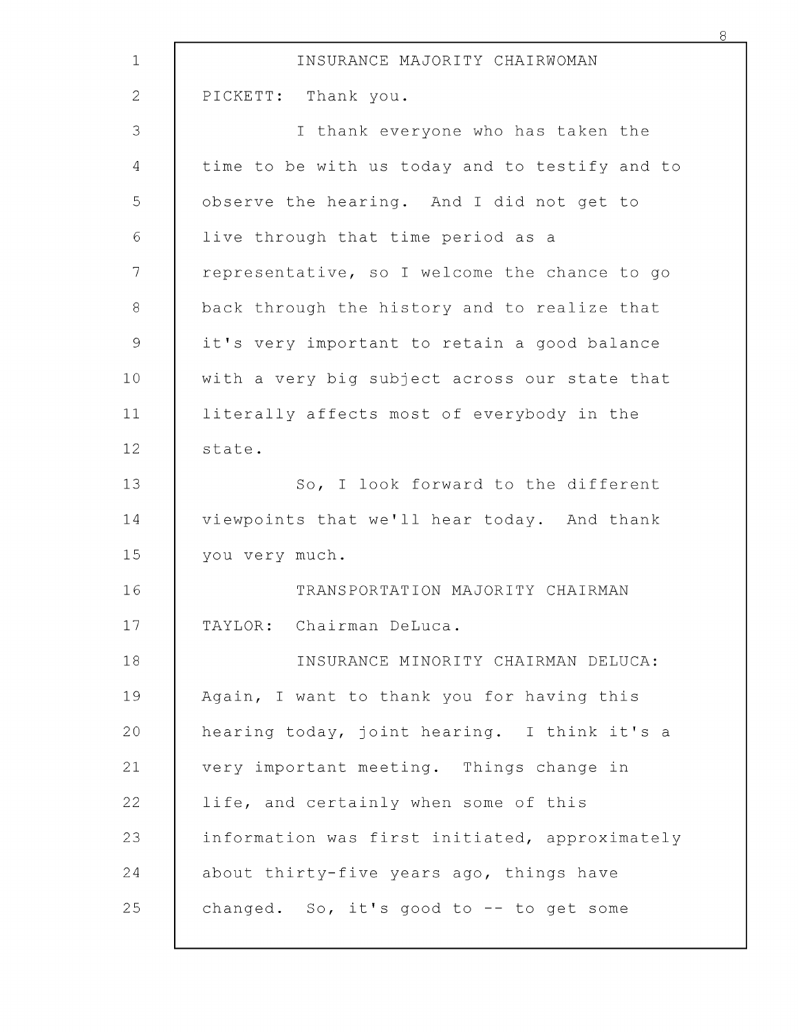INSURANCE MAJORITY CHAIRWOMAN PICKETT: Thank you.

I thank everyone who has taken the time to be with us today and to testify and to observe the hearing. And I did not get to live through that time period as a representative, so I welcome the chance to go back through the history and to realize that it's very important to retain a good balance with a very big subject across our state that literally affects most of everybody in the state.

So, I look forward to the different viewpoints that we'll hear today. And thank you very much.

TRANSPORTATION MAJORITY CHAIRMAN TAYLOR: Chairman DeLuca.

INSURANCE MINORITY CHAIRMAN DELUCA: Again, I want to thank you for having this hearing today, joint hearing. I think it's a very important meeting. Things change in life, and certainly when some of this information was first initiated, approximately about thirty-five years ago, things have changed. So, it's good to -- to get some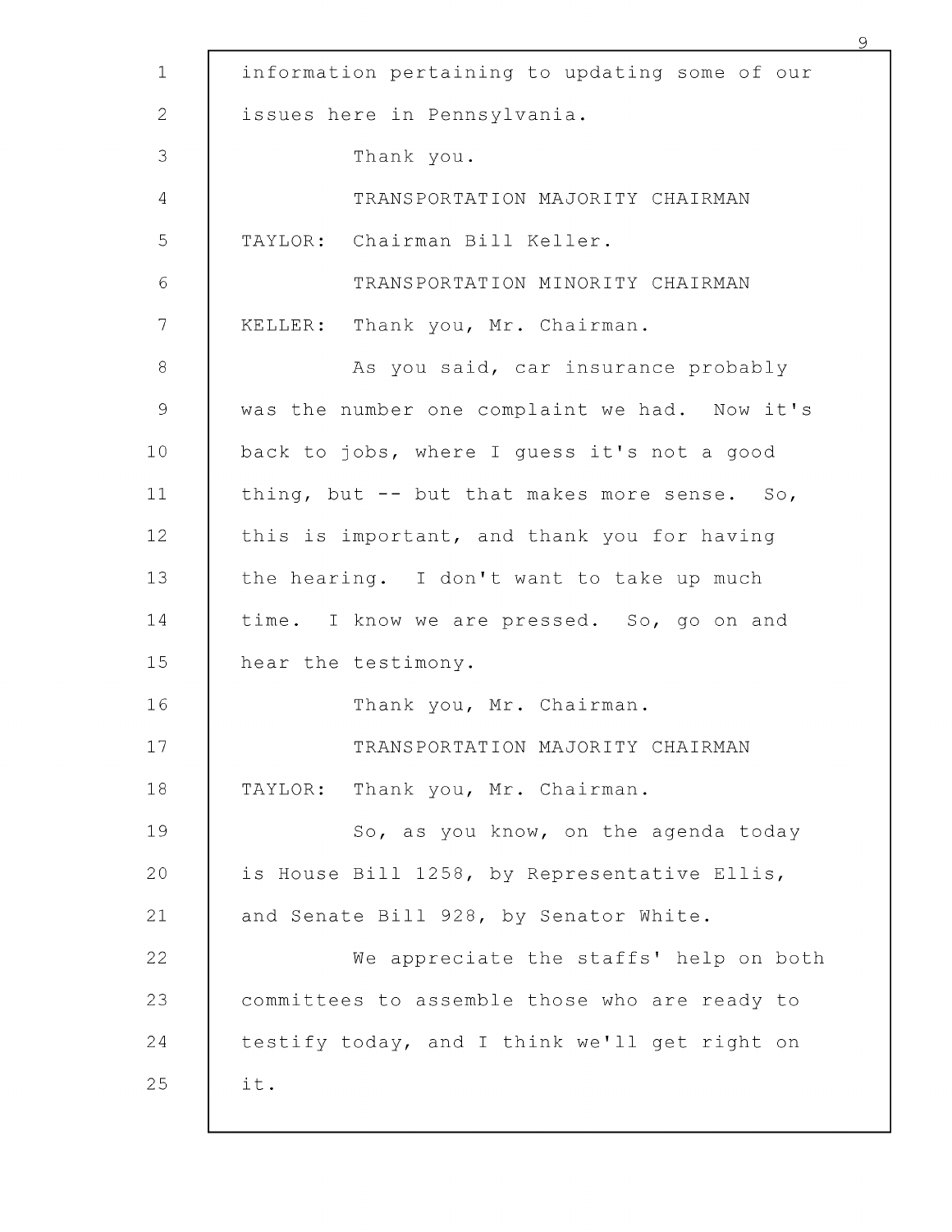information pertaining to updating some of our issues here in Pennsylvania.

Thank you.

TRANSPORTATION MAJORITY CHAIRMAN TAYLOR: Chairman Bill Keller.

TRANSPORTATION MINORITY CHAIRMAN KELLER: Thank you, Mr. Chairman.

As you said, car insurance probably was the number one complaint we had. Now it's back to jobs, where I guess it's not a good thing, but -- but that makes more sense. So, this is important, and thank you for having the hearing. I don't want to take up much time. I know we are pressed. So, go on and hear the testimony.

Thank you, Mr. Chairman.

TRANSPORTATION MAJORITY CHAIRMAN TAYLOR: Thank you, Mr. Chairman.

So, as you know, on the agenda today is House Bill 1258, by Representative Ellis, and Senate Bill 928, by Senator White.

We appreciate the staffs' help on both committees to assemble those who are ready to testify today, and I think we'll get right on it.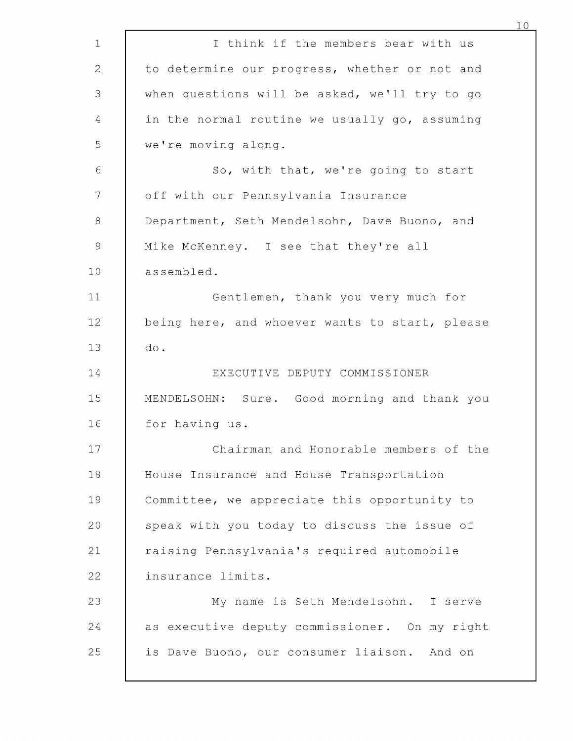I think if the members bear with us to determine our progress, whether or not and when questions will be asked, we'll try to go in the normal routine we usually go, assuming we're moving along.

So, with that, we're going to start off with our Pennsylvania Insurance Department, Seth Mendelsohn, Dave Buono, and Mike McKenney. I see that they're all assembled.

Gentlemen, thank you very much for being here, and whoever wants to start, please do.

EXECUTIVE DEPUTY COMMISSIONER MENDELSOHN: Sure. Good morning and thank you for having us.

Chairman and Honorable members of the House Insurance and House Transportation Committee, we appreciate this opportunity to speak with you today to discuss the issue of raising Pennsylvania's required automobile insurance limits.

My name is Seth Mendelsohn. I serve as executive deputy commissioner. On my right is Dave Buono, our consumer liaison. And on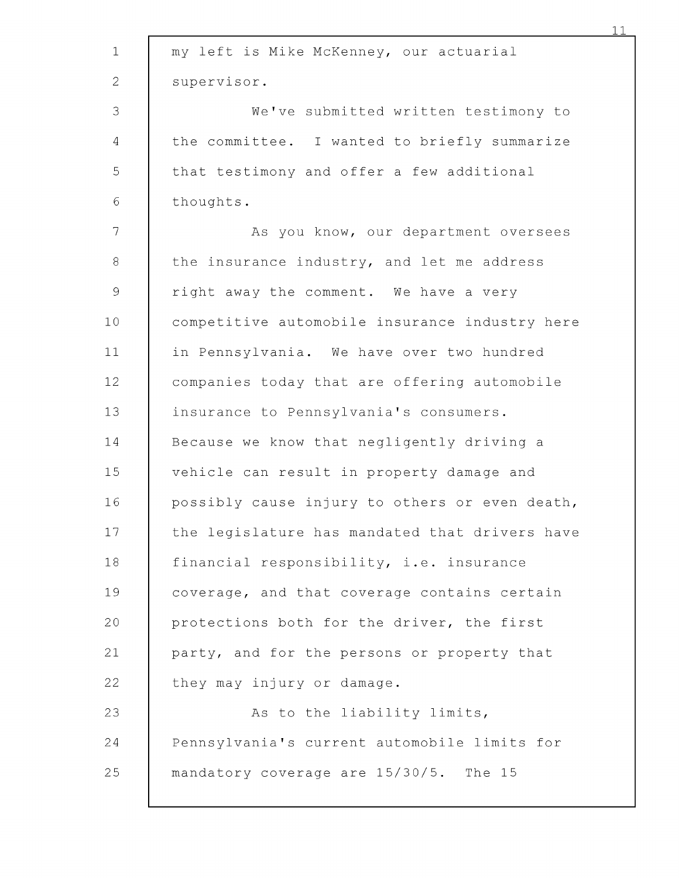my left is Mike McKenney, our actuarial supervisor.

We've submitted written testimony to the committee. I wanted to briefly summarize that testimony and offer a few additional thoughts.

As you know, our department oversees the insurance industry, and let me address right away the comment. We have a very competitive automobile insurance industry here in Pennsylvania. We have over two hundred companies today that are offering automobile insurance to Pennsylvania's consumers. Because we know that negligently driving a vehicle can result in property damage and possibly cause injury to others or even death, the legislature has mandated that drivers have financial responsibility, i.e. insurance coverage, and that coverage contains certain protections both for the driver, the first party, and for the persons or property that they may injury or damage.

As to the liability limits, Pennsylvania's current automobile limits for mandatory coverage are 15/30/5. The 15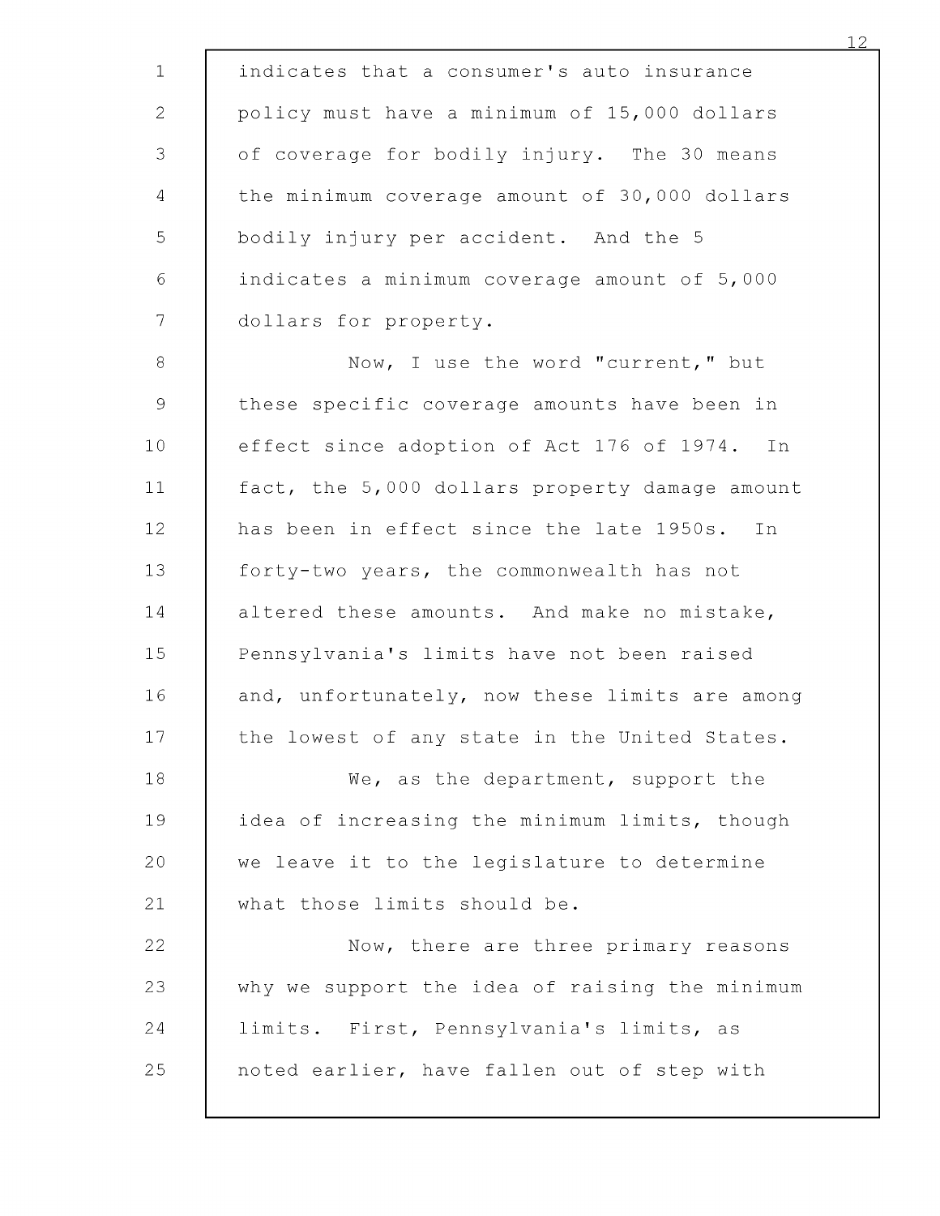indicates that a consumer's auto insurance policy must have a minimum of 15,000 dollars of coverage for bodily injury. The 30 means the minimum coverage amount of 30,000 dollars bodily injury per accident. And the 5 indicates a minimum coverage amount of 5,000 dollars for property.

Now, I use the word "current," but these specific coverage amounts have been in effect since adoption of Act 176 of 1974. In fact, the 5,000 dollars property damage amount has been in effect since the late 1950s. In forty-two years, the commonwealth has not altered these amounts. And make no mistake, Pennsylvania's limits have not been raised and, unfortunately, now these limits are among the lowest of any state in the United States.

We, as the department, support the idea of increasing the minimum limits, though we leave it to the legislature to determine what those limits should be.

Now, there are three primary reasons why we support the idea of raising the minimum limits. First, Pennsylvania's limits, as noted earlier, have fallen out of step with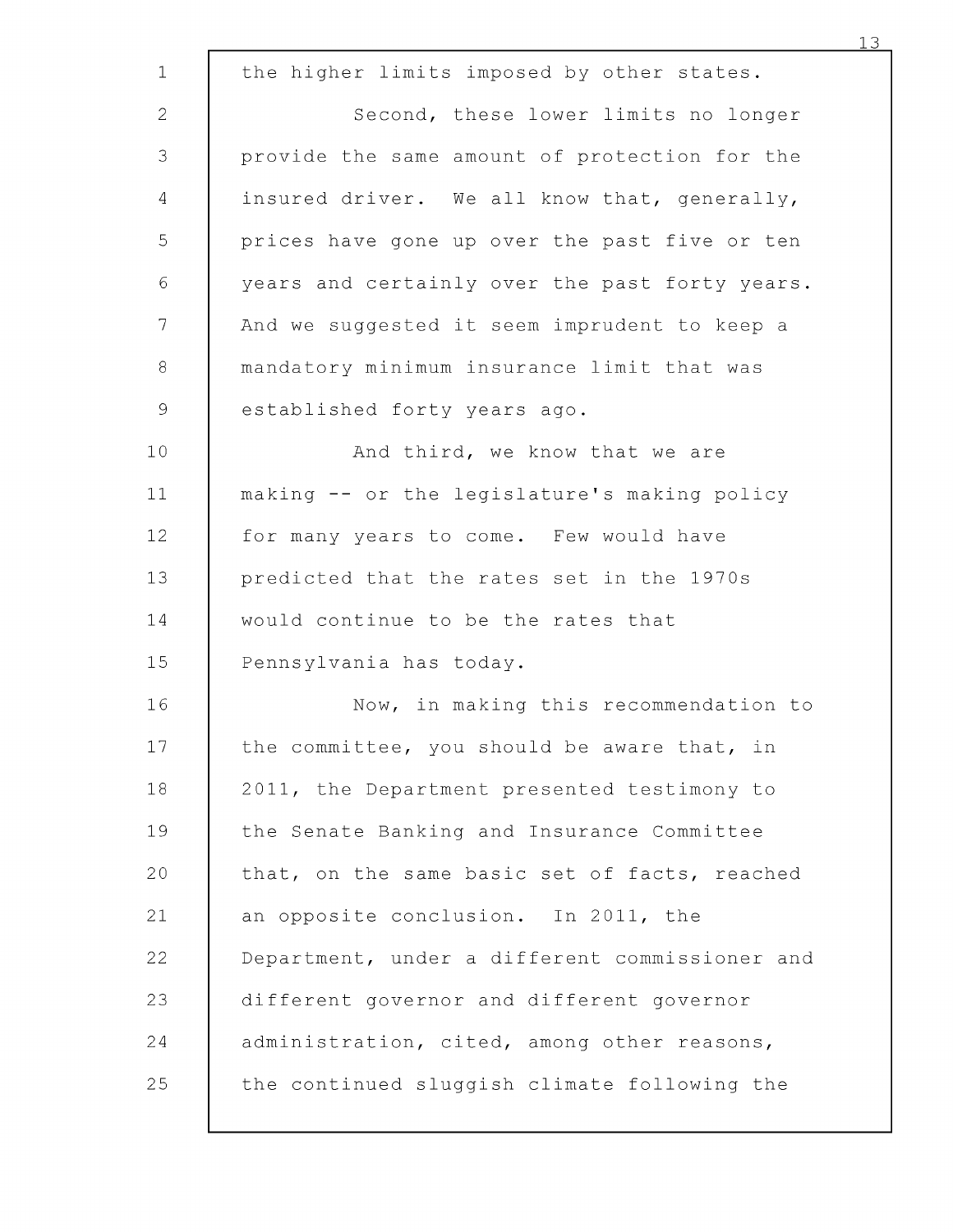the higher limits imposed by other states.

Second, these lower limits no longer provide the same amount of protection for the insured driver. We all know that, generally, prices have gone up over the past five or ten years and certainly over the past forty years. And we suggested it seem imprudent to keep a mandatory minimum insurance limit that was established forty years ago.

And third, we know that we are making -- or the legislature's making policy for many years to come. Few would have predicted that the rates set in the 1970s would continue to be the rates that Pennsylvania has today.

Now, in making this recommendation to the committee, you should be aware that, in 2011, the Department presented testimony to the Senate Banking and Insurance Committee that, on the same basic set of facts, reached an opposite conclusion. In 2011, the Department, under a different commissioner and different governor and different governor administration, cited, among other reasons, the continued sluggish climate following the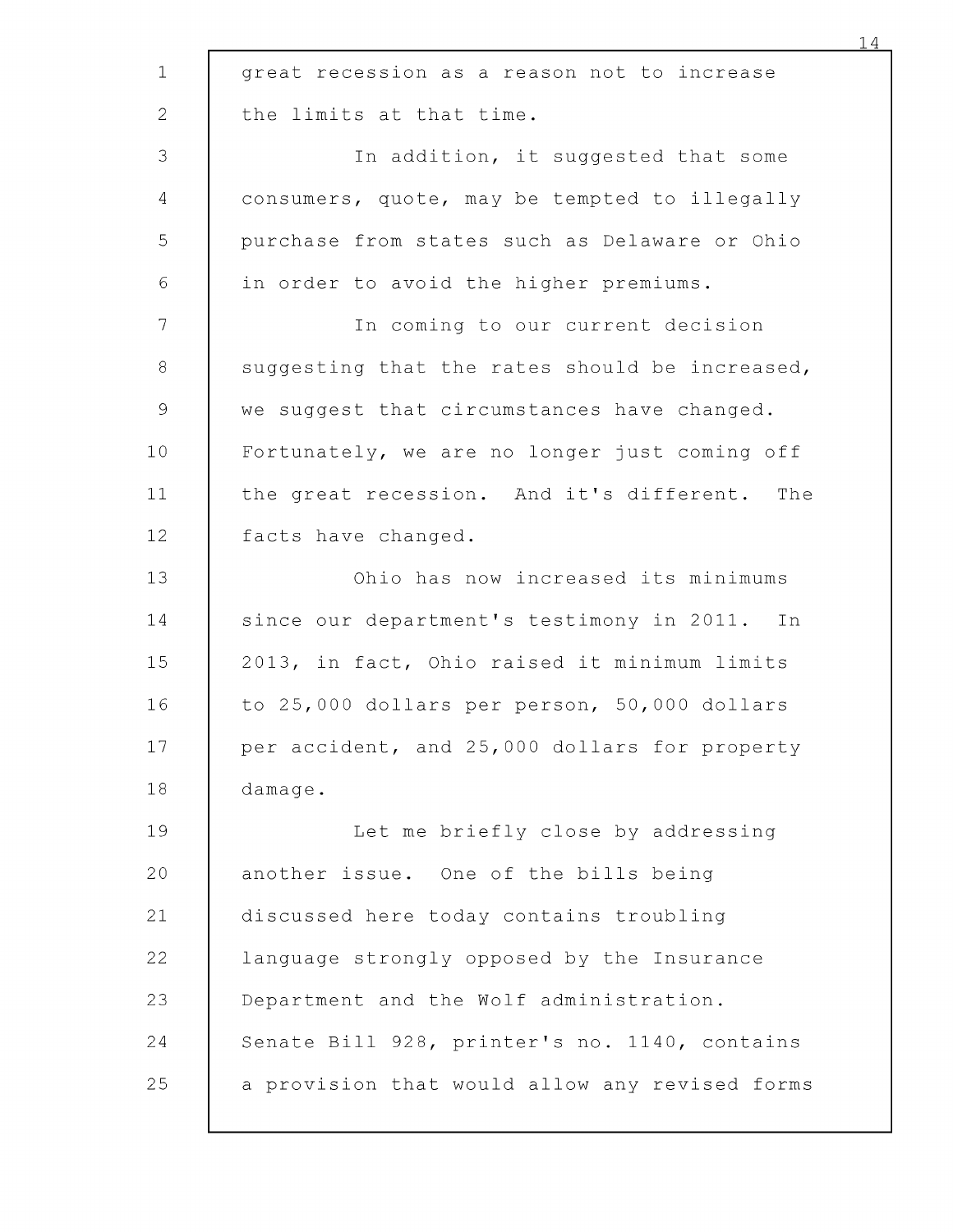great recession as a reason not to increase the limits at that time.

In addition, it suggested that some consumers, quote, may be tempted to illegally purchase from states such as Delaware or Ohio in order to avoid the higher premiums.

In coming to our current decision suggesting that the rates should be increased, we suggest that circumstances have changed. Fortunately, we are no longer just coming off the great recession. And it's different. The facts have changed.

Ohio has now increased its minimums since our department's testimony in 2011. In 2013, in fact, Ohio raised it minimum limits to 25,000 dollars per person, 50,000 dollars per accident, and 25,000 dollars for property damage.

Let me briefly close by addressing another issue. One of the bills being discussed here today contains troubling language strongly opposed by the Insurance Department and the Wolf administration. Senate Bill 928, printer's no. 1140, contains a provision that would allow any revised forms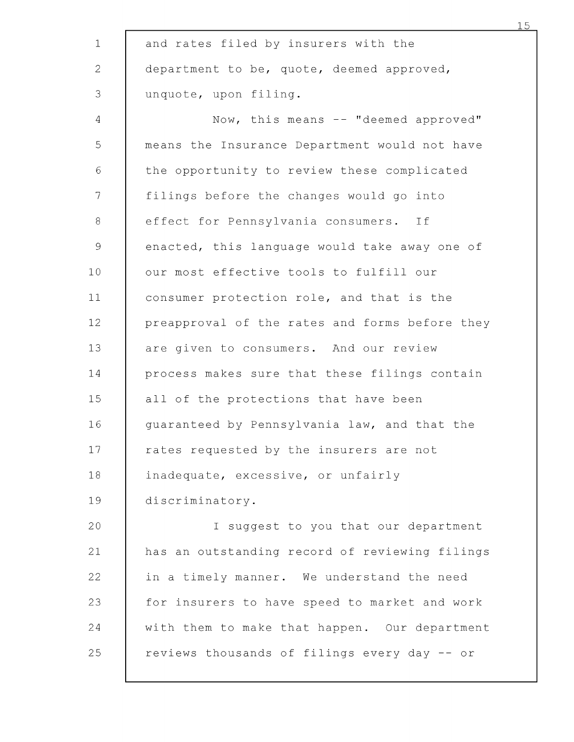and rates filed by insurers with the department to be, quote, deemed approved, unquote, upon filing.

Now, this means -- "deemed approved" means the Insurance Department would not have the opportunity to review these complicated filings before the changes would go into effect for Pennsylvania consumers. If enacted, this language would take away one of our most effective tools to fulfill our consumer protection role, and that is the preapproval of the rates and forms before they are given to consumers. And our review process makes sure that these filings contain all of the protections that have been guaranteed by Pennsylvania law, and that the rates requested by the insurers are not inadequate, excessive, or unfairly discriminatory.

I suggest to you that our department has an outstanding record of reviewing filings in a timely manner. We understand the need for insurers to have speed to market and work with them to make that happen. Our department reviews thousands of filings every day -- or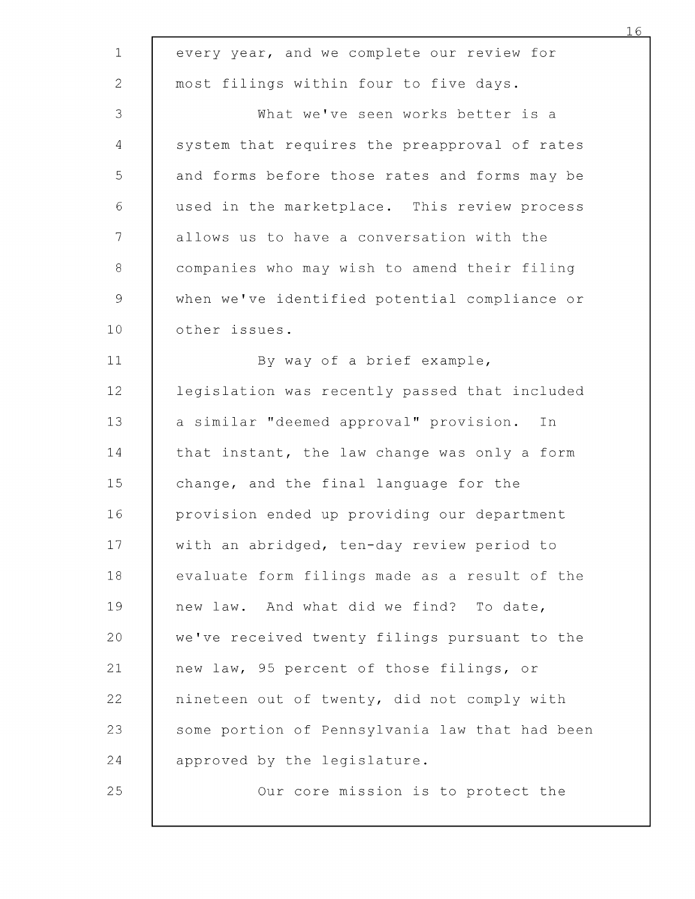every year, and we complete our review for most filings within four to five days.

What we've seen works better is a system that requires the preapproval of rates and forms before those rates and forms may be used in the marketplace. This review process allows us to have a conversation with the companies who may wish to amend their filing when we've identified potential compliance or other issues.

By way of a brief example, legislation was recently passed that included a similar "deemed approval" provision. In that instant, the law change was only a form change, and the final language for the provision ended up providing our department with an abridged, ten-day review period to evaluate form filings made as a result of the new law. And what did we find? To date, we've received twenty filings pursuant to the new law, 95 percent of those filings, or nineteen out of twenty, did not comply with some portion of Pennsylvania law that had been approved by the legislature.

Our core mission is to protect the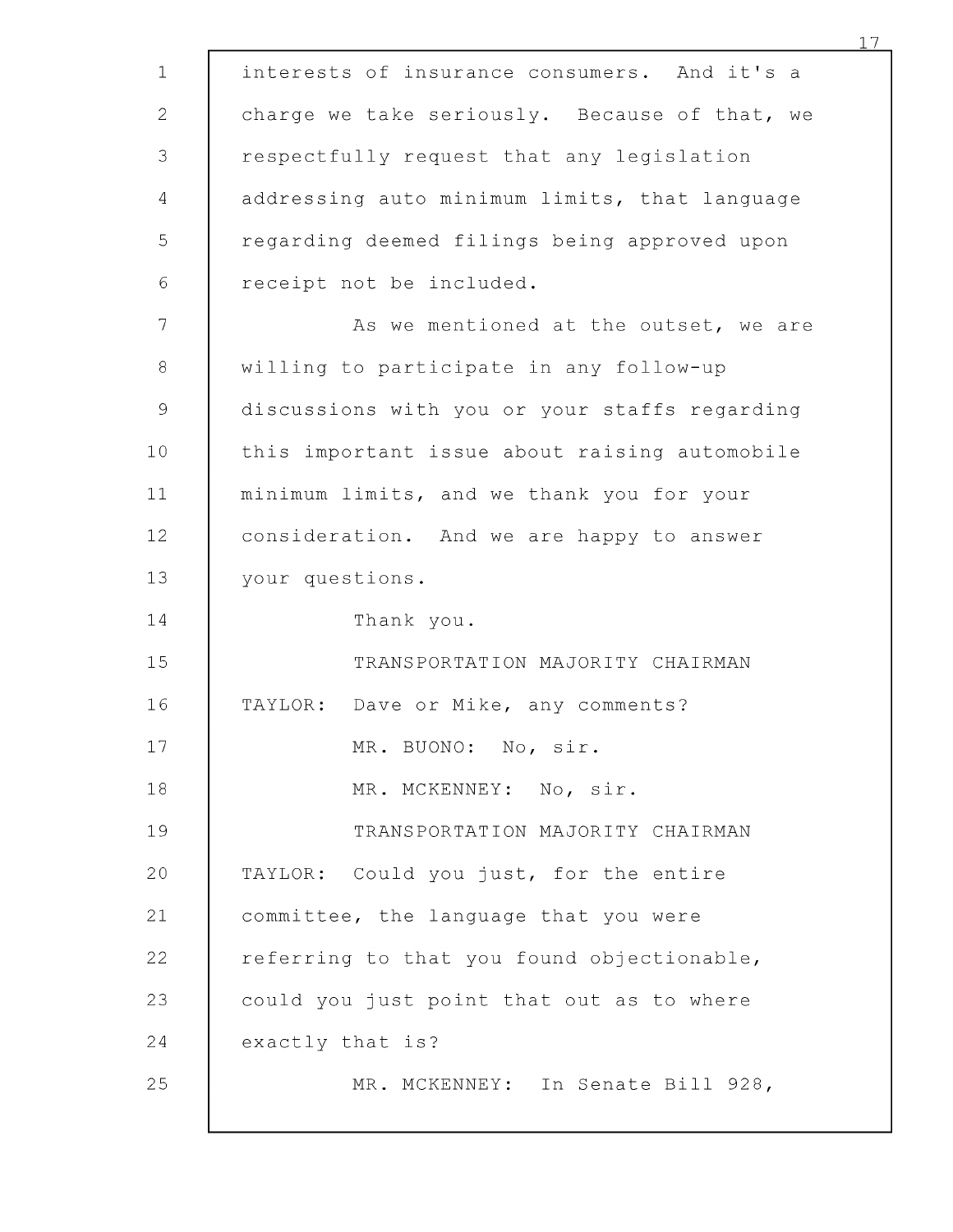interests of insurance consumers. And it's a charge we take seriously. Because of that, we respectfully request that any legislation addressing auto minimum limits, that language regarding deemed filings being approved upon receipt not be included.

As we mentioned at the outset, we are willing to participate in any follow-up discussions with you or your staffs regarding this important issue about raising automobile minimum limits, and we thank you for your consideration. And we are happy to answer your questions.

Thank you.

TRANSPORTATION MAJORITY CHAIRMAN TAYLOR: Dave or Mike, any comments?

MR. BUONO: No, sir.

MR. MCKENNEY: No, sir.

TRANSPORTATION MAJORITY CHAIRMAN TAYLOR: Could you just, for the entire committee, the language that you were referring to that you found objectionable, could you just point that out as to where exactly that is?

MR. MCKENNEY: In Senate Bill 928,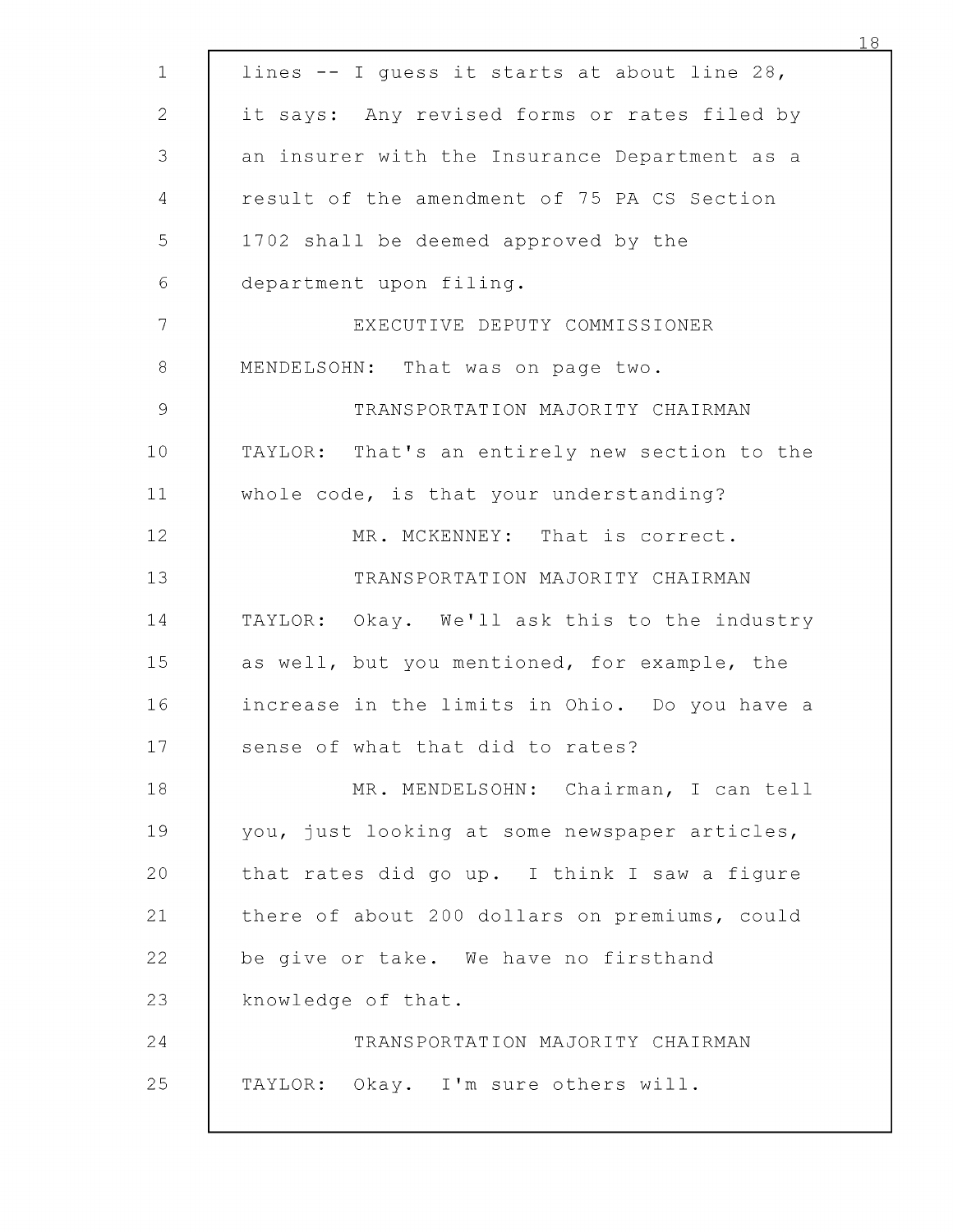lines -- I guess it starts at about line 28, it says: Any revised forms or rates filed by an insurer with the Insurance Department as a result of the amendment of 75 PA CS Section 1702 shall be deemed approved by the department upon filing.

EXECUTIVE DEPUTY COMMISSIONER MENDELSOHN: That was on page two.

TRANSPORTATION MAJORITY CHAIRMAN TAYLOR: That's an entirely new section to the whole code, is that your understanding?

MR. MCKENNEY: That is correct.

TRANSPORTATION MAJORITY CHAIRMAN TAYLOR: Okay. We'll ask this to the industry as well, but you mentioned, for example, the increase in the limits in Ohio. Do you have a sense of what that did to rates?

MR. MENDELSOHN: Chairman, I can tell you, just looking at some newspaper articles, that rates did go up. I think I saw a figure there of about 200 dollars on premiums, could be give or take. We have no firsthand knowledge of that.

TRANSPORTATION MAJORITY CHAIRMAN TAYLOR: Okay. I'm sure others will.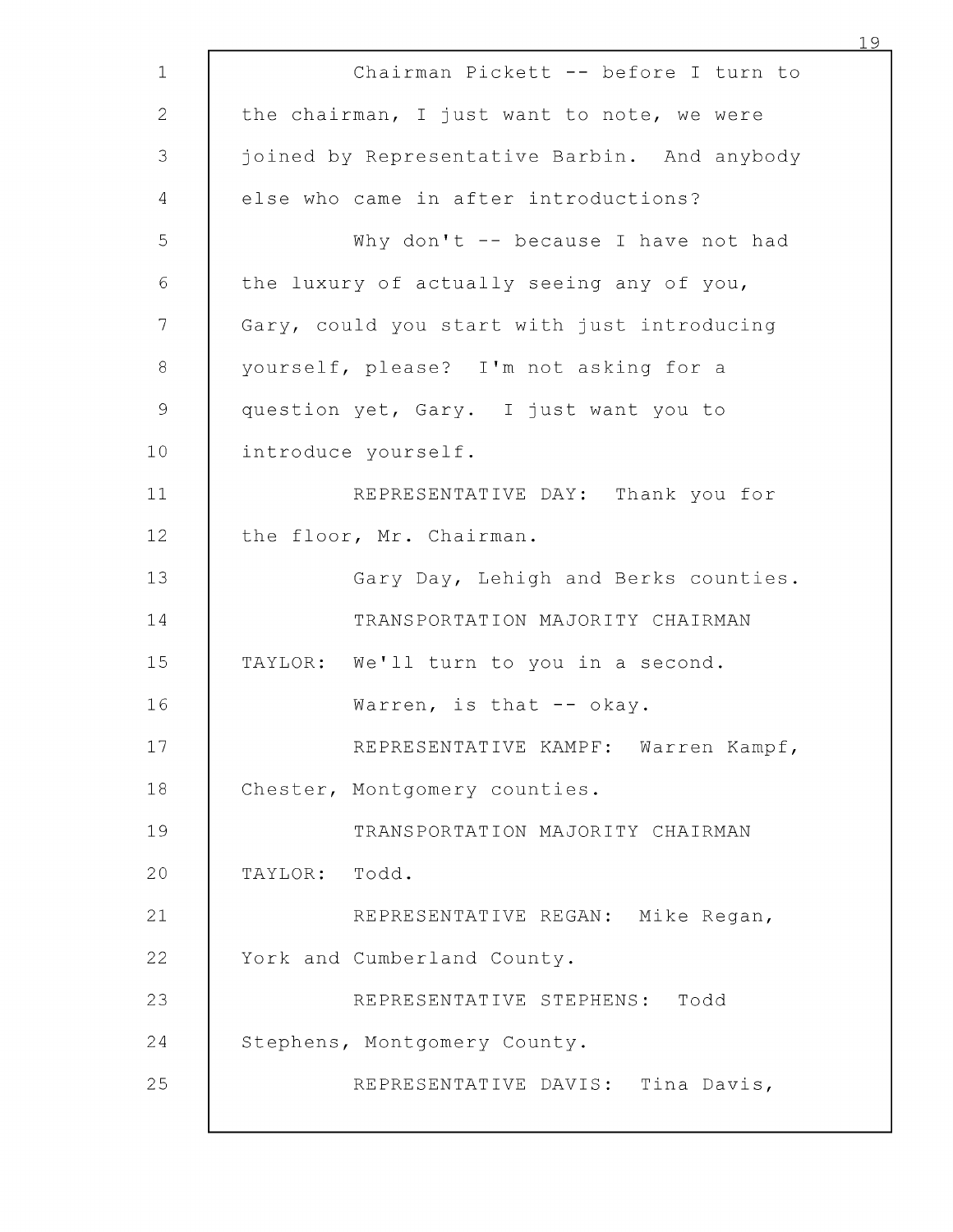Chairman Pickett -- before I turn to the chairman, I just want to note, we were joined by Representative Barbin. And anybody else who came in after introductions?

Why don't -- because I have not had the luxury of actually seeing any of you, Gary, could you start with just introducing yourself, please? I'm not asking for a question yet, Gary. I just want you to introduce yourself.

REPRESENTATIVE DAY: Thank you for the floor, Mr. Chairman.

Gary Day, Lehigh and Berks counties.

TRANSPORTATION MAJORITY CHAIRMAN TAYLOR: We'll turn to you in a second.

Warren, is that -- okay.

REPRESENTATIVE KAMPF: Warren Kampf, Chester, Montgomery counties.

TRANSPORTATION MAJORITY CHAIRMAN TAYLOR: Todd.

REPRESENTATIVE REGAN: Mike Regan, York and Cumberland County.

REPRESENTATIVE STEPHENS: Todd Stephens, Montgomery County.

REPRESENTATIVE DAVIS: Tina Davis,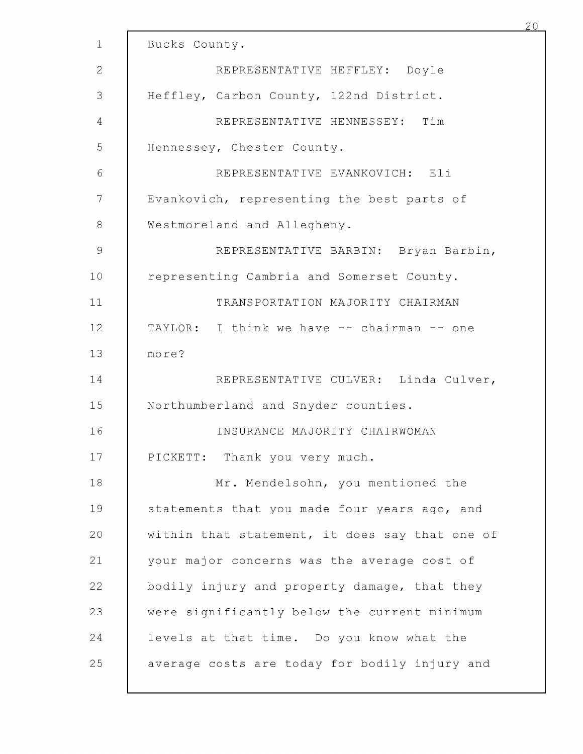Bucks County.

REPRESENTATIVE HEFFLEY: Doyle Heffley, Carbon County, 122nd District.

REPRESENTATIVE HENNESSEY: Tim Hennessey, Chester County.

REPRESENTATIVE EVANKOVICH: Eli Evankovich, representing the best parts of Westmoreland and Allegheny.

REPRESENTATIVE BARBIN: Bryan Barbin, representing Cambria and Somerset County.

TRANSPORTATION MAJORITY CHAIRMAN TAYLOR: I think we have -- chairman -- one more?

REPRESENTATIVE CULVER: Linda Culver, Northumberland and Snyder counties.

INSURANCE MAJORITY CHAIRWOMAN PICKETT: Thank you very much.

Mr. Mendelsohn, you mentioned the statements that you made four years ago, and within that statement, it does say that one of your major concerns was the average cost of bodily injury and property damage, that they were significantly below the current minimum levels at that time. Do you know what the average costs are today for bodily injury and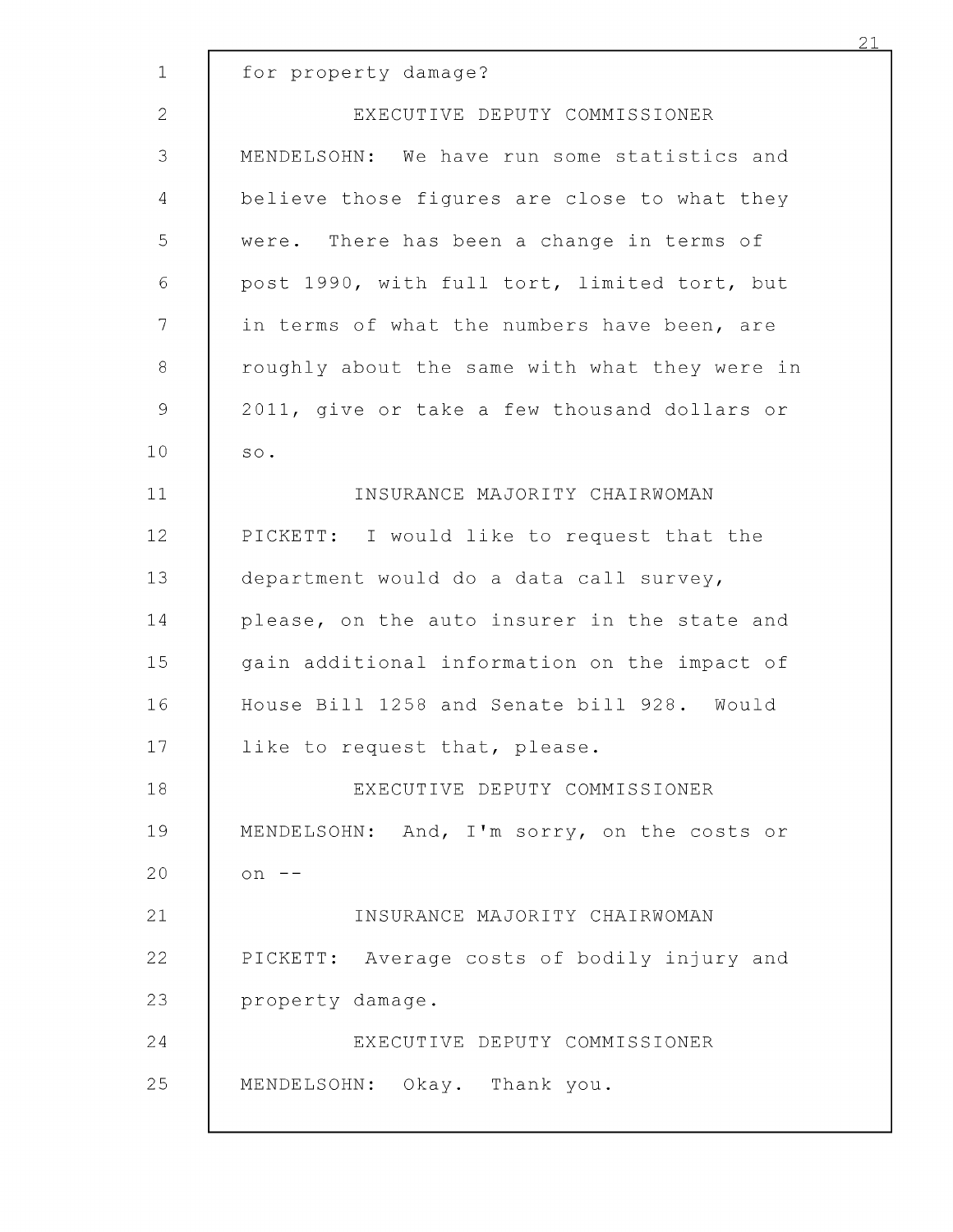for property damage?

EXECUTIVE DEPUTY COMMISSIONER MENDELSOHN: We have run some statistics and believe those figures are close to what they were. There has been a change in terms of post 1990, with full tort, limited tort, but in terms of what the numbers have been, are roughly about the same with what they were in 2011, give or take a few thousand dollars or so.

INSURANCE MAJORITY CHAIRWOMAN PICKETT: I would like to request that the department would do a data call survey, please, on the auto insurer in the state and gain additional information on the impact of House Bill 1258 and Senate bill 928. Would like to request that, please.

EXECUTIVE DEPUTY COMMISSIONER MENDELSOHN: And, I'm sorry, on the costs or on --

INSURANCE MAJORITY CHAIRWOMAN PICKETT: Average costs of bodily injury and property damage.

EXECUTIVE DEPUTY COMMISSIONER MENDELSOHN: Okay. Thank you.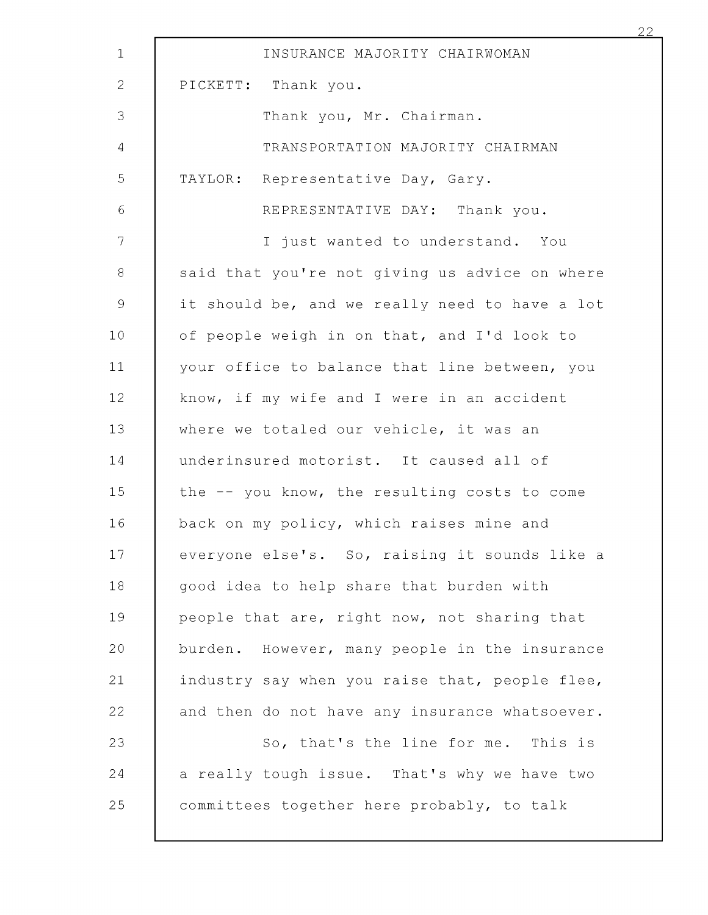INSURANCE MAJORITY CHAIRWOMAN PICKETT: Thank you.

Thank you, Mr. Chairman.

TRANSPORTATION MAJORITY CHAIRMAN TAYLOR: Representative Day, Gary.

REPRESENTATIVE DAY: Thank you.

I just wanted to understand. You said that you're not giving us advice on where it should be, and we really need to have a lot of people weigh in on that, and I'd look to your office to balance that line between, you know, if my wife and I were in an accident where we totaled our vehicle, it was an underinsured motorist. It caused all of the -- you know, the resulting costs to come back on my policy, which raises mine and everyone else's. So, raising it sounds like a good idea to help share that burden with people that are, right now, not sharing that burden. However, many people in the insurance industry say when you raise that, people flee, and then do not have any insurance whatsoever.

So, that's the line for me. This is a really tough issue. That's why we have two committees together here probably, to talk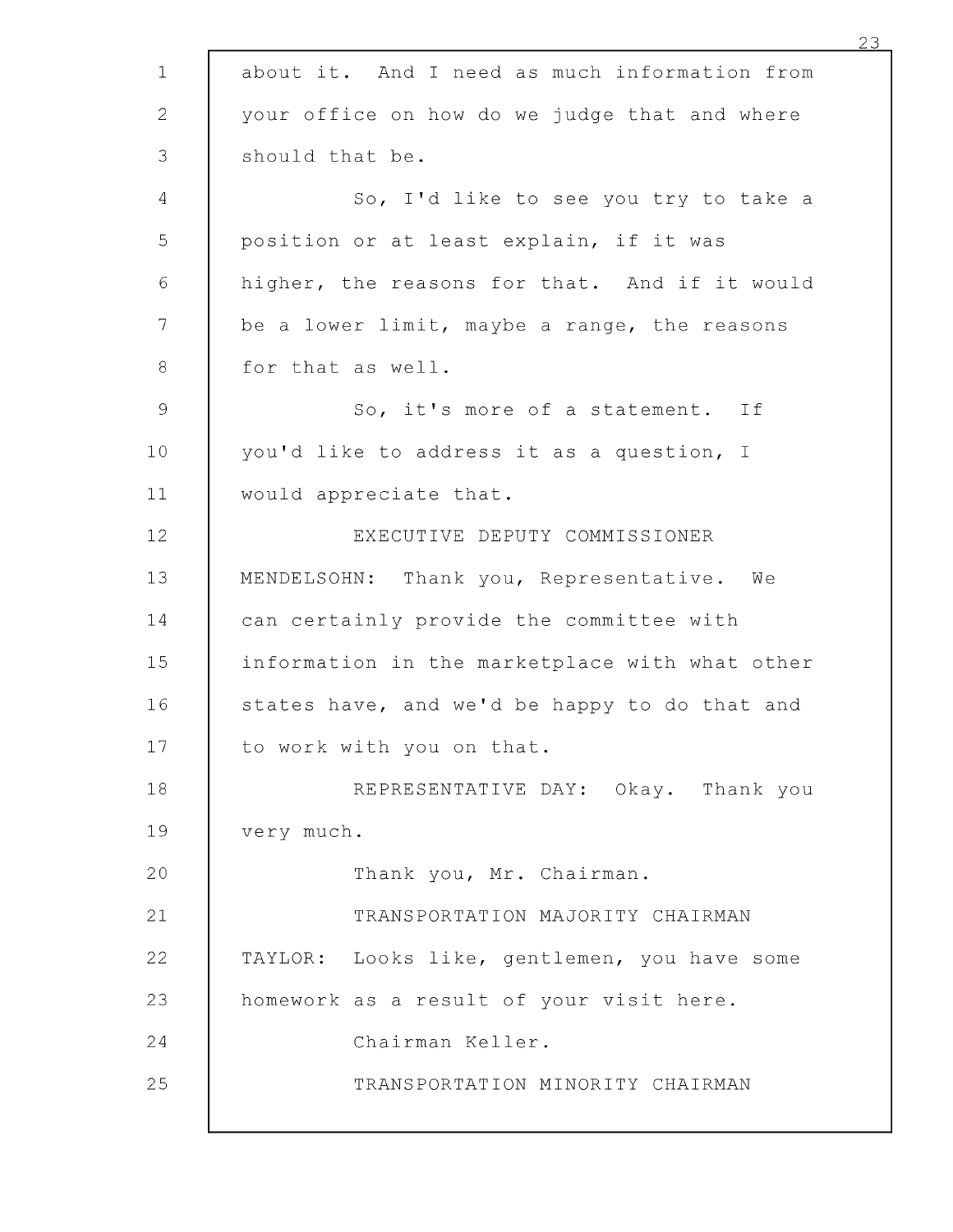about it. And I need as much information from your office on how do we judge that and where should that be.

So, I'd like to see you try to take a position or at least explain, if it was higher, the reasons for that. And if it would be a lower limit, maybe a range, the reasons for that as well.

So, it's more of a statement. If you'd like to address it as a question, I would appreciate that.

EXECUTIVE DEPUTY COMMISSIONER MENDELSOHN: Thank you, Representative. We can certainly provide the committee with information in the marketplace with what other states have, and we'd be happy to do that and to work with you on that.

REPRESENTATIVE DAY: Okay. Thank you very much.

Thank you, Mr. Chairman.

TRANSPORTATION MAJORITY CHAIRMAN TAYLOR: Looks like, gentlemen, you have some homework as a result of your visit here.

Chairman Keller.

TRANSPORTATION MINORITY CHAIRMAN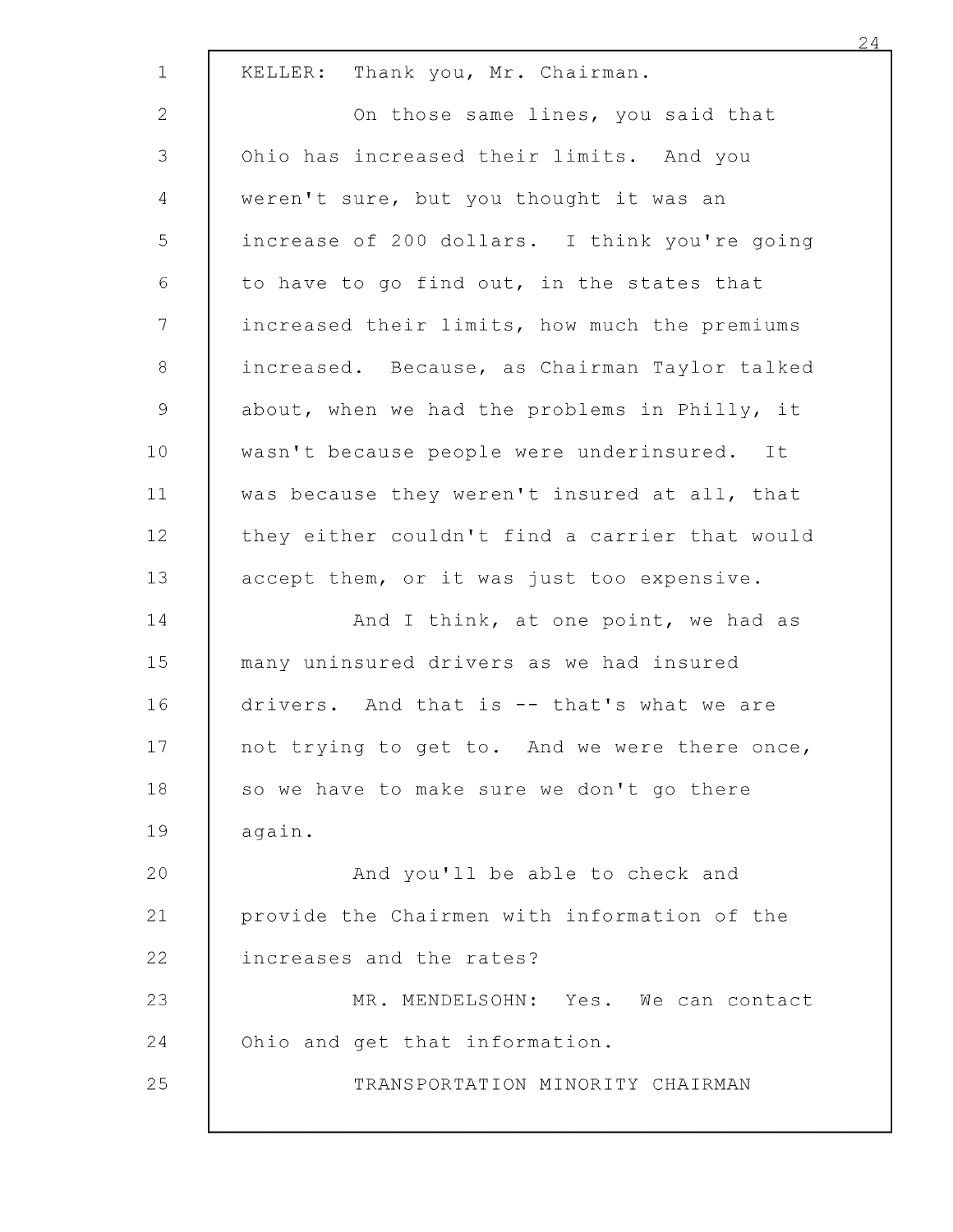KELLER: Thank you, Mr. Chairman.

On those same lines, you said that Ohio has increased their limits. And you weren't sure, but you thought it was an increase of 200 dollars. I think you're going to have to go find out, in the states that increased their limits, how much the premiums increased. Because, as Chairman Taylor talked about, when we had the problems in Philly, it wasn't because people were underinsured. It was because they weren't insured at all, that they either couldn't find a carrier that would accept them, or it was just too expensive.

And I think, at one point, we had as many uninsured drivers as we had insured drivers. And that is -- that's what we are not trying to get to. And we were there once, so we have to make sure we don't go there again.

And you'll be able to check and provide the Chairmen with information of the increases and the rates?

MR. MENDELSOHN: Yes. We can contact Ohio and get that information.

TRANSPORTATION MINORITY CHAIRMAN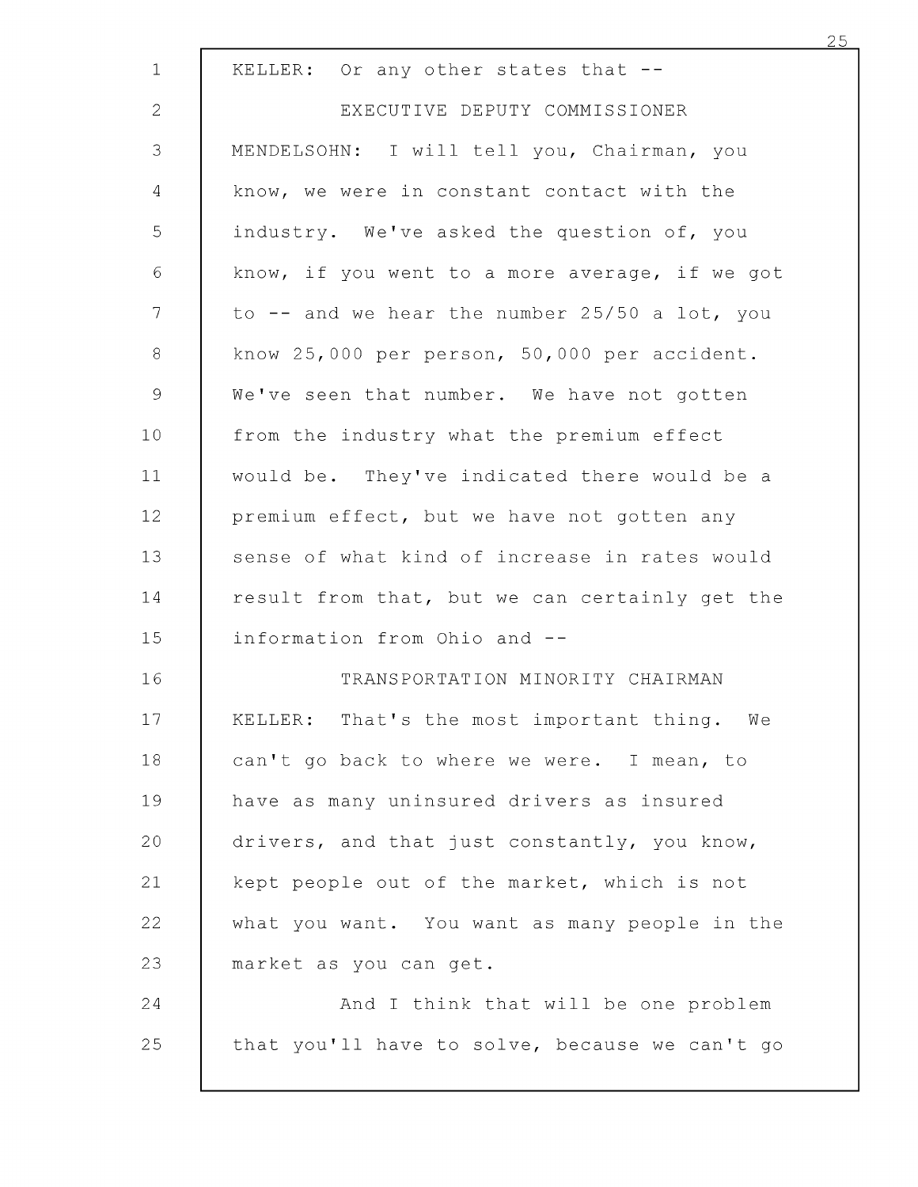KELLER: Or any other states that --

EXECUTIVE DEPUTY COMMISSIONER MENDELSOHN: I will tell you, Chairman, you know, we were in constant contact with the industry. We've asked the question of, you know, if you went to a more average, if we got to -- and we hear the number 25/50 a lot, you know 25,000 per person, 50,000 per accident. We've seen that number. We have not gotten from the industry what the premium effect would be. They've indicated there would be a premium effect, but we have not gotten any sense of what kind of increase in rates would result from that, but we can certainly get the information from Ohio and --

TRANSPORTATION MINORITY CHAIRMAN KELLER: That's the most important thing. We can't go back to where we were. I mean, to have as many uninsured drivers as insured drivers, and that just constantly, you know, kept people out of the market, which is not what you want. You want as many people in the market as you can get.

And I think that will be one problem that you'll have to solve, because we can't go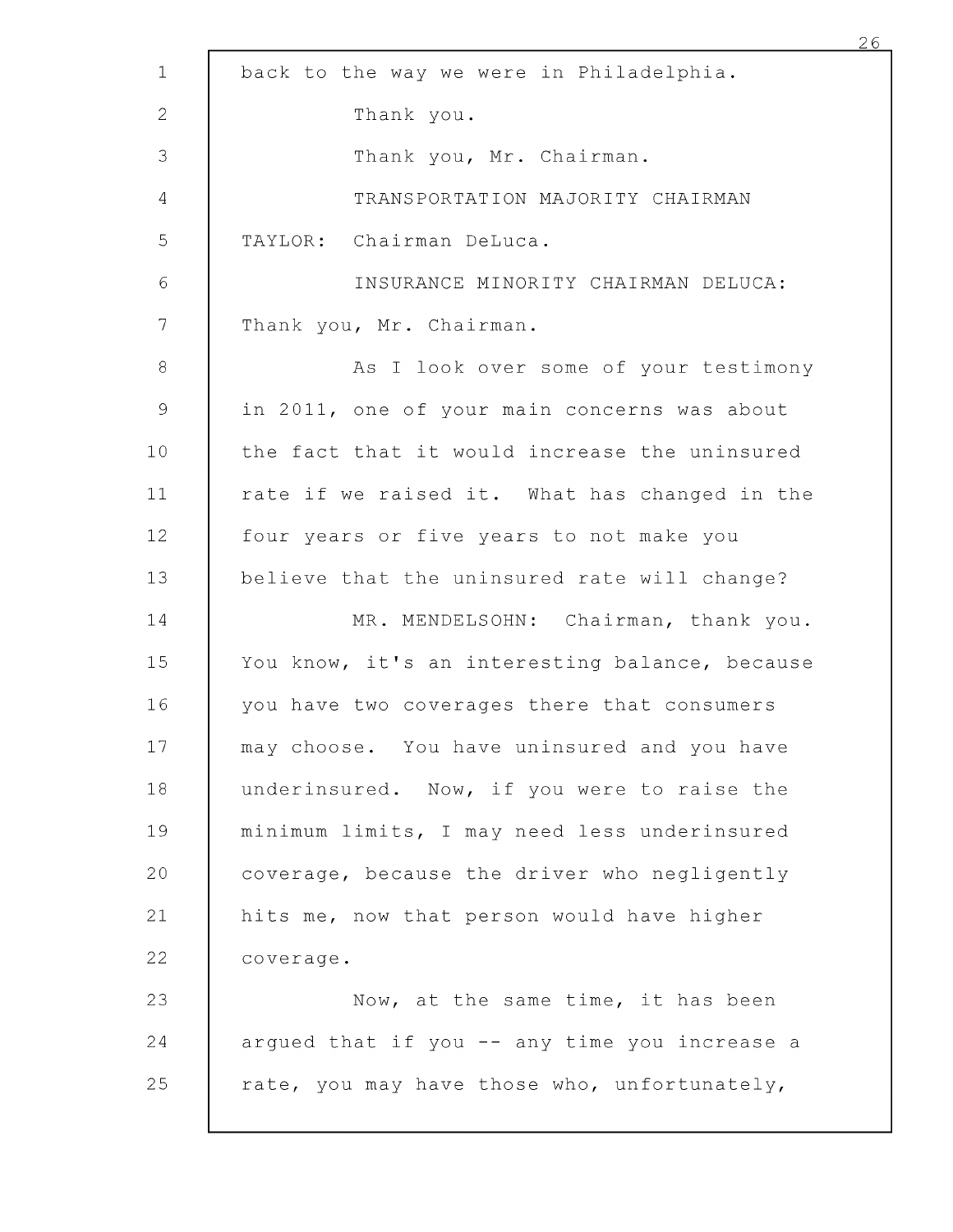back to the way we were in Philadelphia.

Thank you.

Thank you, Mr. Chairman.

TRANSPORTATION MAJORITY CHAIRMAN TAYLOR: Chairman DeLuca.

INSURANCE MINORITY CHAIRMAN DELUCA: Thank you, Mr. Chairman.

As I look over some of your testimony in 2011, one of your main concerns was about the fact that it would increase the uninsured rate if we raised it. What has changed in the four years or five years to not make you believe that the uninsured rate will change?

MR. MENDELSOHN: Chairman, thank you. You know, it's an interesting balance, because you have two coverages there that consumers may choose. You have uninsured and you have underinsured. Now, if you were to raise the minimum limits, I may need less underinsured coverage, because the driver who negligently hits me, now that person would have higher coverage.

Now, at the same time, it has been argued that if you -- any time you increase a rate, you may have those who, unfortunately,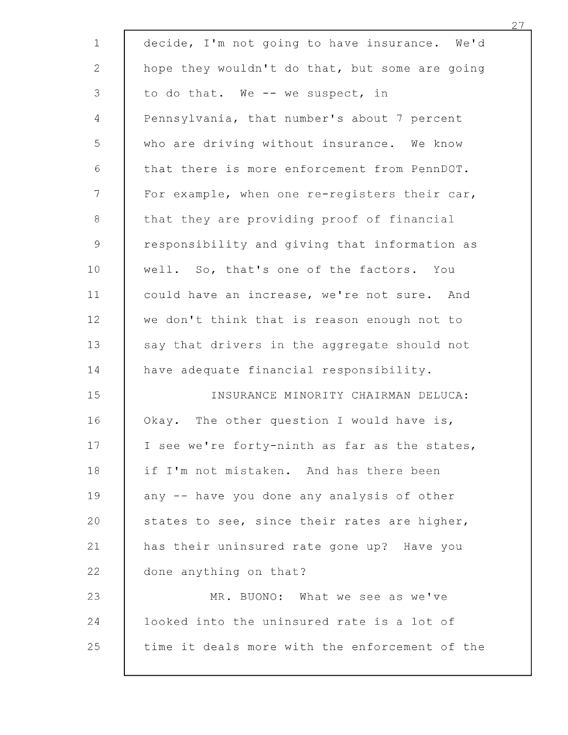decide, I'm not going to have insurance. We'd hope they wouldn't do that, but some are going to do that. We -- we suspect, in Pennsylvania, that number's about 7 percent who are driving without insurance. We know that there is more enforcement from PennDOT. For example, when one re-registers their car, that they are providing proof of financial responsibility and giving that information as well. So, that's one of the factors. You could have an increase, we're not sure. And we don't think that is reason enough not to say that drivers in the aggregate should not have adequate financial responsibility.

INSURANCE MINORITY CHAIRMAN DELUCA: Okay. The other question I would have is, I see we're forty-ninth as far as the states, if I'm not mistaken. And has there been any -- have you done any analysis of other states to see, since their rates are higher, has their uninsured rate gone up? Have you done anything on that?

MR. BUONO: What we see as we've looked into the uninsured rate is a lot of time it deals more with the enforcement of the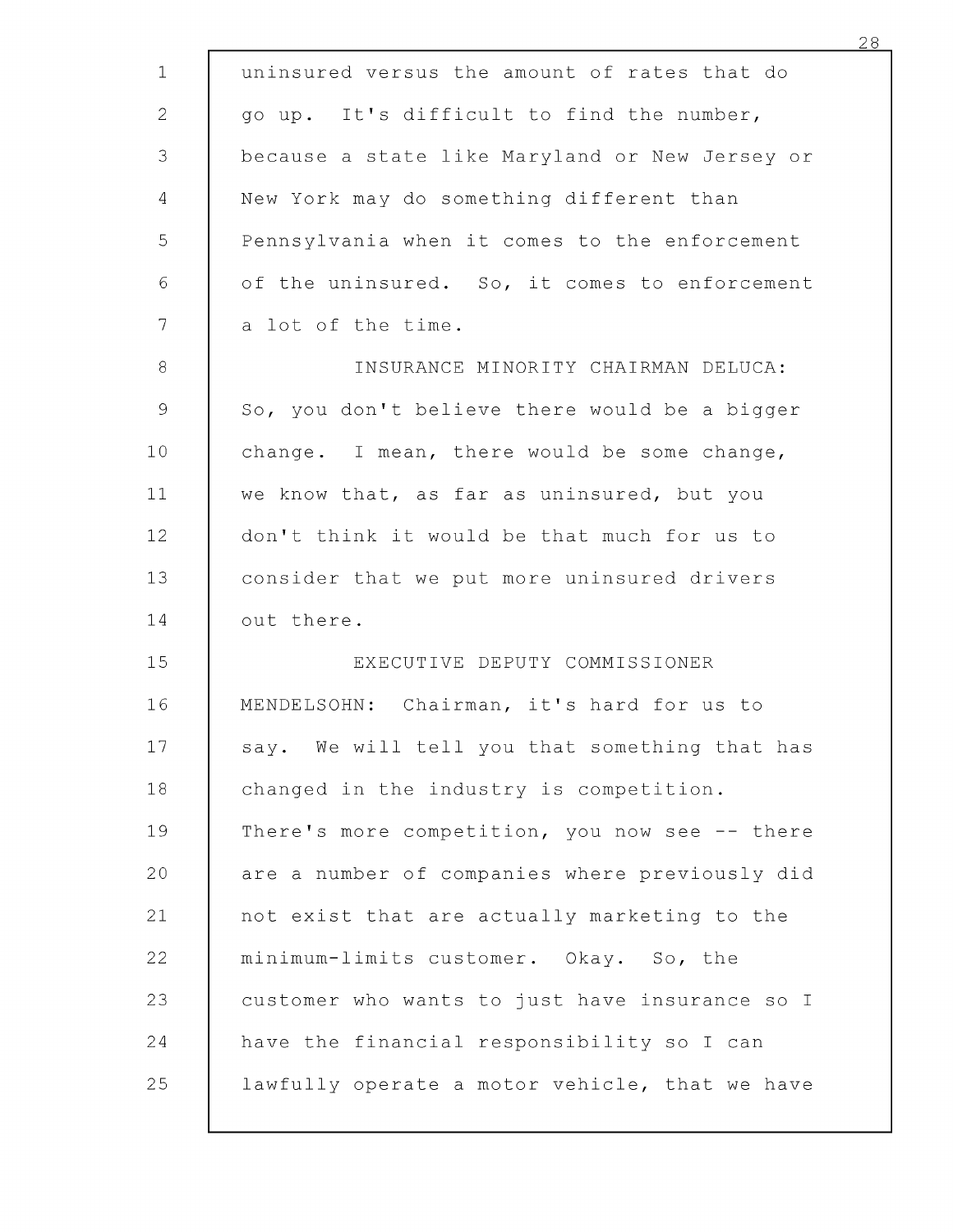uninsured versus the amount of rates that do go up. It's difficult to find the number, because a state like Maryland or New Jersey or New York may do something different than Pennsylvania when it comes to the enforcement of the uninsured. So, it comes to enforcement a lot of the time.

INSURANCE MINORITY CHAIRMAN DELUCA: So, you don't believe there would be a bigger change. I mean, there would be some change, we know that, as far as uninsured, but you don't think it would be that much for us to consider that we put more uninsured drivers out there.

EXECUTIVE DEPUTY COMMISSIONER MENDELSOHN: Chairman, it's hard for us to say. We will tell you that something that has changed in the industry is competition. There's more competition, you now see -- there are a number of companies where previously did not exist that are actually marketing to the minimum-limits customer. Okay. So, the customer who wants to just have insurance so I have the financial responsibility so I can lawfully operate a motor vehicle, that we have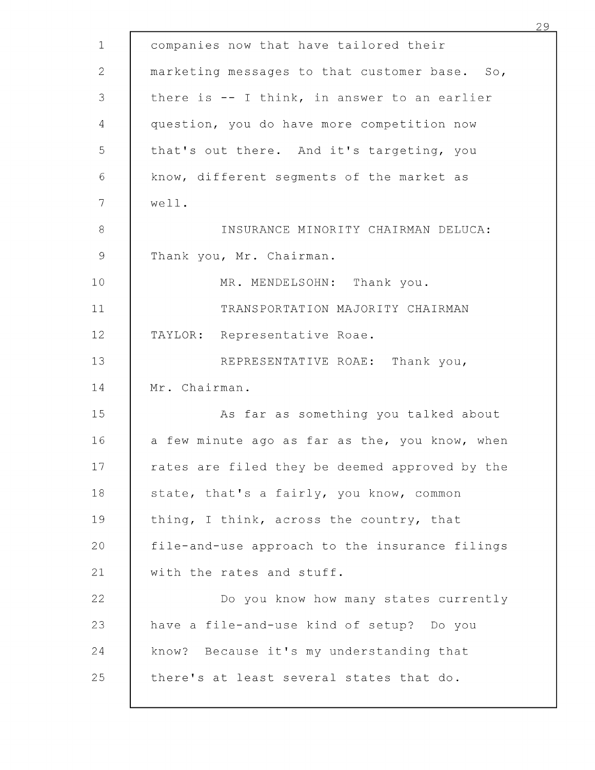companies now that have tailored their marketing messages to that customer base. So, there is -- I think, in answer to an earlier question, you do have more competition now that's out there. And it's targeting, you know, different segments of the market as well.

INSURANCE MINORITY CHAIRMAN DELUCA: Thank you, Mr. Chairman.

MR. MENDELSOHN: Thank you.

TRANSPORTATION MAJORITY CHAIRMAN TAYLOR: Representative Roae.

REPRESENTATIVE ROAE: Thank you, Mr. Chairman.

As far as something you talked about a few minute ago as far as the, you know, when rates are filed they be deemed approved by the state, that's a fairly, you know, common thing, I think, across the country, that file-and-use approach to the insurance filings with the rates and stuff.

Do you know how many states currently have a file-and-use kind of setup? Do you know? Because it's my understanding that there's at least several states that do.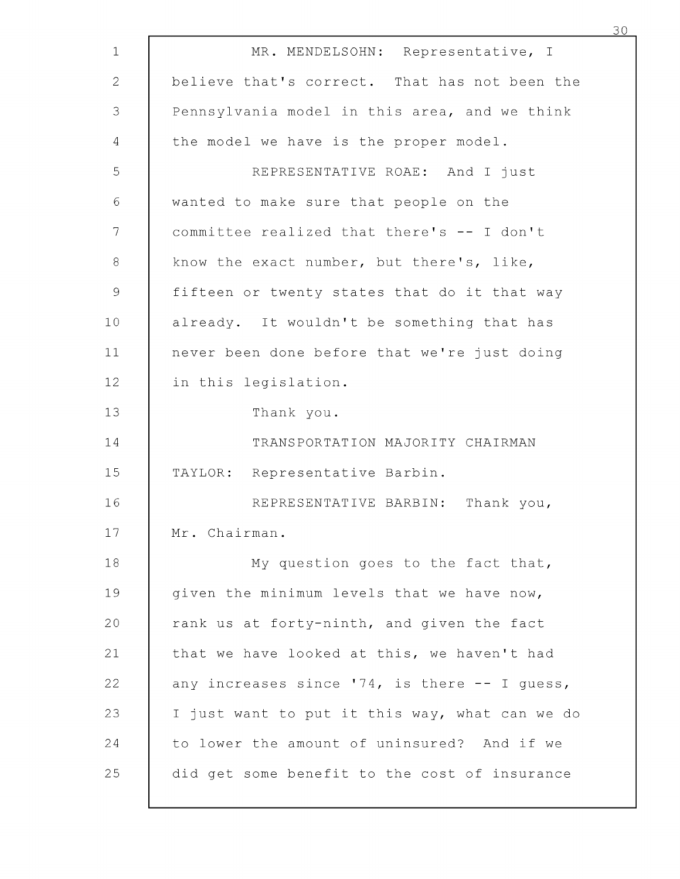MR. MENDELSOHN: Representative, I believe that's correct. That has not been the Pennsylvania model in this area, and we think the model we have is the proper model.

REPRESENTATIVE ROAE: And I just wanted to make sure that people on the committee realized that there's -- I don't know the exact number, but there's, like, fifteen or twenty states that do it that way already. It wouldn't be something that has never been done before that we're just doing in this legislation.

Thank you.

TRANSPORTATION MAJORITY CHAIRMAN TAYLOR: Representative Barbin.

REPRESENTATIVE BARBIN: Thank you, Mr. Chairman.

My question goes to the fact that, given the minimum levels that we have now, rank us at forty-ninth, and given the fact that we have looked at this, we haven't had any increases since '74, is there -- I guess, I just want to put it this way, what can we do to lower the amount of uninsured? And if we did get some benefit to the cost of insurance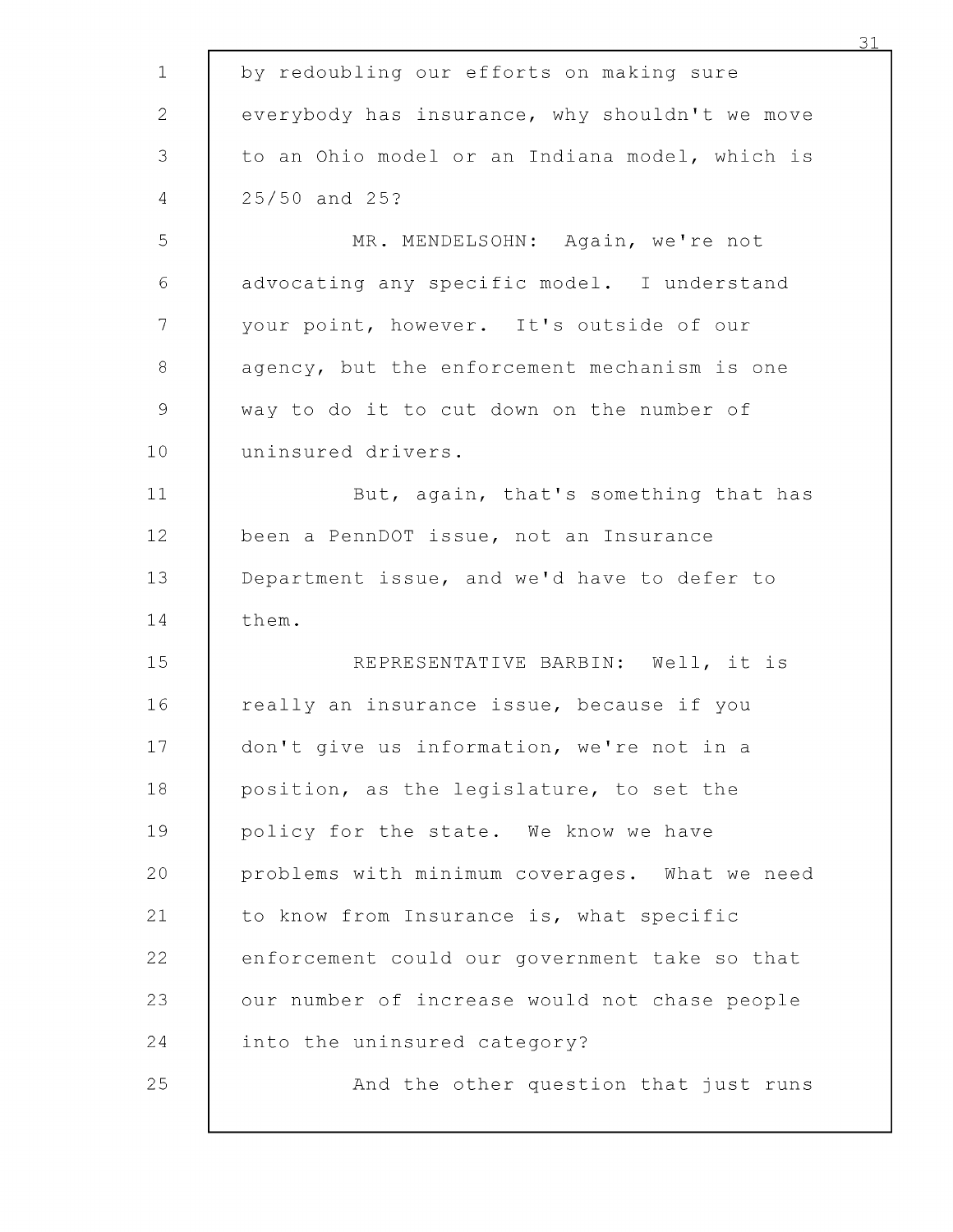by redoubling our efforts on making sure everybody has insurance, why shouldn't we move to an Ohio model or an Indiana model, which is 25/50 and 25?

MR. MENDELSOHN: Again, we're not advocating any specific model. I understand your point, however. It's outside of our agency, but the enforcement mechanism is one way to do it to cut down on the number of uninsured drivers.

But, again, that's something that has been a PennDOT issue, not an Insurance Department issue, and we'd have to defer to them.

REPRESENTATIVE BARBIN: Well, it is really an insurance issue, because if you don't give us information, we're not in a position, as the legislature, to set the policy for the state. We know we have problems with minimum coverages. What we need to know from Insurance is, what specific enforcement could our government take so that our number of increase would not chase people into the uninsured category?

And the other question that just runs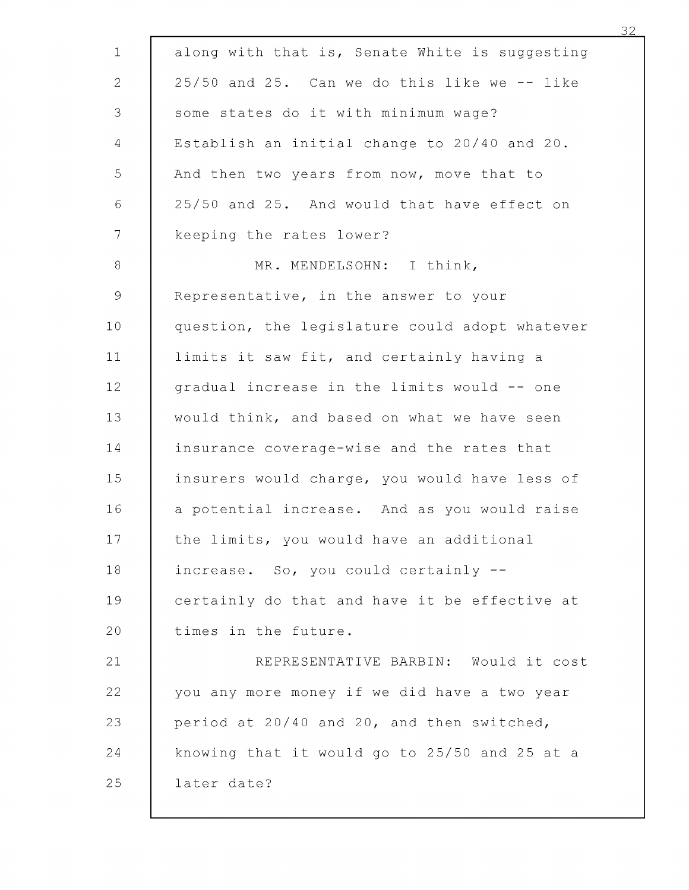along with that is, Senate White is suggesting 25/50 and 25. Can we do this like we -- like some states do it with minimum wage? Establish an initial change to 20/40 and 20. And then two years from now, move that to 25/50 and 25. And would that have effect on keeping the rates lower?

MR. MENDELSOHN: I think, Representative, in the answer to your question, the legislature could adopt whatever limits it saw fit, and certainly having a gradual increase in the limits would -- one would think, and based on what we have seen insurance coverage-wise and the rates that insurers would charge, you would have less of a potential increase. And as you would raise the limits, you would have an additional increase. So, you could certainly -- certainly do that and have it be effective at times in the future.

REPRESENTATIVE BARBIN: Would it cost you any more money if we did have a two year period at 20/40 and 20, and then switched, knowing that it would go to 25/50 and 25 at a later date?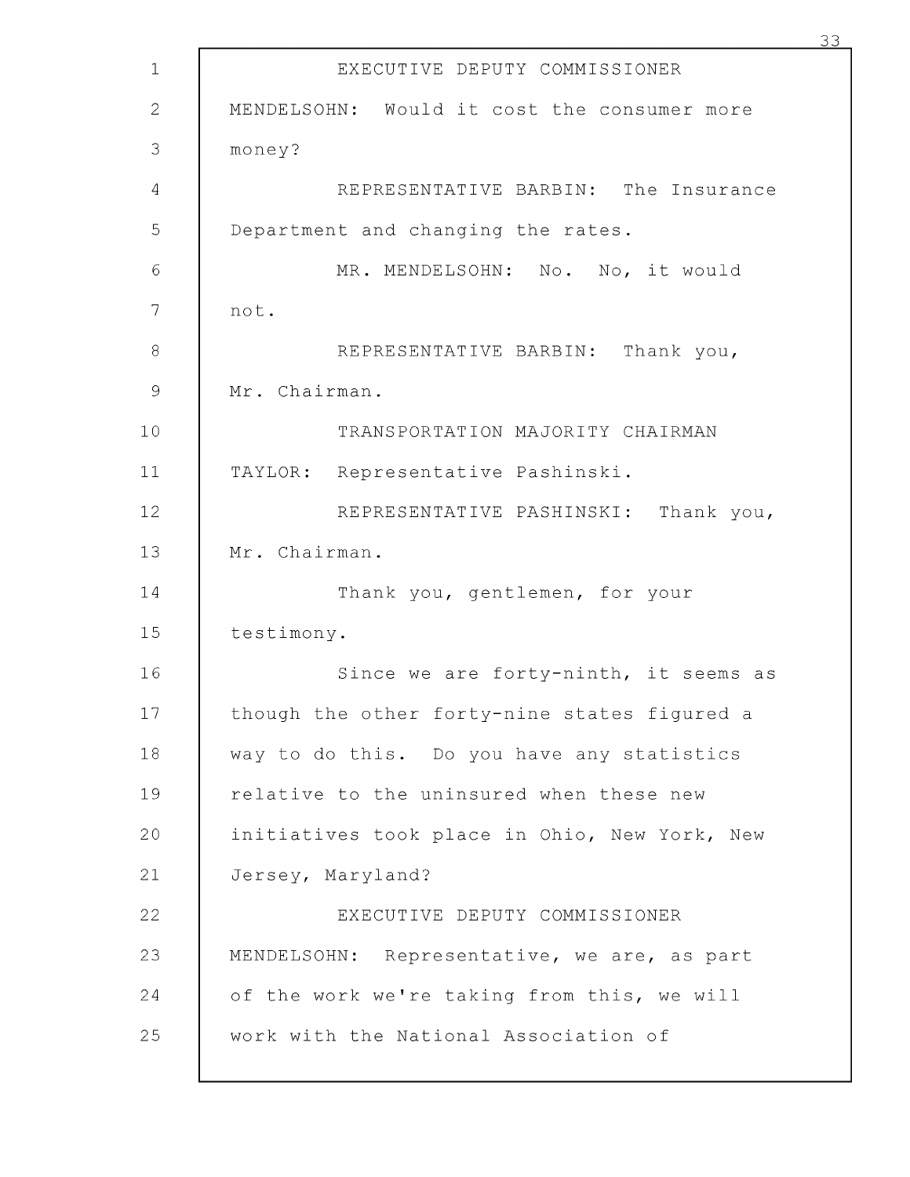EXECUTIVE DEPUTY COMMISSIONER MENDELSOHN: Would it cost the consumer more money?

REPRESENTATIVE BARBIN: The Insurance Department and changing the rates.

MR. MENDELSOHN: No. No, it would not.

REPRESENTATIVE BARBIN: Thank you, Mr. Chairman.

TRANSPORTATION MAJORITY CHAIRMAN TAYLOR: Representative Pashinski.

REPRESENTATIVE PASHINSKI: Thank you, Mr. Chairman.

Thank you, gentlemen, for your testimony.

Since we are forty-ninth, it seems as though the other forty-nine states figured a way to do this. Do you have any statistics relative to the uninsured when these new initiatives took place in Ohio, New York, New Jersey, Maryland?

EXECUTIVE DEPUTY COMMISSIONER MENDELSOHN: Representative, we are, as part of the work we're taking from this, we will work with the National Association of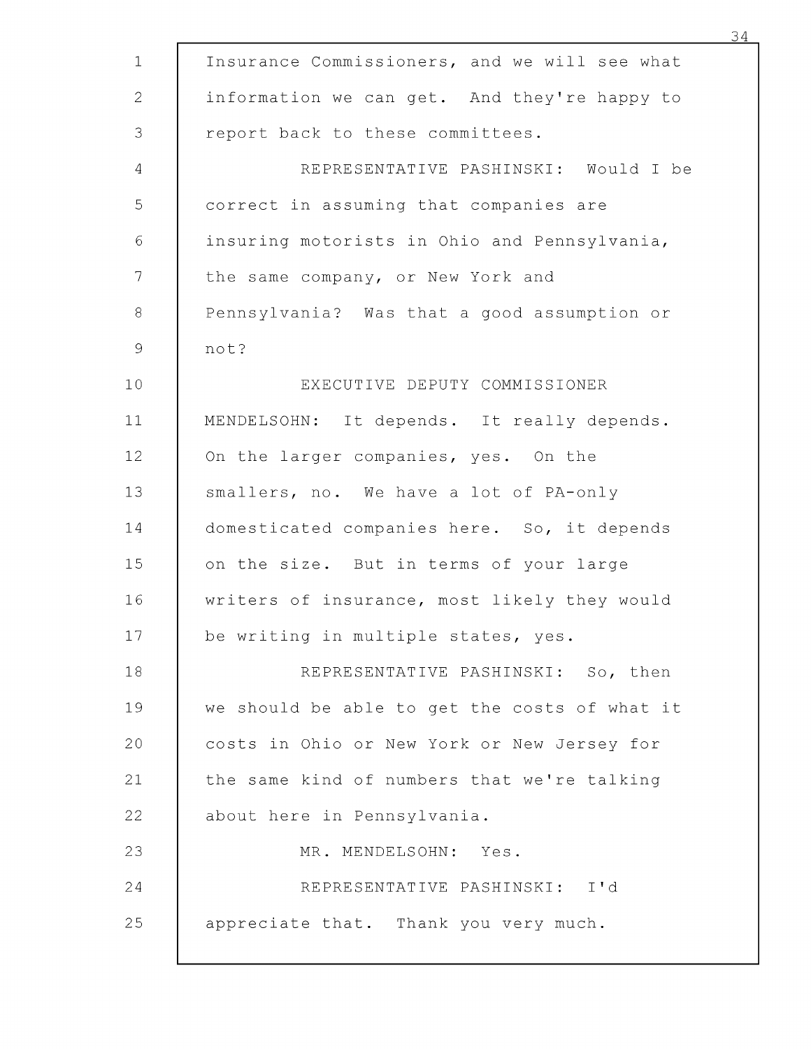Insurance Commissioners, and we will see what information we can get. And they're happy to report back to these committees.

REPRESENTATIVE PASHINSKI: Would I be correct in assuming that companies are insuring motorists in Ohio and Pennsylvania, the same company, or New York and Pennsylvania? Was that a good assumption or not?

EXECUTIVE DEPUTY COMMISSIONER MENDELSOHN: It depends. It really depends. On the larger companies, yes. On the smallers, no. We have a lot of PA-only domesticated companies here. So, it depends on the size. But in terms of your large writers of insurance, most likely they would be writing in multiple states, yes.

REPRESENTATIVE PASHINSKI: So, then we should be able to get the costs of what it costs in Ohio or New York or New Jersey for the same kind of numbers that we're talking about here in Pennsylvania.

MR. MENDELSOHN: Yes.

REPRESENTATIVE PASHINSKI: I'd appreciate that. Thank you very much.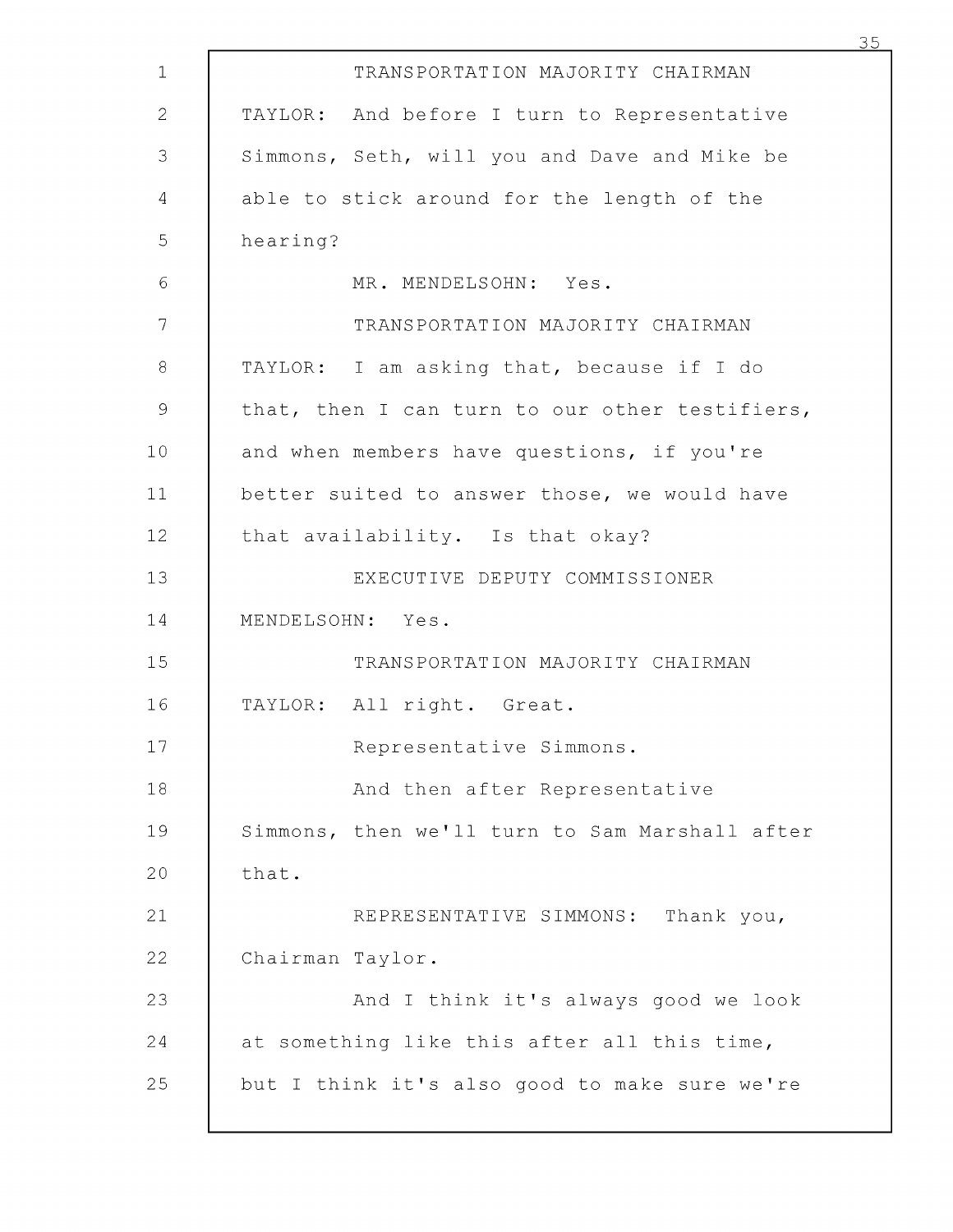TRANSPORTATION MAJORITY CHAIRMAN TAYLOR: And before I turn to Representative Simmons, Seth, will you and Dave and Mike be able to stick around for the length of the hearing?

MR. MENDELSOHN: Yes.

TRANSPORTATION MAJORITY CHAIRMAN TAYLOR: I am asking that, because if I do that, then I can turn to our other testifiers, and when members have questions, if you're better suited to answer those, we would have that availability. Is that okay?

EXECUTIVE DEPUTY COMMISSIONER MENDELSOHN: Yes.

TRANSPORTATION MAJORITY CHAIRMAN TAYLOR: All right. Great.

Representative Simmons.

And then after Representative Simmons, then we'll turn to Sam Marshall after that.

REPRESENTATIVE SIMMONS: Thank you, Chairman Taylor.

And I think it's always good we look at something like this after all this time, but I think it's also good to make sure we're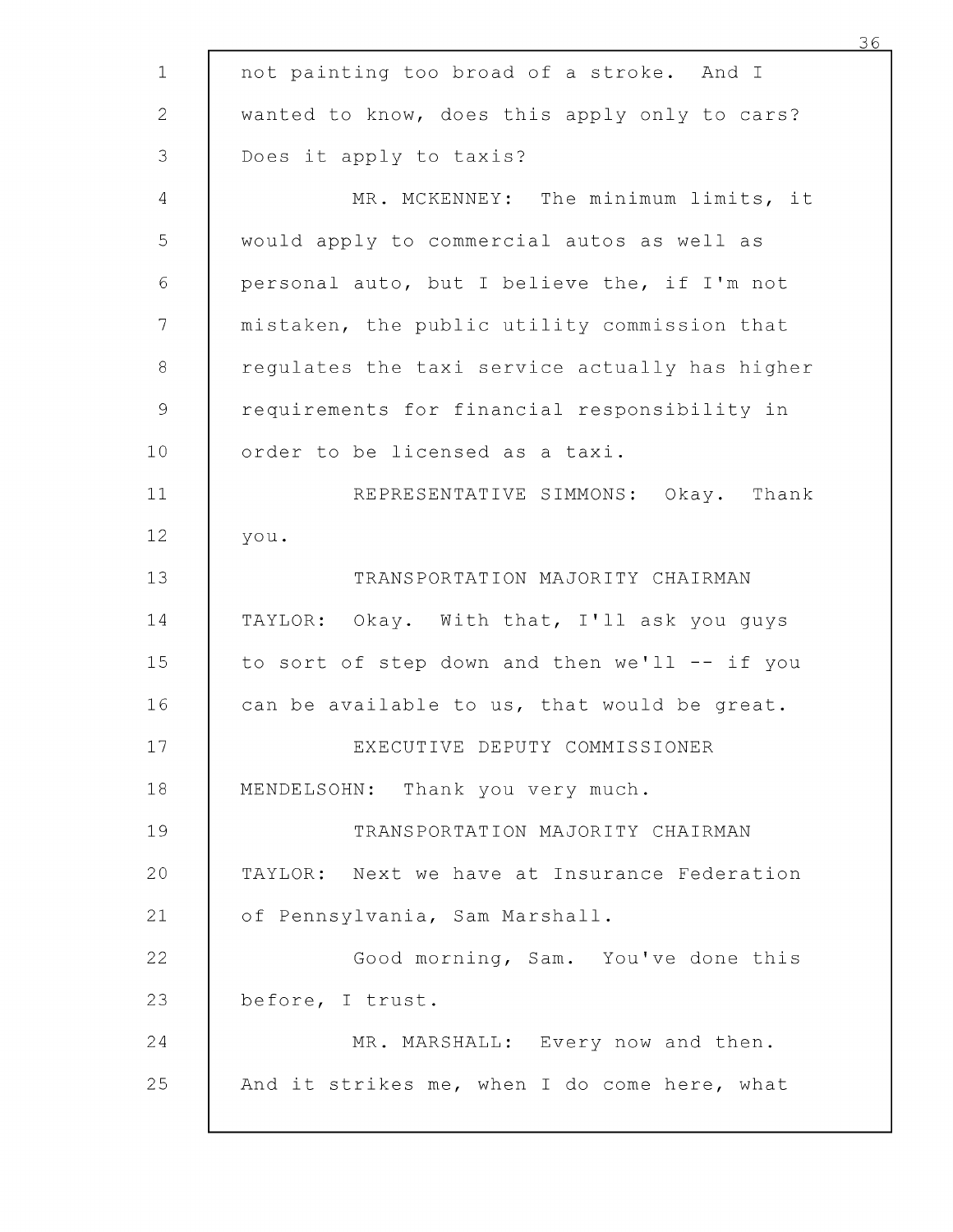not painting too broad of a stroke. And I wanted to know, does this apply only to cars? Does it apply to taxis?

MR. MCKENNEY: The minimum limits, it would apply to commercial autos as well as personal auto, but I believe the, if I'm not mistaken, the public utility commission that regulates the taxi service actually has higher requirements for financial responsibility in order to be licensed as a taxi.

REPRESENTATIVE SIMMONS: Okay. Thank you.

TRANSPORTATION MAJORITY CHAIRMAN TAYLOR: Okay. With that, I'll ask you guys to sort of step down and then we'll -- if you can be available to us, that would be great.

EXECUTIVE DEPUTY COMMISSIONER MENDELSOHN: Thank you very much.

TRANSPORTATION MAJORITY CHAIRMAN TAYLOR: Next we have at Insurance Federation of Pennsylvania, Sam Marshall.

Good morning, Sam. You've done this before, I trust.

MR. MARSHALL: Every now and then. And it strikes me, when I do come here, what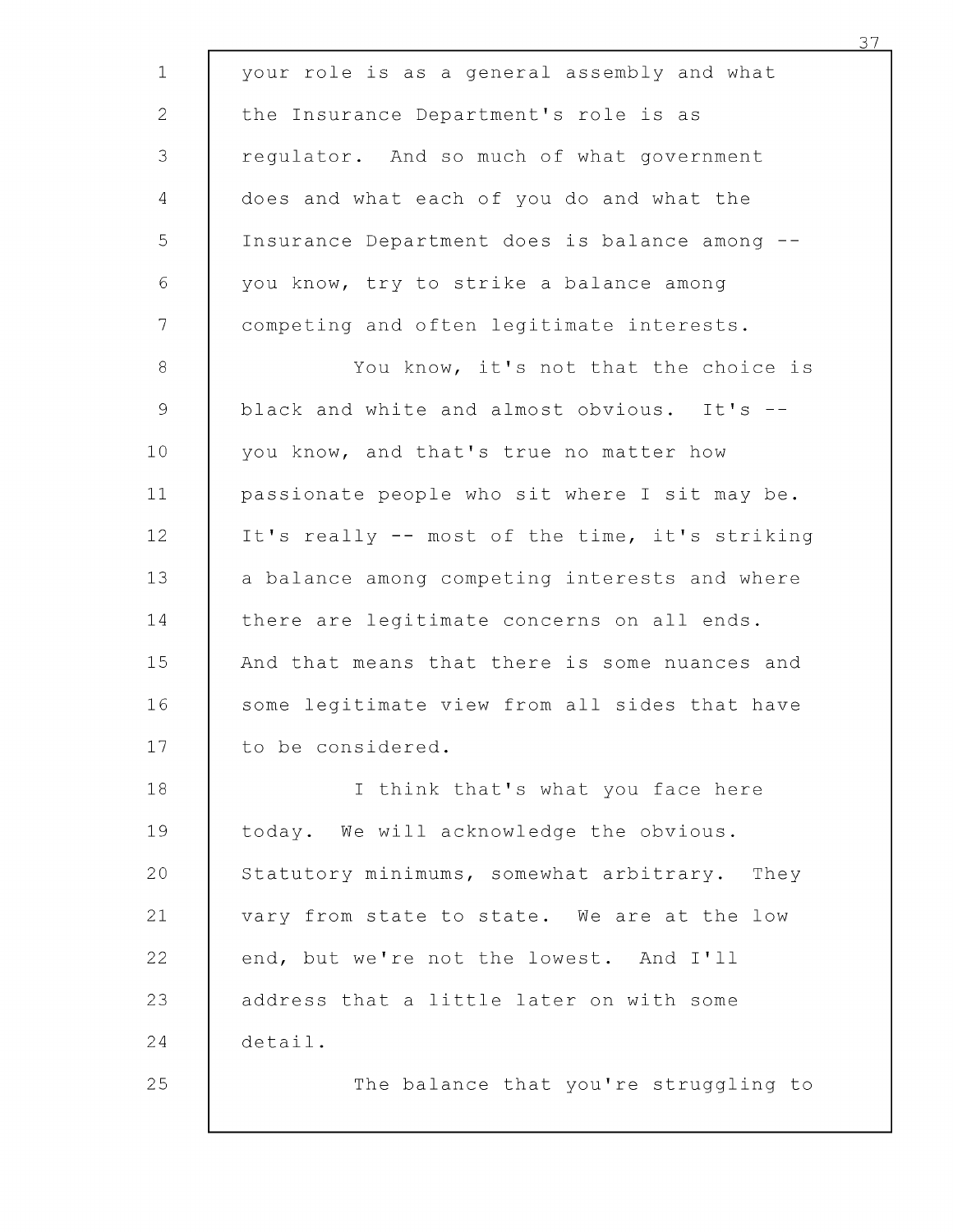your role is as a general assembly and what the Insurance Department's role is as regulator. And so much of what government does and what each of you do and what the Insurance Department does is balance among -- you know, try to strike a balance among competing and often legitimate interests.

You know, it's not that the choice is black and white and almost obvious. It's -- you know, and that's true no matter how passionate people who sit where I sit may be. It's really -- most of the time, it's striking a balance among competing interests and where there are legitimate concerns on all ends. And that means that there is some nuances and some legitimate view from all sides that have to be considered.

I think that's what you face here today. We will acknowledge the obvious. Statutory minimums, somewhat arbitrary. They vary from state to state. We are at the low end, but we're not the lowest. And I'll address that a little later on with some detail.

The balance that you're struggling to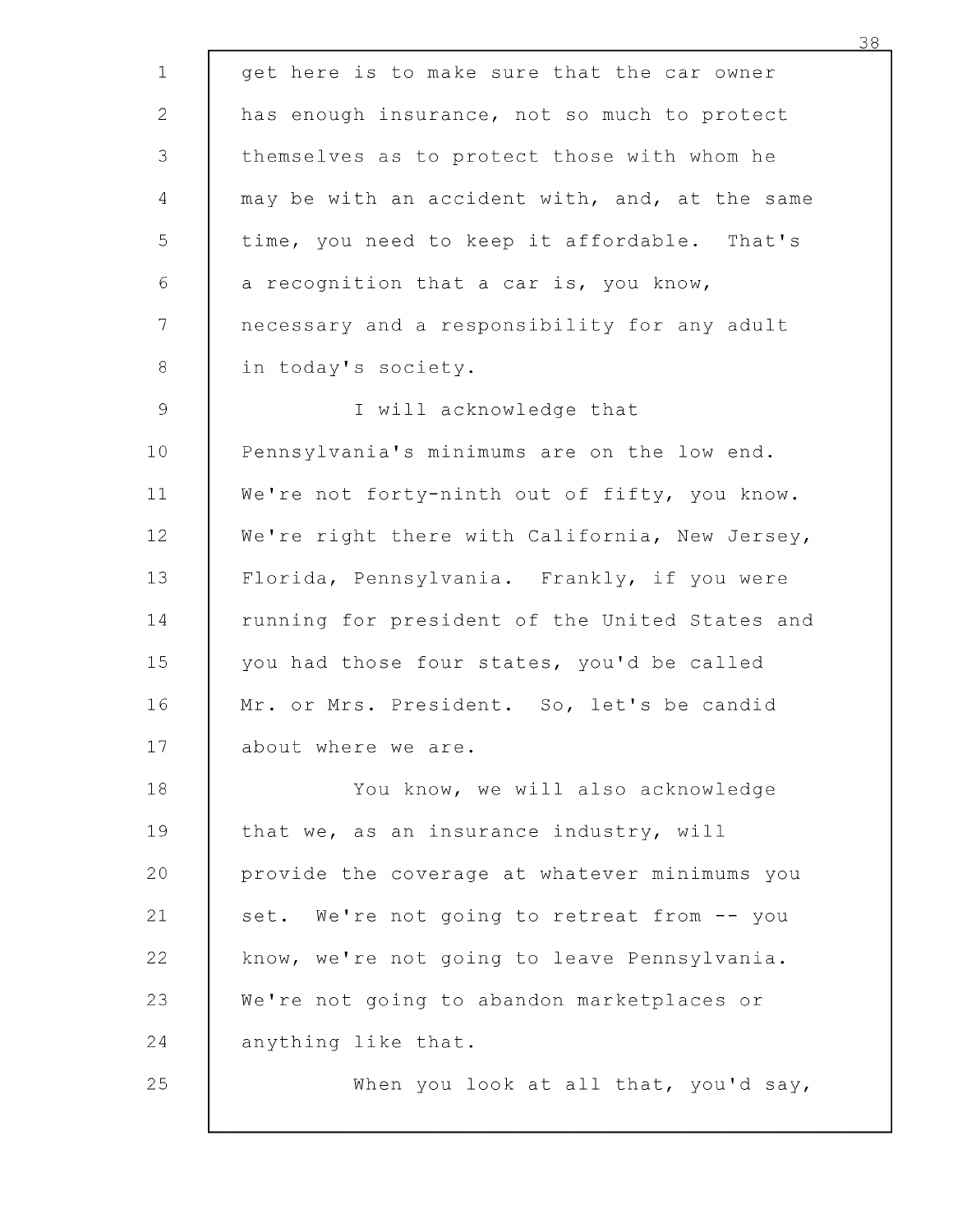get here is to make sure that the car owner has enough insurance, not so much to protect themselves as to protect those with whom he may be with an accident with, and, at the same time, you need to keep it affordable. That's a recognition that a car is, you know, necessary and a responsibility for any adult in today's society.

I will acknowledge that Pennsylvania's minimums are on the low end. We're not forty-ninth out of fifty, you know. We're right there with California, New Jersey, Florida, Pennsylvania. Frankly, if you were running for president of the United States and you had those four states, you'd be called Mr. or Mrs. President. So, let's be candid about where we are.

You know, we will also acknowledge that we, as an insurance industry, will provide the coverage at whatever minimums you set. We're not going to retreat from -- you know, we're not going to leave Pennsylvania. We're not going to abandon marketplaces or anything like that.

When you look at all that, you'd say,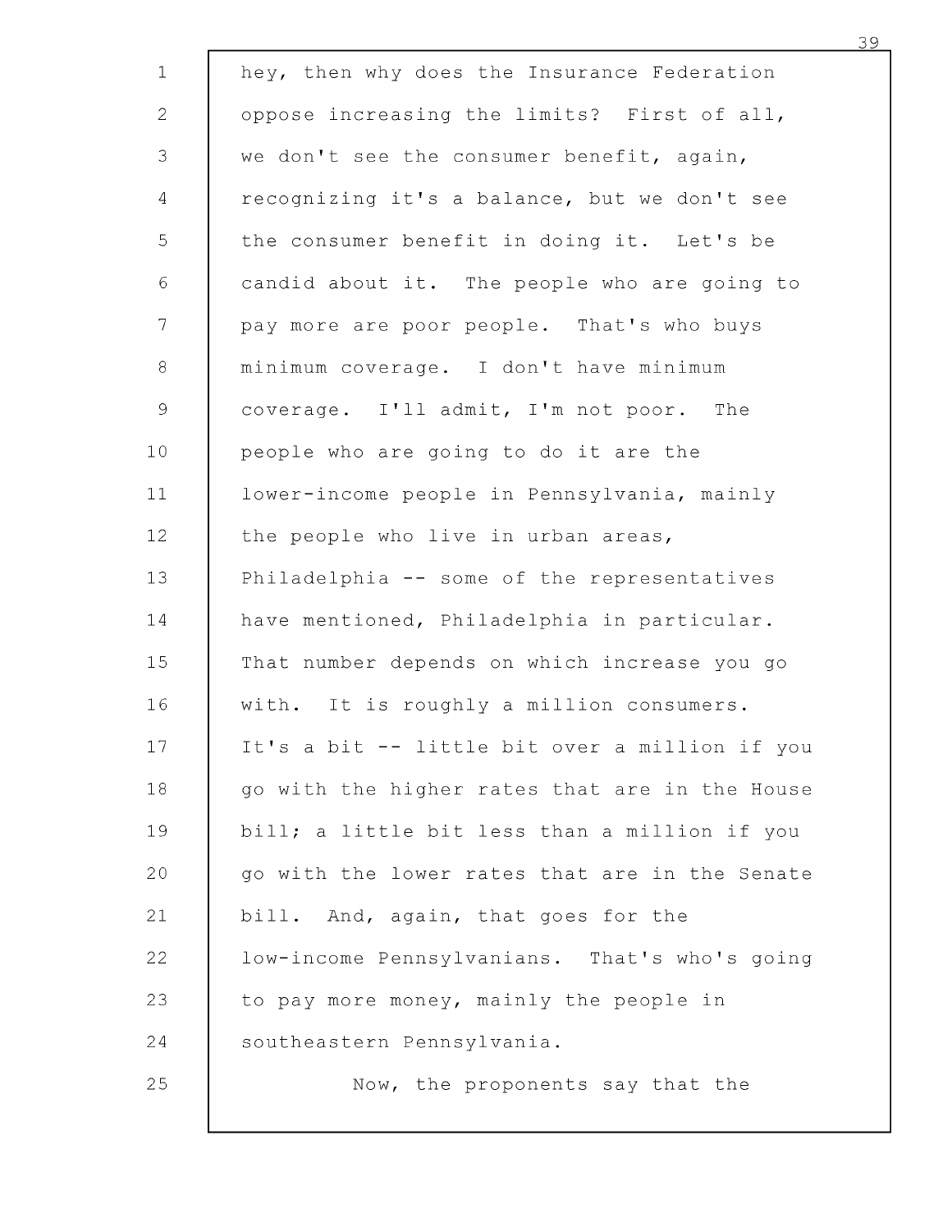hey, then why does the Insurance Federation oppose increasing the limits? First of all, we don't see the consumer benefit, again, recognizing it's a balance, but we don't see the consumer benefit in doing it. Let's be candid about it. The people who are going to pay more are poor people. That's who buys minimum coverage. I don't have minimum coverage. I'll admit, I'm not poor. The people who are going to do it are the lower-income people in Pennsylvania, mainly the people who live in urban areas, Philadelphia -- some of the representatives have mentioned, Philadelphia in particular. That number depends on which increase you go with. It is roughly a million consumers. It's a bit -- little bit over a million if you go with the higher rates that are in the House bill; a little bit less than a million if you go with the lower rates that are in the Senate bill. And, again, that goes for the low-income Pennsylvanians. That's who's going to pay more money, mainly the people in southeastern Pennsylvania.

Now, the proponents say that the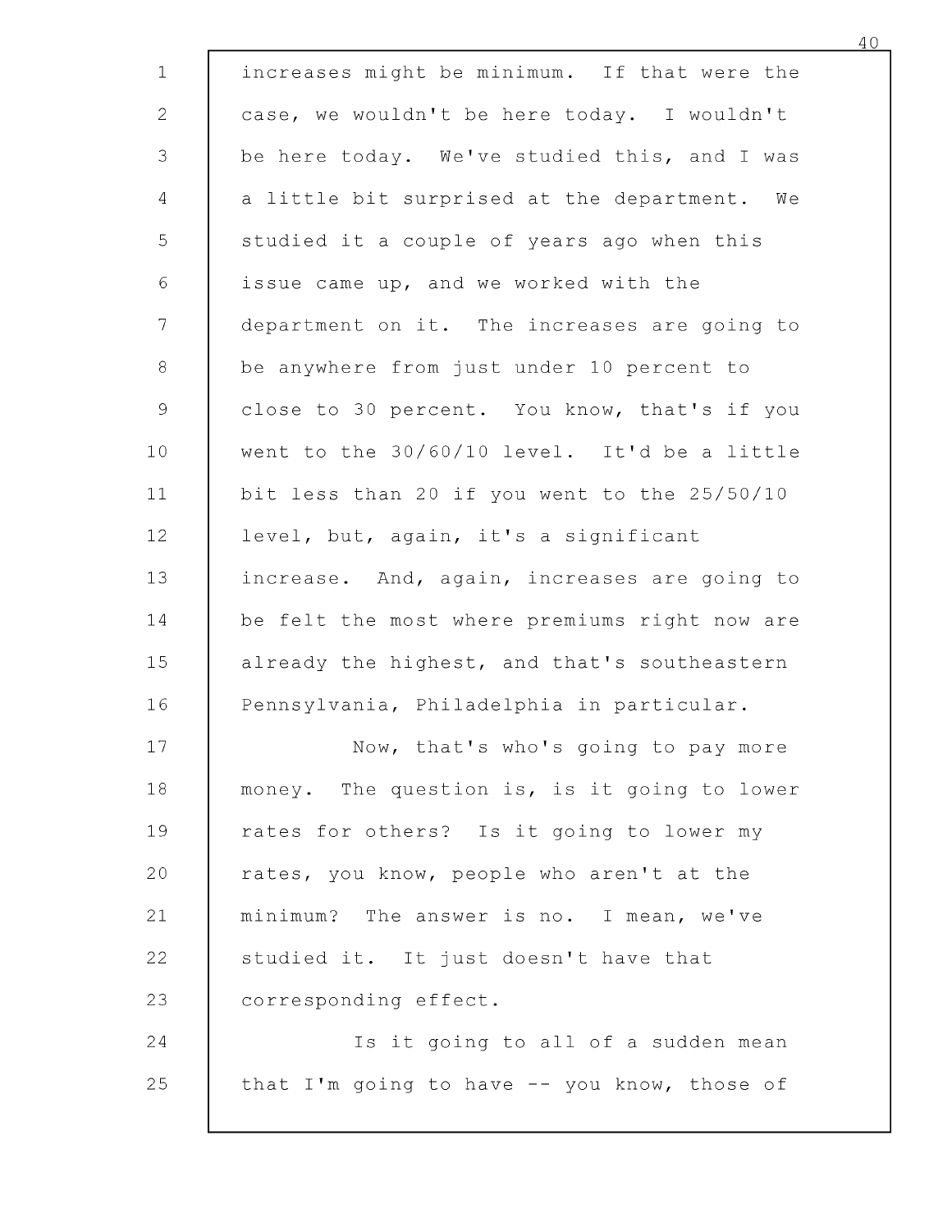increases might be minimum. If that were the case, we wouldn't be here today. I wouldn't be here today. We've studied this, and I was a little bit surprised at the department. We studied it a couple of years ago when this issue came up, and we worked with the department on it. The increases are going to be anywhere from just under 10 percent to close to 30 percent. You know, that's if you went to the 30/60/10 level. It'd be a little bit less than 20 if you went to the 25/50/10 level, but, again, it's a significant increase. And, again, increases are going to be felt the most where premiums right now are already the highest, and that's southeastern Pennsylvania, Philadelphia in particular.

Now, that's who's going to pay more money. The question is, is it going to lower rates for others? Is it going to lower my rates, you know, people who aren't at the minimum? The answer is no. I mean, we've studied it. It just doesn't have that corresponding effect.

Is it going to all of a sudden mean that I'm going to have -- you know, those of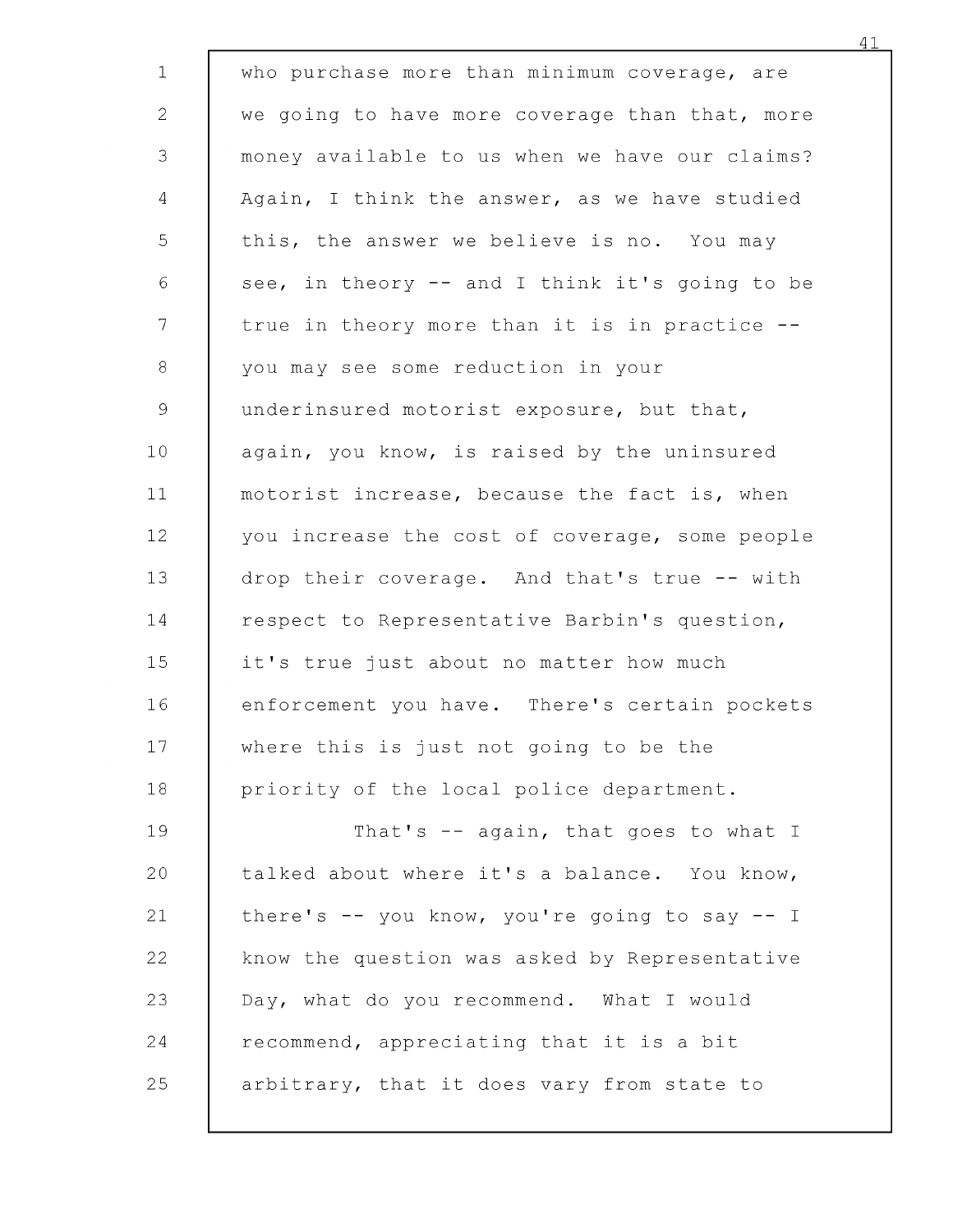who purchase more than minimum coverage, are we going to have more coverage than that, more money available to us when we have our claims? Again, I think the answer, as we have studied this, the answer we believe is no. You may see, in theory -- and I think it's going to be true in theory more than it is in practice -- you may see some reduction in your underinsured motorist exposure, but that, again, you know, is raised by the uninsured motorist increase, because the fact is, when you increase the cost of coverage, some people drop their coverage. And that's true -- with respect to Representative Barbin's question, it's true just about no matter how much enforcement you have. There's certain pockets where this is just not going to be the priority of the local police department.

That's -- again, that goes to what I talked about where it's a balance. You know, there's -- you know, you're going to say -- I know the question was asked by Representative Day, what do you recommend. What I would recommend, appreciating that it is a bit arbitrary, that it does vary from state to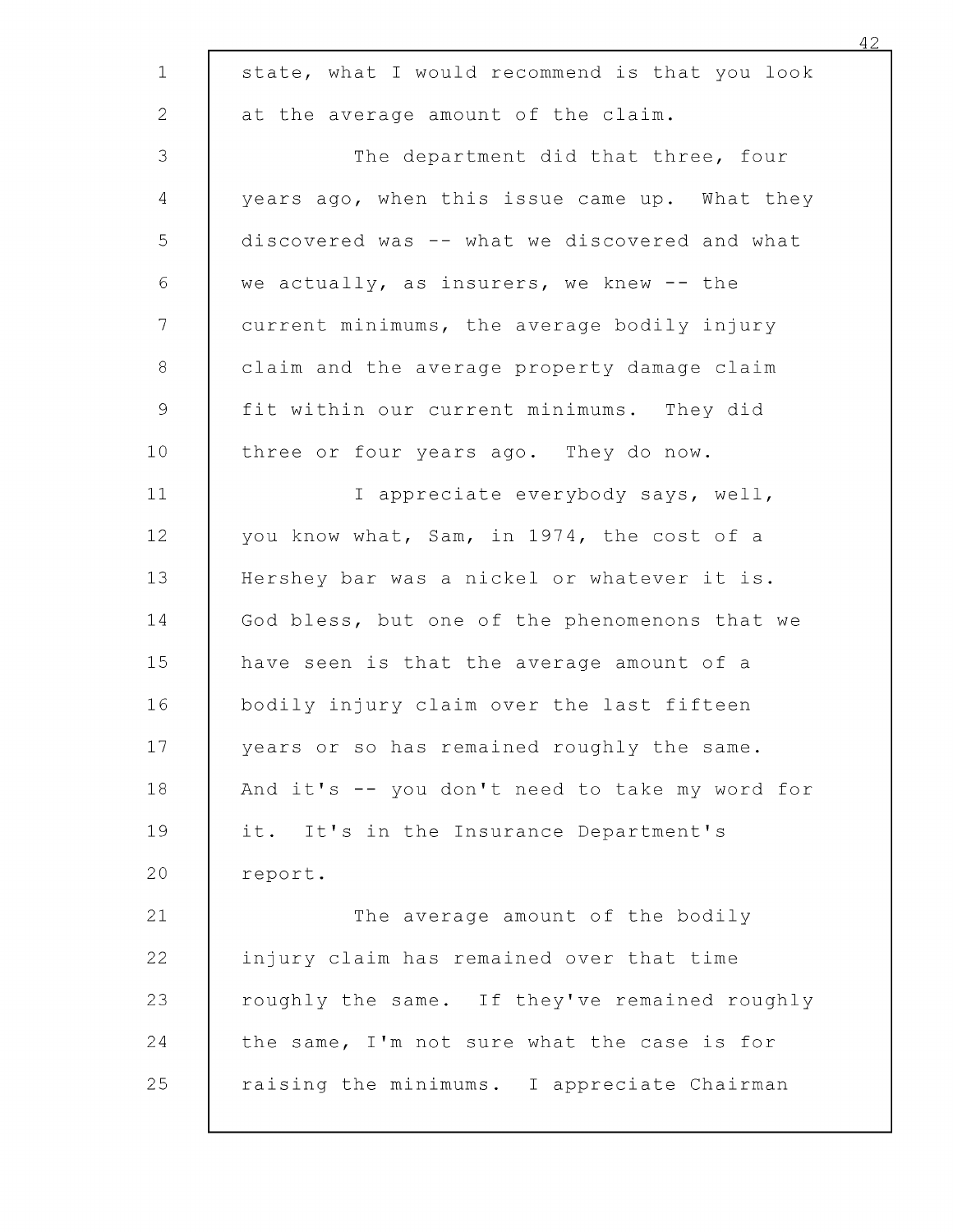state, what I would recommend is that you look at the average amount of the claim.

The department did that three, four years ago, when this issue came up. What they discovered was -- what we discovered and what we actually, as insurers, we knew -- the current minimums, the average bodily injury claim and the average property damage claim fit within our current minimums. They did three or four years ago. They do now.

I appreciate everybody says, well, you know what, Sam, in 1974, the cost of a Hershey bar was a nickel or whatever it is. God bless, but one of the phenomenons that we have seen is that the average amount of a bodily injury claim over the last fifteen years or so has remained roughly the same. And it's -- you don't need to take my word for it. It's in the Insurance Department's report.

The average amount of the bodily injury claim has remained over that time roughly the same. If they've remained roughly the same, I'm not sure what the case is for raising the minimums. I appreciate Chairman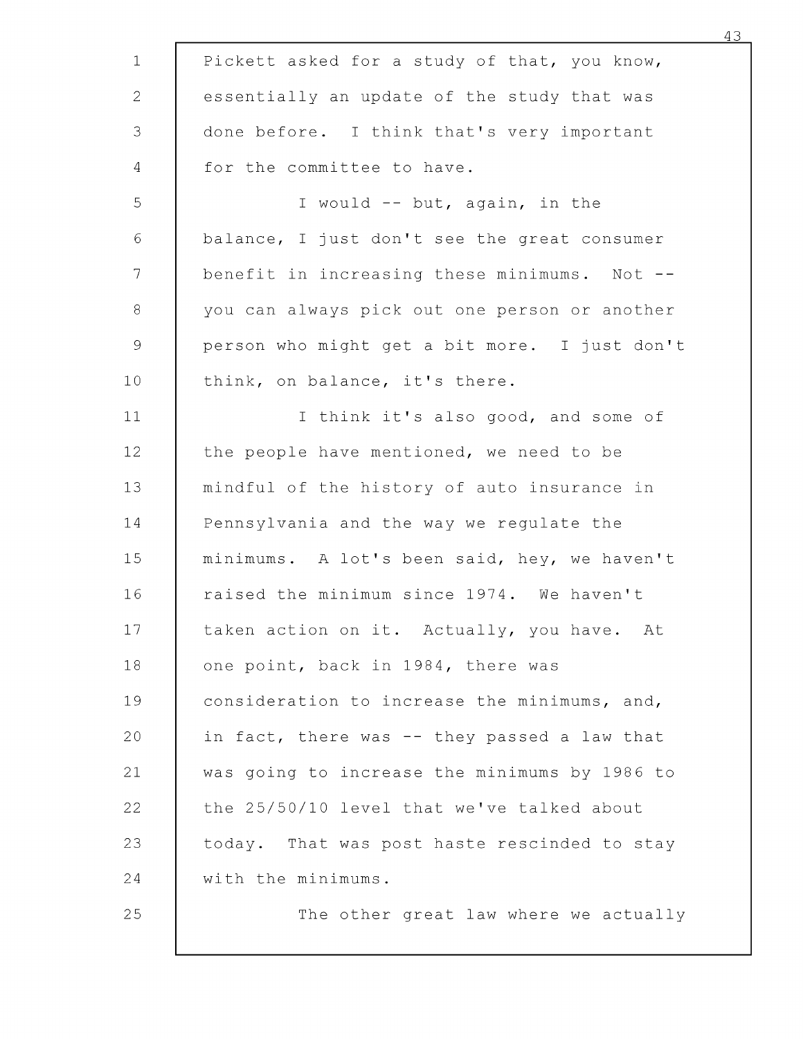Pickett asked for a study of that, you know, essentially an update of the study that was done before. I think that's very important for the committee to have.

I would -- but, again, in the balance, I just don't see the great consumer benefit in increasing these minimums. Not -- you can always pick out one person or another person who might get a bit more. I just don't think, on balance, it's there.

I think it's also good, and some of the people have mentioned, we need to be mindful of the history of auto insurance in Pennsylvania and the way we regulate the minimums. A lot's been said, hey, we haven't raised the minimum since 1974. We haven't taken action on it. Actually, you have. At one point, back in 1984, there was consideration to increase the minimums, and, in fact, there was -- they passed a law that was going to increase the minimums by 1986 to the 25/50/10 level that we've talked about today. That was post haste rescinded to stay with the minimums.

The other great law where we actually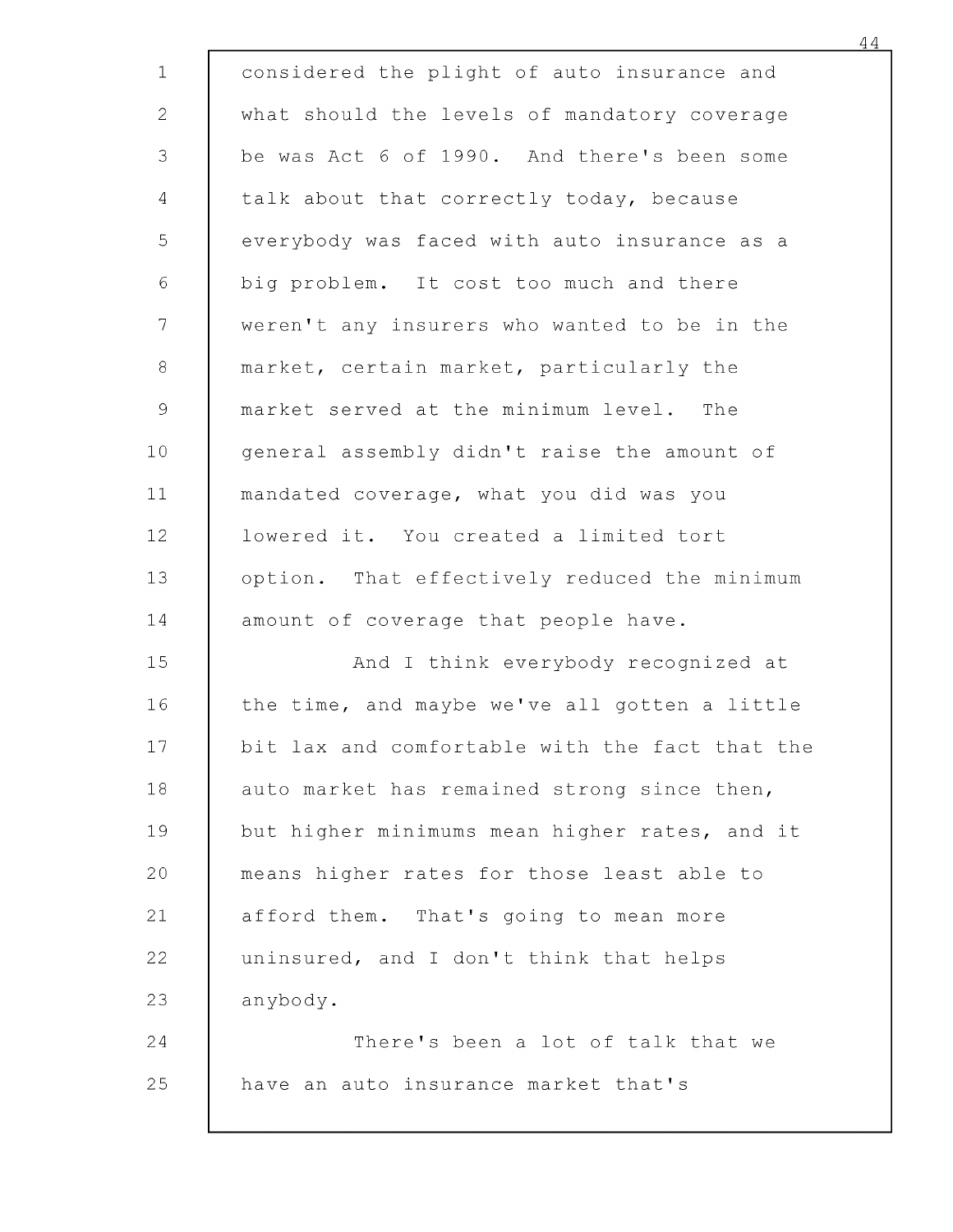considered the plight of auto insurance and what should the levels of mandatory coverage be was Act 6 of 1990. And there's been some talk about that correctly today, because everybody was faced with auto insurance as a big problem. It cost too much and there weren't any insurers who wanted to be in the market, certain market, particularly the market served at the minimum level. The general assembly didn't raise the amount of mandated coverage, what you did was you lowered it. You created a limited tort option. That effectively reduced the minimum amount of coverage that people have.

And I think everybody recognized at the time, and maybe we've all gotten a little bit lax and comfortable with the fact that the auto market has remained strong since then, but higher minimums mean higher rates, and it means higher rates for those least able to afford them. That's going to mean more uninsured, and I don't think that helps anybody.

There's been a lot of talk that we have an auto insurance market that's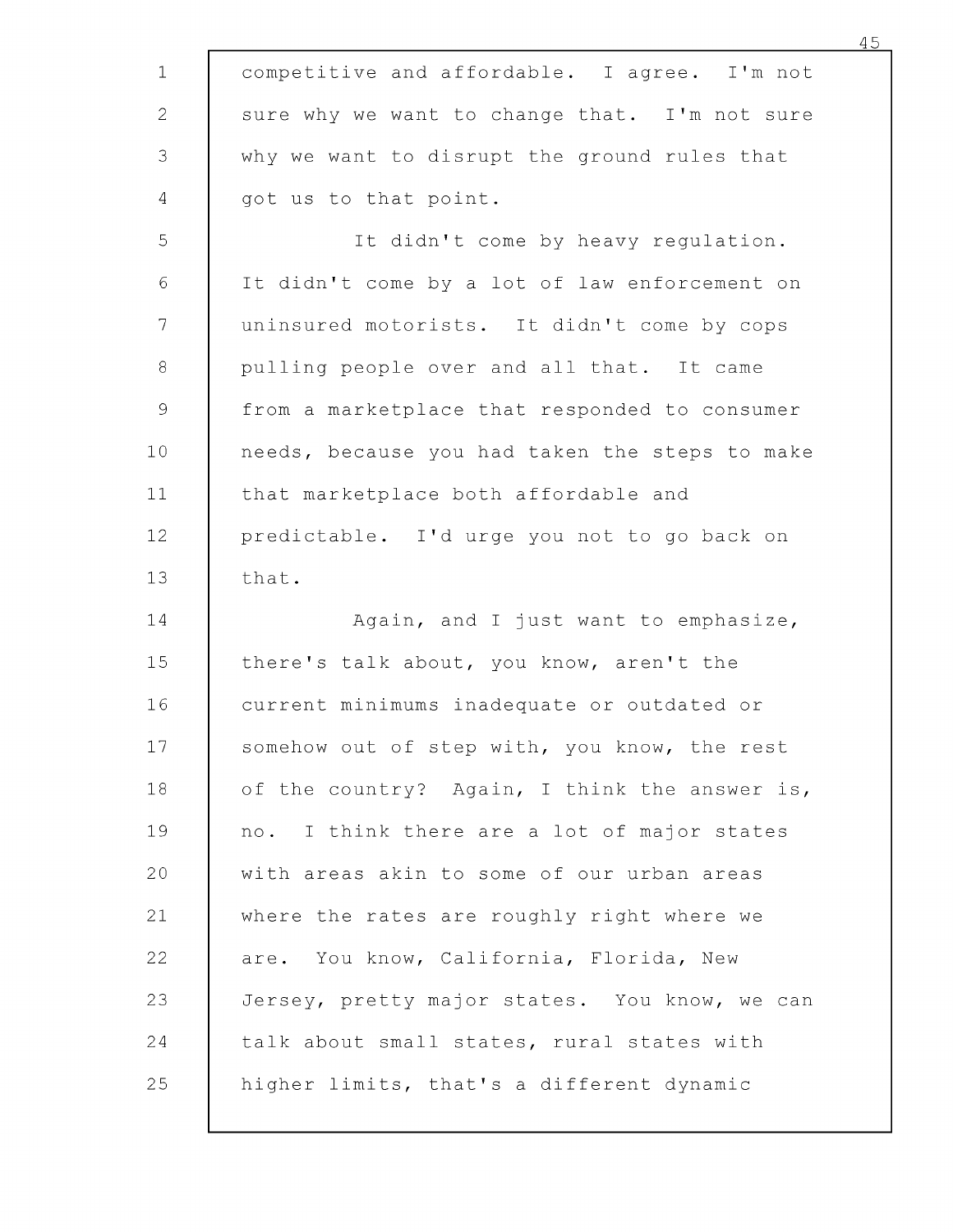competitive and affordable. I agree. I'm not sure why we want to change that. I'm not sure why we want to disrupt the ground rules that got us to that point.

It didn't come by heavy regulation. It didn't come by a lot of law enforcement on uninsured motorists. It didn't come by cops pulling people over and all that. It came from a marketplace that responded to consumer needs, because you had taken the steps to make that marketplace both affordable and predictable. I'd urge you not to go back on that.

Again, and I just want to emphasize, there's talk about, you know, aren't the current minimums inadequate or outdated or somehow out of step with, you know, the rest of the country? Again, I think the answer is, no. I think there are a lot of major states with areas akin to some of our urban areas where the rates are roughly right where we are. You know, California, Florida, New Jersey, pretty major states. You know, we can talk about small states, rural states with higher limits, that's a different dynamic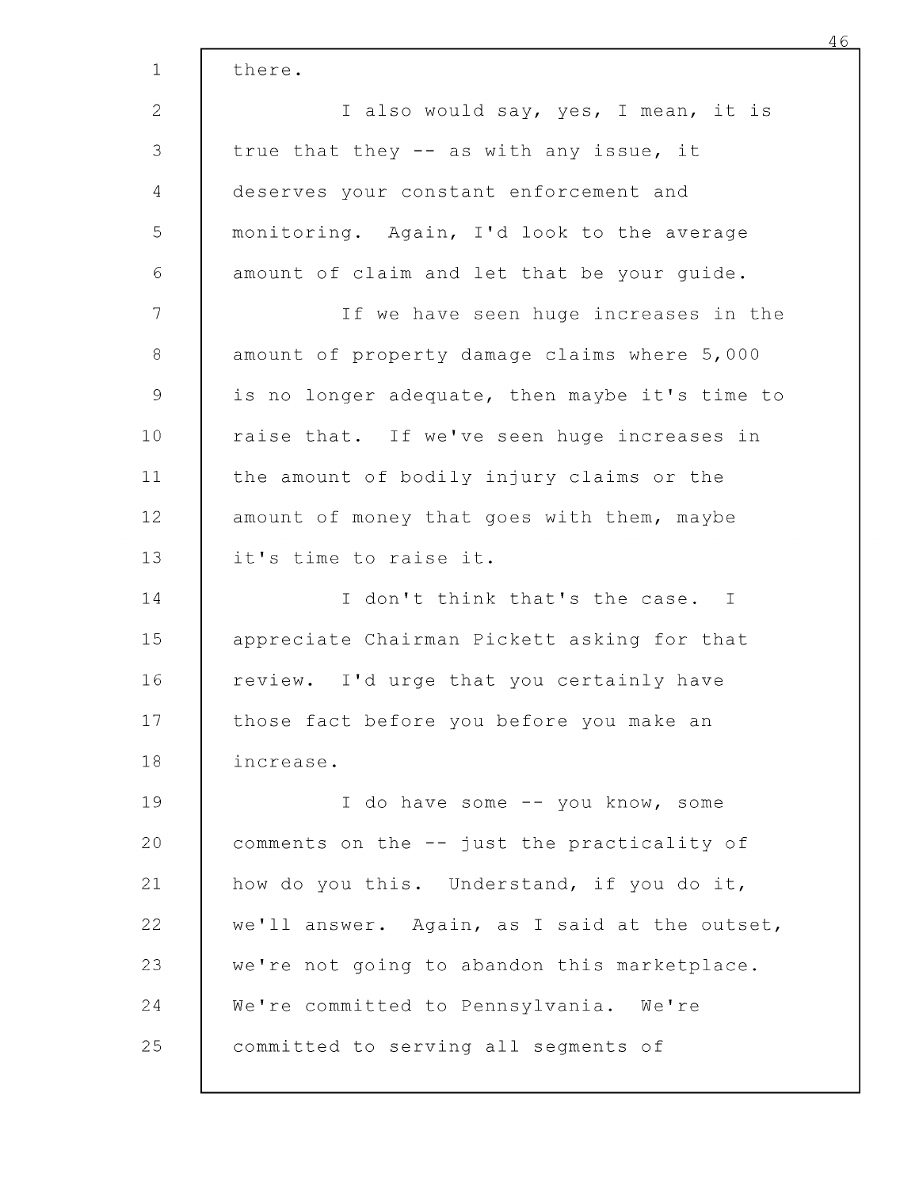there.

I also would say, yes, I mean, it is true that they -- as with any issue, it deserves your constant enforcement and monitoring. Again, I'd look to the average amount of claim and let that be your guide.

If we have seen huge increases in the amount of property damage claims where 5,000 is no longer adequate, then maybe it's time to raise that. If we've seen huge increases in the amount of bodily injury claims or the amount of money that goes with them, maybe it's time to raise it.

I don't think that's the case. I appreciate Chairman Pickett asking for that review. I'd urge that you certainly have those fact before you before you make an increase.

I do have some -- you know, some comments on the -- just the practicality of how do you this. Understand, if you do it, we'll answer. Again, as I said at the outset, we're not going to abandon this marketplace. We're committed to Pennsylvania. We're committed to serving all segments of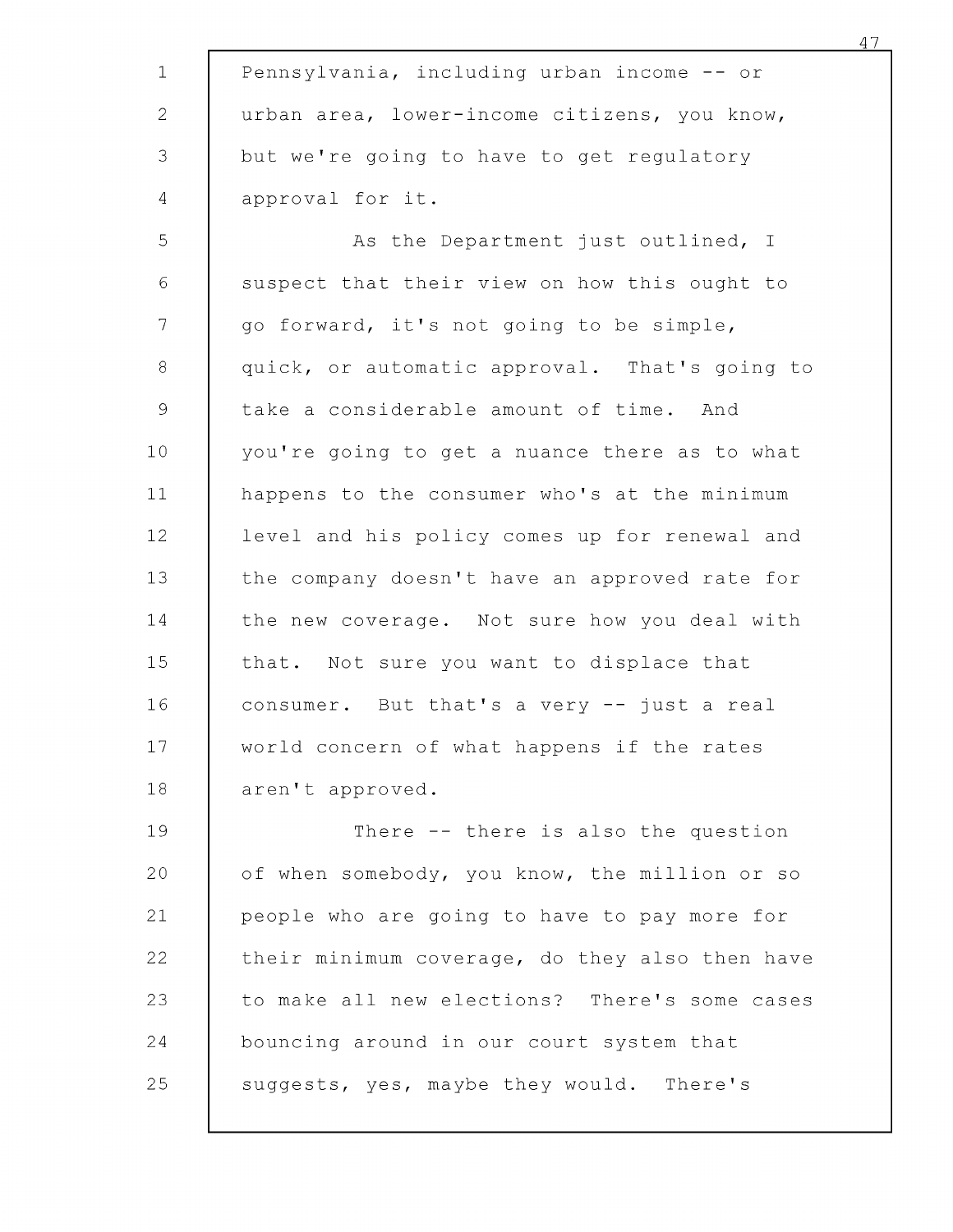Pennsylvania, including urban income -- or urban area, lower-income citizens, you know, but we're going to have to get regulatory approval for it.

As the Department just outlined, I suspect that their view on how this ought to go forward, it's not going to be simple, quick, or automatic approval. That's going to take a considerable amount of time. And you're going to get a nuance there as to what happens to the consumer who's at the minimum level and his policy comes up for renewal and the company doesn't have an approved rate for the new coverage. Not sure how you deal with that. Not sure you want to displace that consumer. But that's a very -- just a real world concern of what happens if the rates aren't approved.

There -- there is also the question of when somebody, you know, the million or so people who are going to have to pay more for their minimum coverage, do they also then have to make all new elections? There's some cases bouncing around in our court system that suggests, yes, maybe they would. There's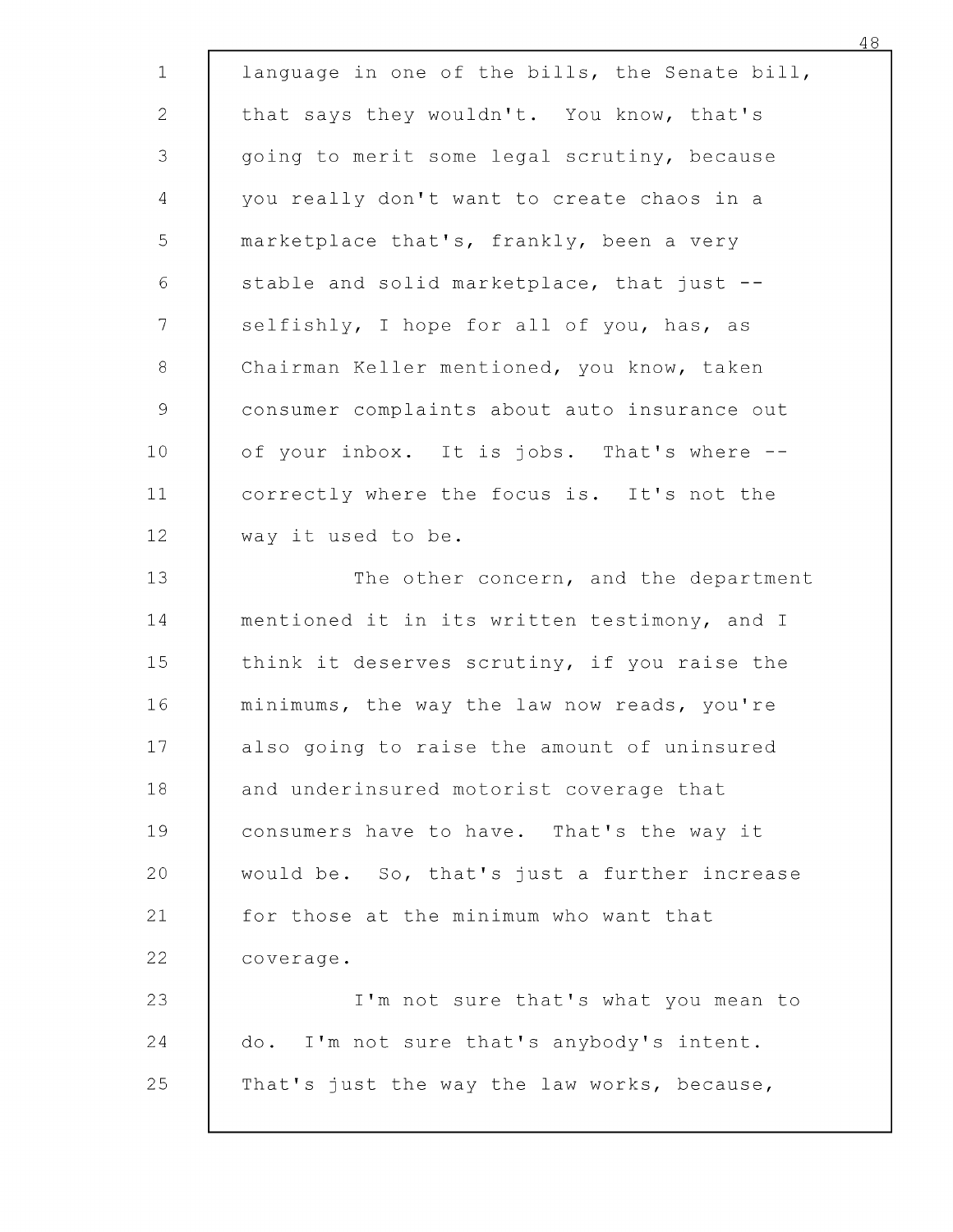language in one of the bills, the Senate bill, that says they wouldn't. You know, that's going to merit some legal scrutiny, because you really don't want to create chaos in a marketplace that's, frankly, been a very stable and solid marketplace, that just -- selfishly, I hope for all of you, has, as Chairman Keller mentioned, you know, taken consumer complaints about auto insurance out of your inbox. It is jobs. That's where -- correctly where the focus is. It's not the way it used to be.

The other concern, and the department mentioned it in its written testimony, and I think it deserves scrutiny, if you raise the minimums, the way the law now reads, you're also going to raise the amount of uninsured and underinsured motorist coverage that consumers have to have. That's the way it would be. So, that's just a further increase for those at the minimum who want that coverage.

I'm not sure that's what you mean to do. I'm not sure that's anybody's intent. That's just the way the law works, because,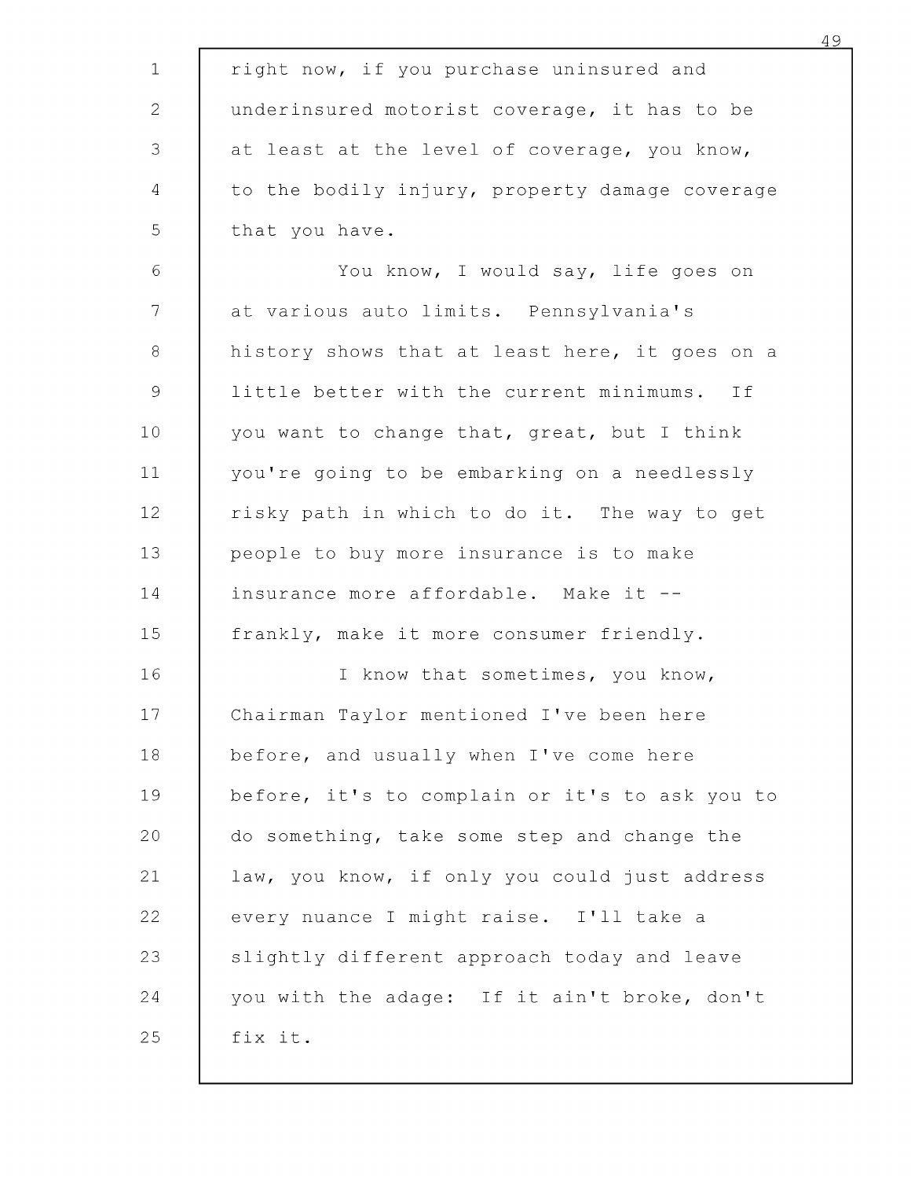right now, if you purchase uninsured and underinsured motorist coverage, it has to be at least at the level of coverage, you know, to the bodily injury, property damage coverage that you have.

You know, I would say, life goes on at various auto limits. Pennsylvania's history shows that at least here, it goes on a little better with the current minimums. If you want to change that, great, but I think you're going to be embarking on a needlessly risky path in which to do it. The way to get people to buy more insurance is to make insurance more affordable. Make it -- frankly, make it more consumer friendly.

I know that sometimes, you know, Chairman Taylor mentioned I've been here before, and usually when I've come here before, it's to complain or it's to ask you to do something, take some step and change the law, you know, if only you could just address every nuance I might raise. I'll take a slightly different approach today and leave you with the adage: If it ain't broke, don't fix it.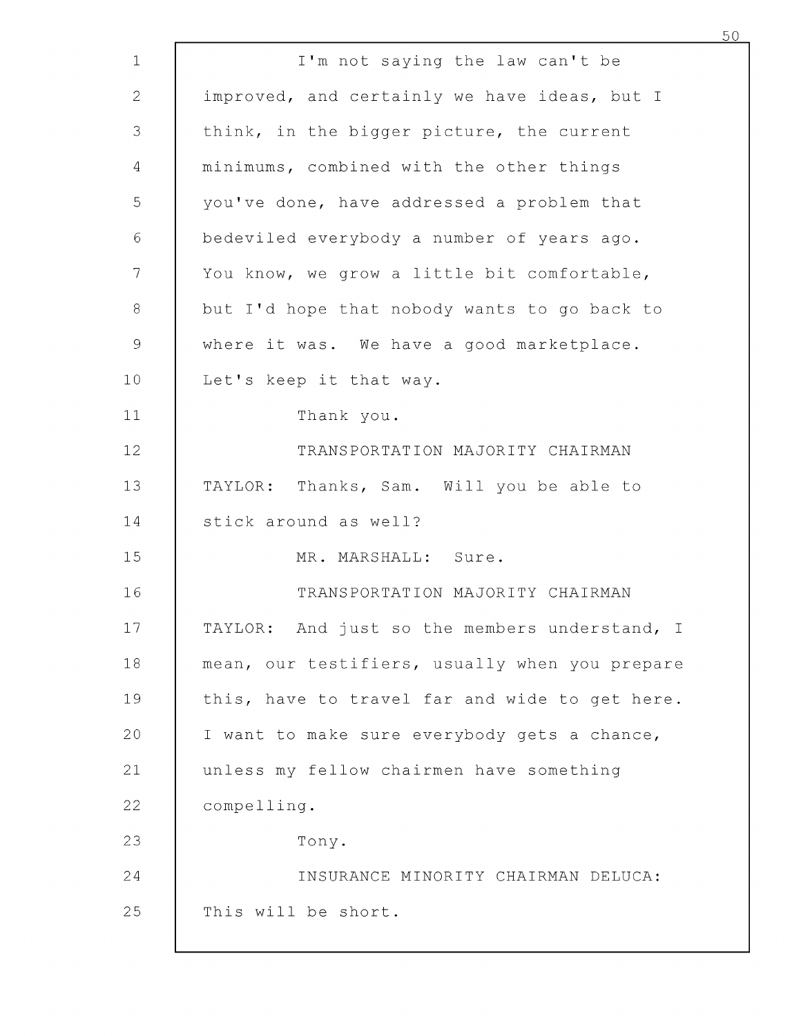I'm not saying the law can't be improved, and certainly we have ideas, but I think, in the bigger picture, the current minimums, combined with the other things you've done, have addressed a problem that bedeviled everybody a number of years ago. You know, we grow a little bit comfortable, but I'd hope that nobody wants to go back to where it was. We have a good marketplace. Let's keep it that way.

Thank you.

TRANSPORTATION MAJORITY CHAIRMAN TAYLOR: Thanks, Sam. Will you be able to stick around as well?

MR. MARSHALL: Sure.

TRANSPORTATION MAJORITY CHAIRMAN TAYLOR: And just so the members understand, I mean, our testifiers, usually when you prepare this, have to travel far and wide to get here. I want to make sure everybody gets a chance, unless my fellow chairmen have something compelling.

Tony.

INSURANCE MINORITY CHAIRMAN DELUCA: This will be short.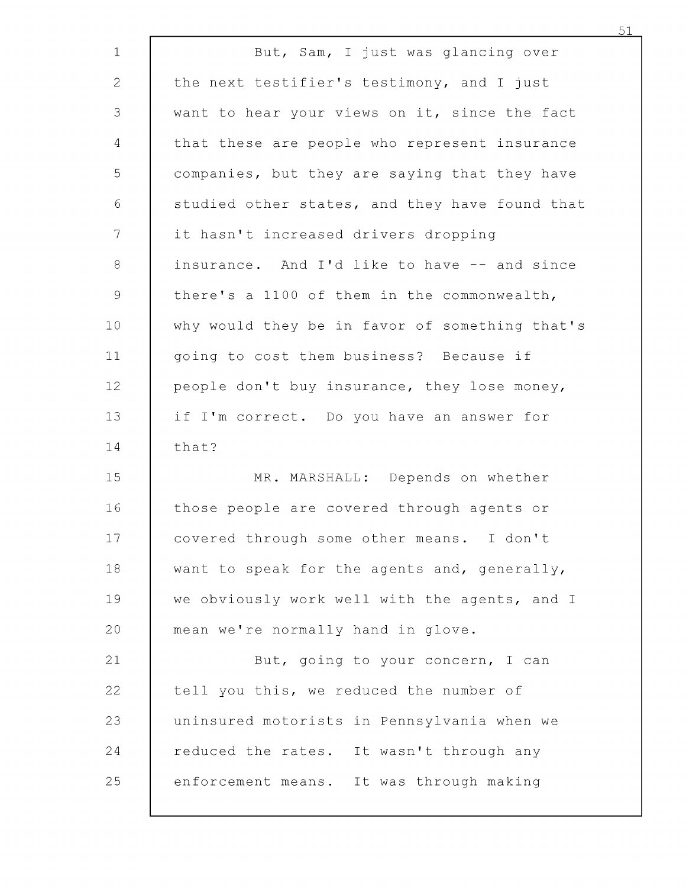But, Sam, I just was glancing over the next testifier's testimony, and I just want to hear your views on it, since the fact that these are people who represent insurance companies, but they are saying that they have studied other states, and they have found that it hasn't increased drivers dropping insurance. And I'd like to have -- and since there's a 1100 of them in the commonwealth, why would they be in favor of something that's going to cost them business? Because if people don't buy insurance, they lose money, if I'm correct. Do you have an answer for that?

MR. MARSHALL: Depends on whether those people are covered through agents or covered through some other means. I don't want to speak for the agents and, generally, we obviously work well with the agents, and I mean we're normally hand in glove.

But, going to your concern, I can tell you this, we reduced the number of uninsured motorists in Pennsylvania when we reduced the rates. It wasn't through any enforcement means. It was through making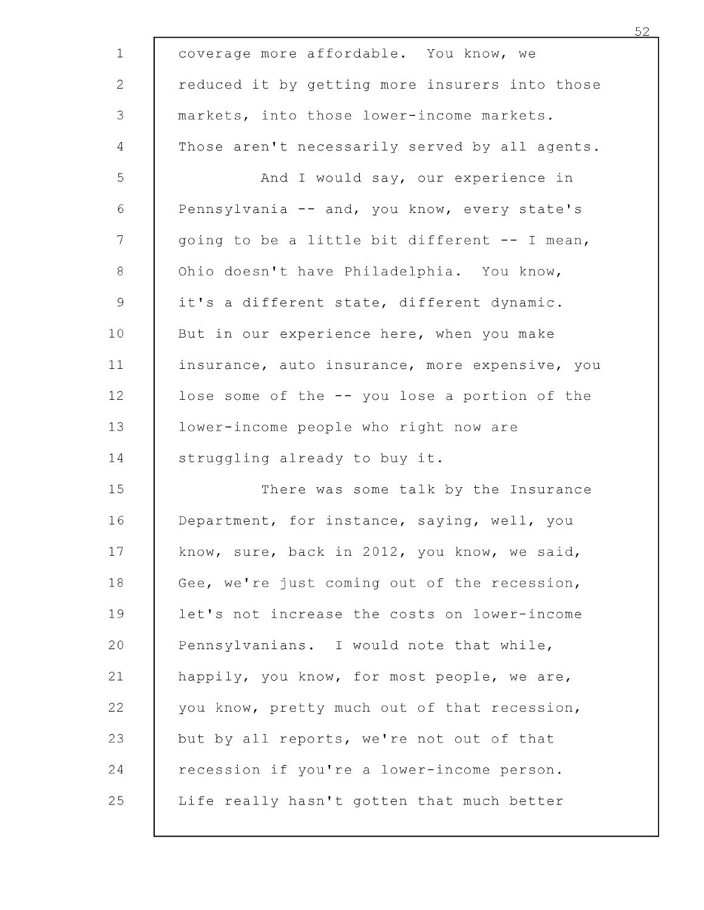coverage more affordable. You know, we reduced it by getting more insurers into those markets, into those lower-income markets. Those aren't necessarily served by all agents.

And I would say, our experience in Pennsylvania -- and, you know, every state's going to be a little bit different -- I mean, Ohio doesn't have Philadelphia. You know, it's a different state, different dynamic. But in our experience here, when you make insurance, auto insurance, more expensive, you lose some of the -- you lose a portion of the lower-income people who right now are struggling already to buy it.

There was some talk by the Insurance Department, for instance, saying, well, you know, sure, back in 2012, you know, we said, Gee, we're just coming out of the recession, let's not increase the costs on lower-income Pennsylvanians. I would note that while, happily, you know, for most people, we are, you know, pretty much out of that recession, but by all reports, we're not out of that recession if you're a lower-income person. Life really hasn't gotten that much better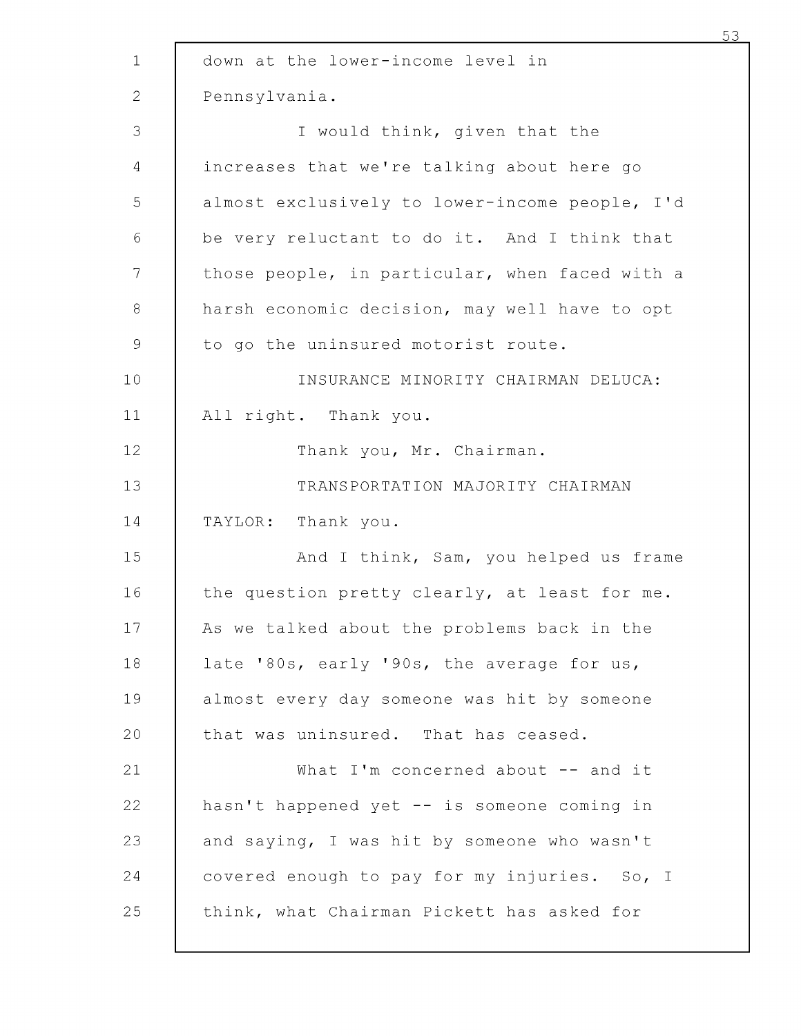down at the lower-income level in Pennsylvania.

I would think, given that the increases that we're talking about here go almost exclusively to lower-income people, I'd be very reluctant to do it. And I think that those people, in particular, when faced with a harsh economic decision, may well have to opt to go the uninsured motorist route.

INSURANCE MINORITY CHAIRMAN DELUCA: All right. Thank you.

Thank you, Mr. Chairman.

TRANSPORTATION MAJORITY CHAIRMAN TAYLOR: Thank you.

And I think, Sam, you helped us frame the question pretty clearly, at least for me. As we talked about the problems back in the late '80s, early '90s, the average for us, almost every day someone was hit by someone that was uninsured. That has ceased.

What I'm concerned about -- and it hasn't happened yet -- is someone coming in and saying, I was hit by someone who wasn't covered enough to pay for my injuries. So, I think, what Chairman Pickett has asked for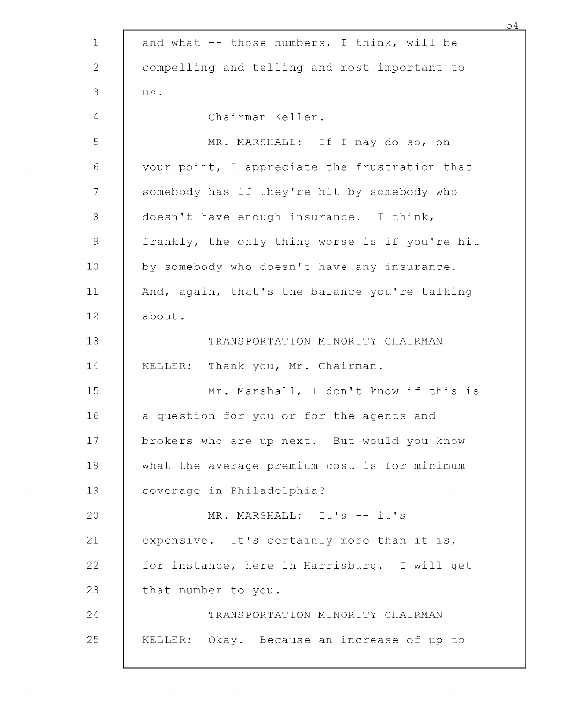and what -- those numbers, I think, will be compelling and telling and most important to us.

Chairman Keller.

MR. MARSHALL: If I may do so, on your point, I appreciate the frustration that somebody has if they're hit by somebody who doesn't have enough insurance. I think, frankly, the only thing worse is if you're hit by somebody who doesn't have any insurance. And, again, that's the balance you're talking about.

TRANSPORTATION MINORITY CHAIRMAN KELLER: Thank you, Mr. Chairman.

Mr. Marshall, I don't know if this is a question for you or for the agents and brokers who are up next. But would you know what the average premium cost is for minimum coverage in Philadelphia?

MR. MARSHALL: It's -- it's expensive. It's certainly more than it is, for instance, here in Harrisburg. I will get that number to you.

TRANSPORTATION MINORITY CHAIRMAN KELLER: Okay. Because an increase of up to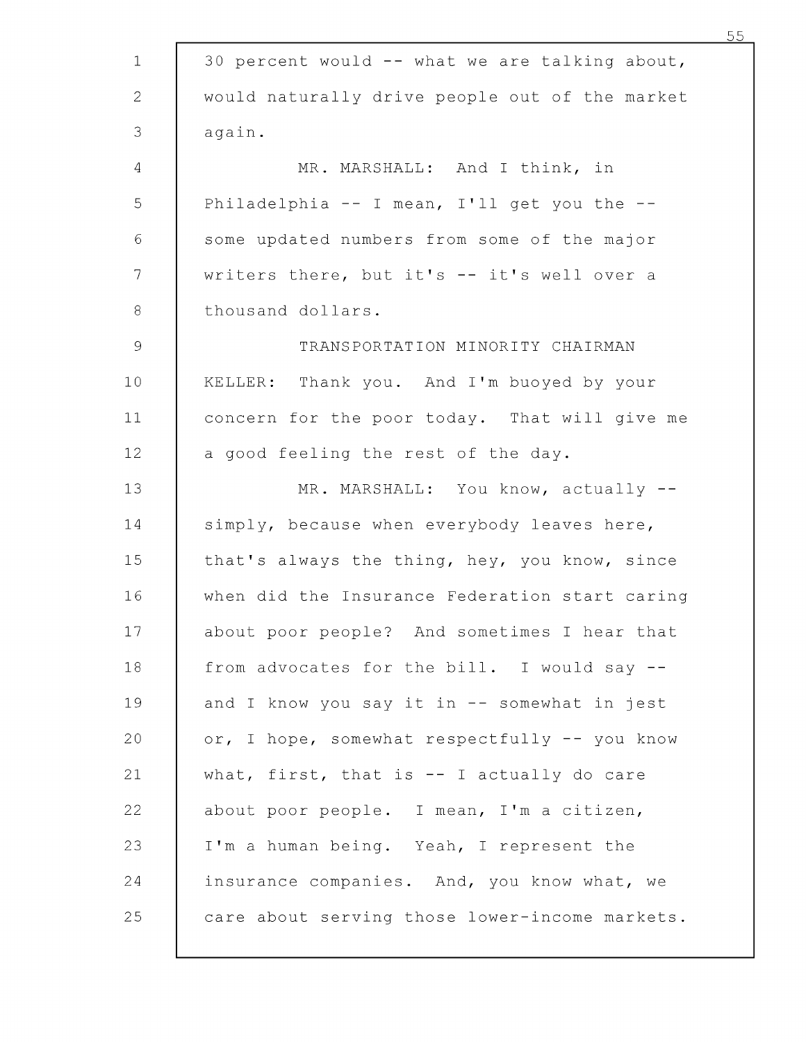30 percent would -- what we are talking about, would naturally drive people out of the market again.

MR. MARSHALL: And I think, in Philadelphia -- I mean, I'll get you the -- some updated numbers from some of the major writers there, but it's -- it's well over a thousand dollars.

TRANSPORTATION MINORITY CHAIRMAN KELLER: Thank you. And I'm buoyed by your concern for the poor today. That will give me a good feeling the rest of the day.

MR. MARSHALL: You know, actually -- simply, because when everybody leaves here, that's always the thing, hey, you know, since when did the Insurance Federation start caring about poor people? And sometimes I hear that from advocates for the bill. I would say -- and I know you say it in -- somewhat in jest or, I hope, somewhat respectfully -- you know what, first, that is -- I actually do care about poor people. I mean, I'm a citizen, I'm a human being. Yeah, I represent the insurance companies. And, you know what, we care about serving those lower-income markets.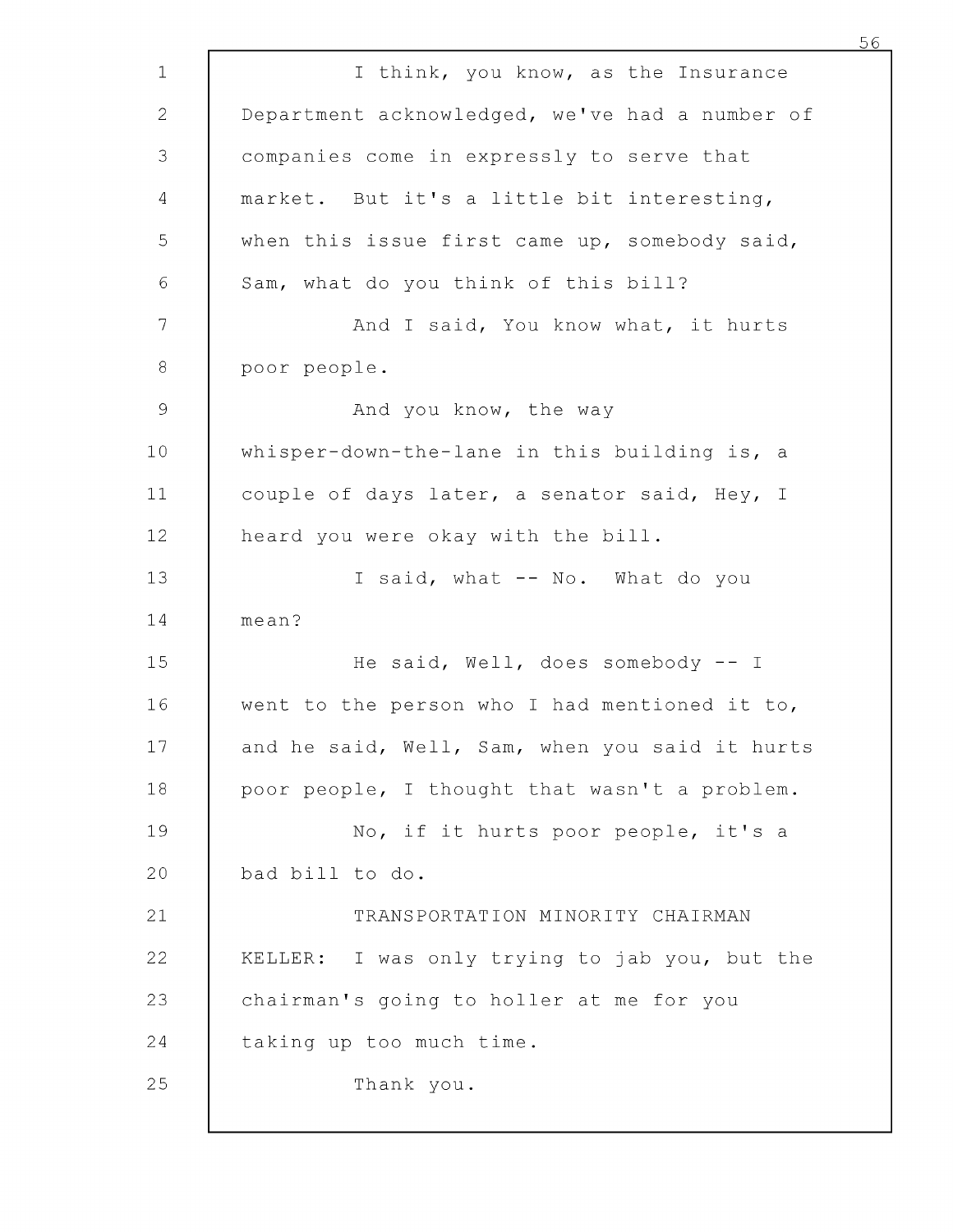I think, you know, as the Insurance Department acknowledged, we've had a number of companies come in expressly to serve that market. But it's a little bit interesting, when this issue first came up, somebody said, Sam, what do you think of this bill?

And I said, You know what, it hurts poor people.

And you know, the way whisper-down-the-lane in this building is, a couple of days later, a senator said, Hey, I heard you were okay with the bill.

I said, what -- No. What do you mean?

He said, Well, does somebody -- I went to the person who I had mentioned it to, and he said, Well, Sam, when you said it hurts poor people, I thought that wasn't a problem.

No, if it hurts poor people, it's a bad bill to do.

TRANSPORTATION MINORITY CHAIRMAN KELLER: I was only trying to jab you, but the chairman's going to holler at me for you taking up too much time.

Thank you.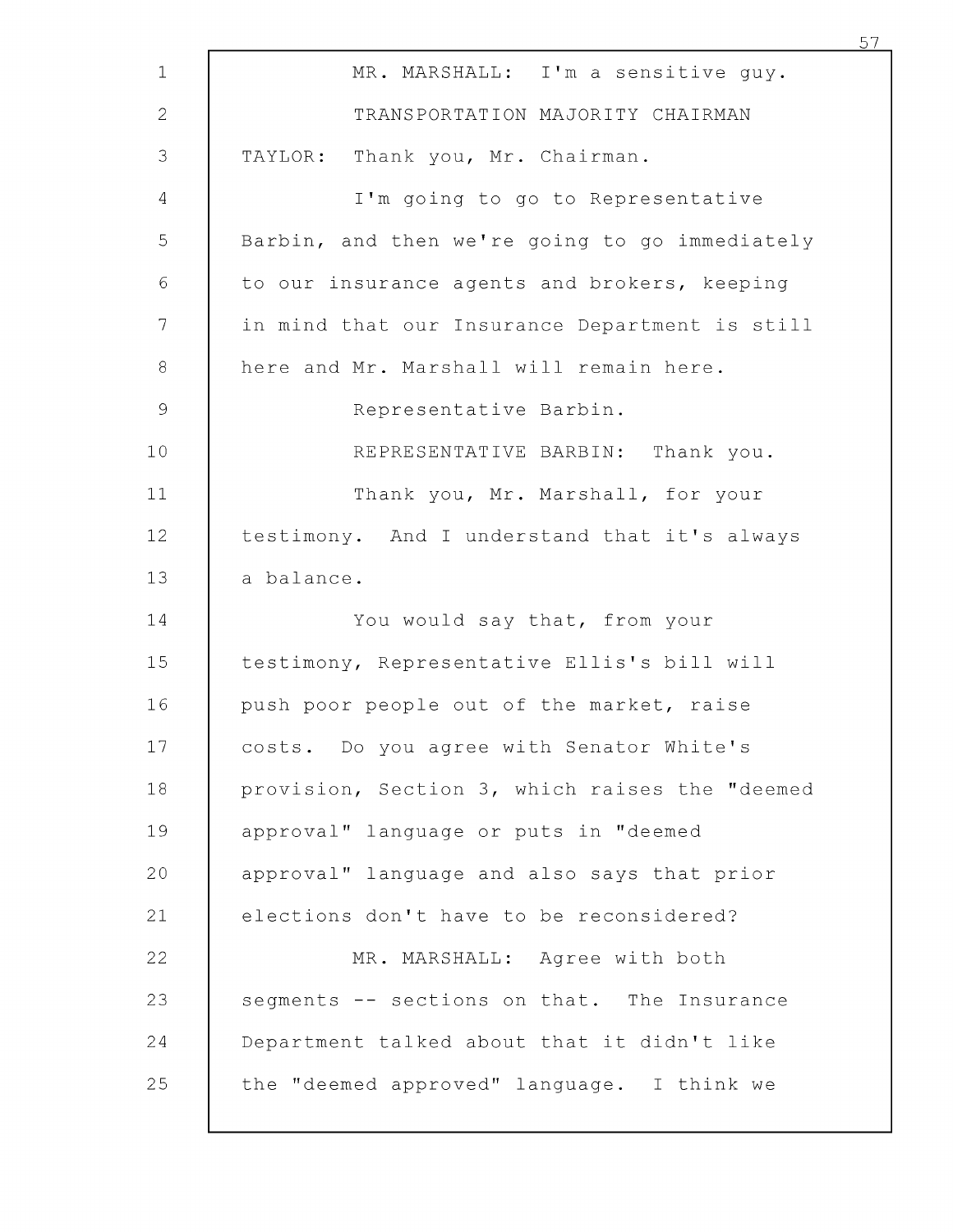MR. MARSHALL: I'm a sensitive guy.

TRANSPORTATION MAJORITY CHAIRMAN TAYLOR: Thank you, Mr. Chairman.

I'm going to go to Representative Barbin, and then we're going to go immediately to our insurance agents and brokers, keeping in mind that our Insurance Department is still here and Mr. Marshall will remain here.

Representative Barbin.

REPRESENTATIVE BARBIN: Thank you.

Thank you, Mr. Marshall, for your testimony. And I understand that it's always a balance.

You would say that, from your testimony, Representative Ellis's bill will push poor people out of the market, raise costs. Do you agree with Senator White's provision, Section 3, which raises the "deemed approval" language or puts in "deemed approval" language and also says that prior elections don't have to be reconsidered?

MR. MARSHALL: Agree with both segments -- sections on that. The Insurance Department talked about that it didn't like the "deemed approved" language. I think we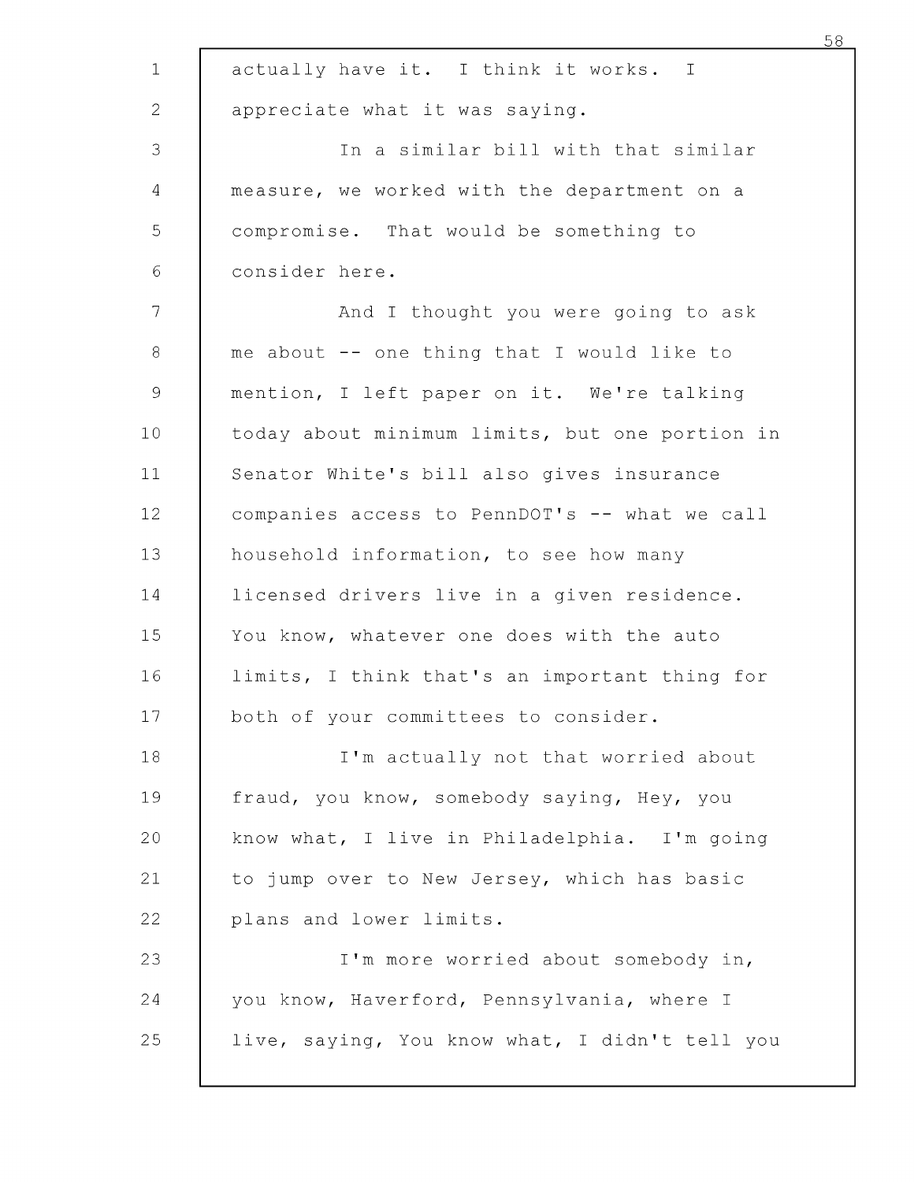actually have it. I think it works. I appreciate what it was saying.

In a similar bill with that similar measure, we worked with the department on a compromise. That would be something to consider here.

And I thought you were going to ask me about -- one thing that I would like to mention, I left paper on it. We're talking today about minimum limits, but one portion in Senator White's bill also gives insurance companies access to PennDOT's -- what we call household information, to see how many licensed drivers live in a given residence. You know, whatever one does with the auto limits, I think that's an important thing for both of your committees to consider.

I'm actually not that worried about fraud, you know, somebody saying, Hey, you know what, I live in Philadelphia. I'm going to jump over to New Jersey, which has basic plans and lower limits.

I'm more worried about somebody in, you know, Haverford, Pennsylvania, where I live, saying, You know what, I didn't tell you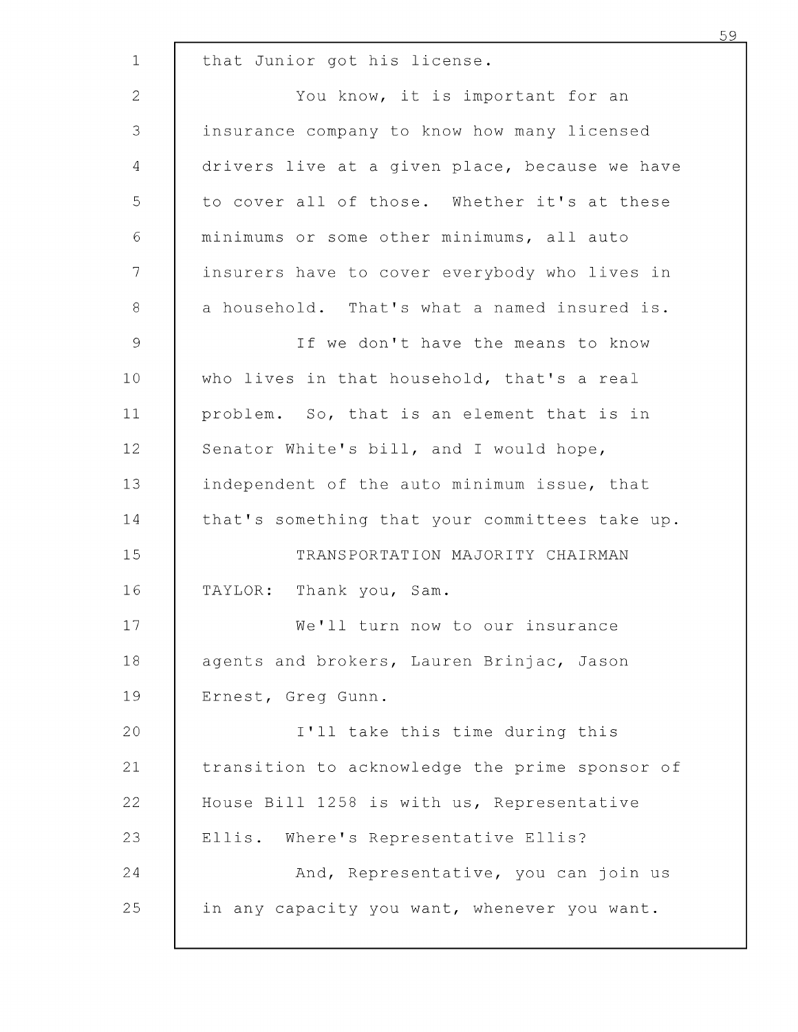that Junior got his license.

You know, it is important for an insurance company to know how many licensed drivers live at a given place, because we have to cover all of those. Whether it's at these minimums or some other minimums, all auto insurers have to cover everybody who lives in a household. That's what a named insured is.

If we don't have the means to know who lives in that household, that's a real problem. So, that is an element that is in Senator White's bill, and I would hope, independent of the auto minimum issue, that that's something that your committees take up.

TRANSPORTATION MAJORITY CHAIRMAN TAYLOR: Thank you, Sam.

We'll turn now to our insurance agents and brokers, Lauren Brinjac, Jason Ernest, Greg Gunn.

I'll take this time during this transition to acknowledge the prime sponsor of House Bill 1258 is with us, Representative Ellis. Where's Representative Ellis?

And, Representative, you can join us in any capacity you want, whenever you want.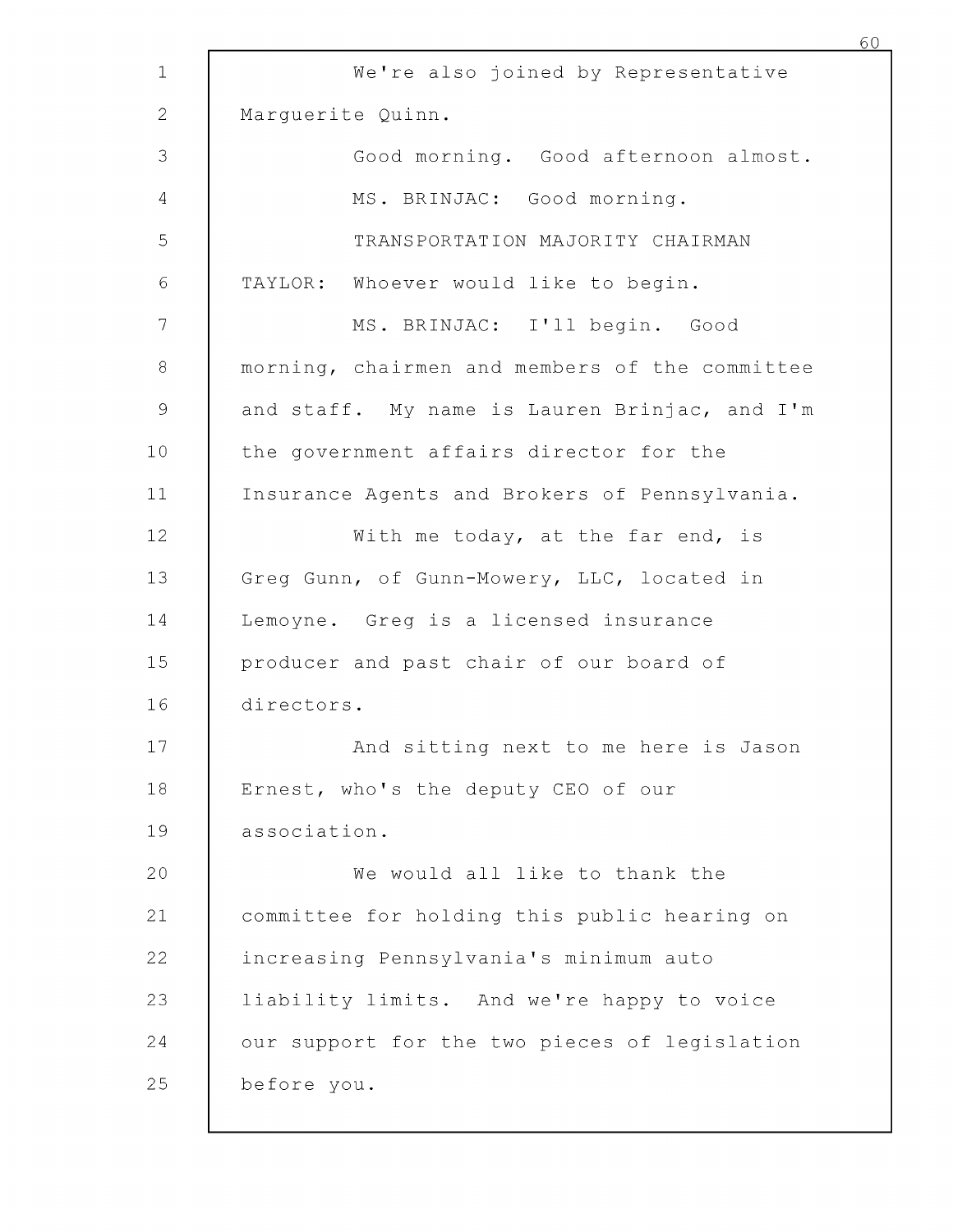We're also joined by Representative Marguerite Quinn.

Good morning. Good afternoon almost.

MS. BRINJAC: Good morning.

TRANSPORTATION MAJORITY CHAIRMAN TAYLOR: Whoever would like to begin.

MS. BRINJAC: I'll begin. Good morning, chairmen and members of the committee and staff. My name is Lauren Brinjac, and I'm the government affairs director for the Insurance Agents and Brokers of Pennsylvania.

With me today, at the far end, is Greg Gunn, of Gunn-Mowery, LLC, located in Lemoyne. Greg is a licensed insurance producer and past chair of our board of directors.

And sitting next to me here is Jason Ernest, who's the deputy CEO of our association.

We would all like to thank the committee for holding this public hearing on increasing Pennsylvania's minimum auto liability limits. And we're happy to voice our support for the two pieces of legislation before you.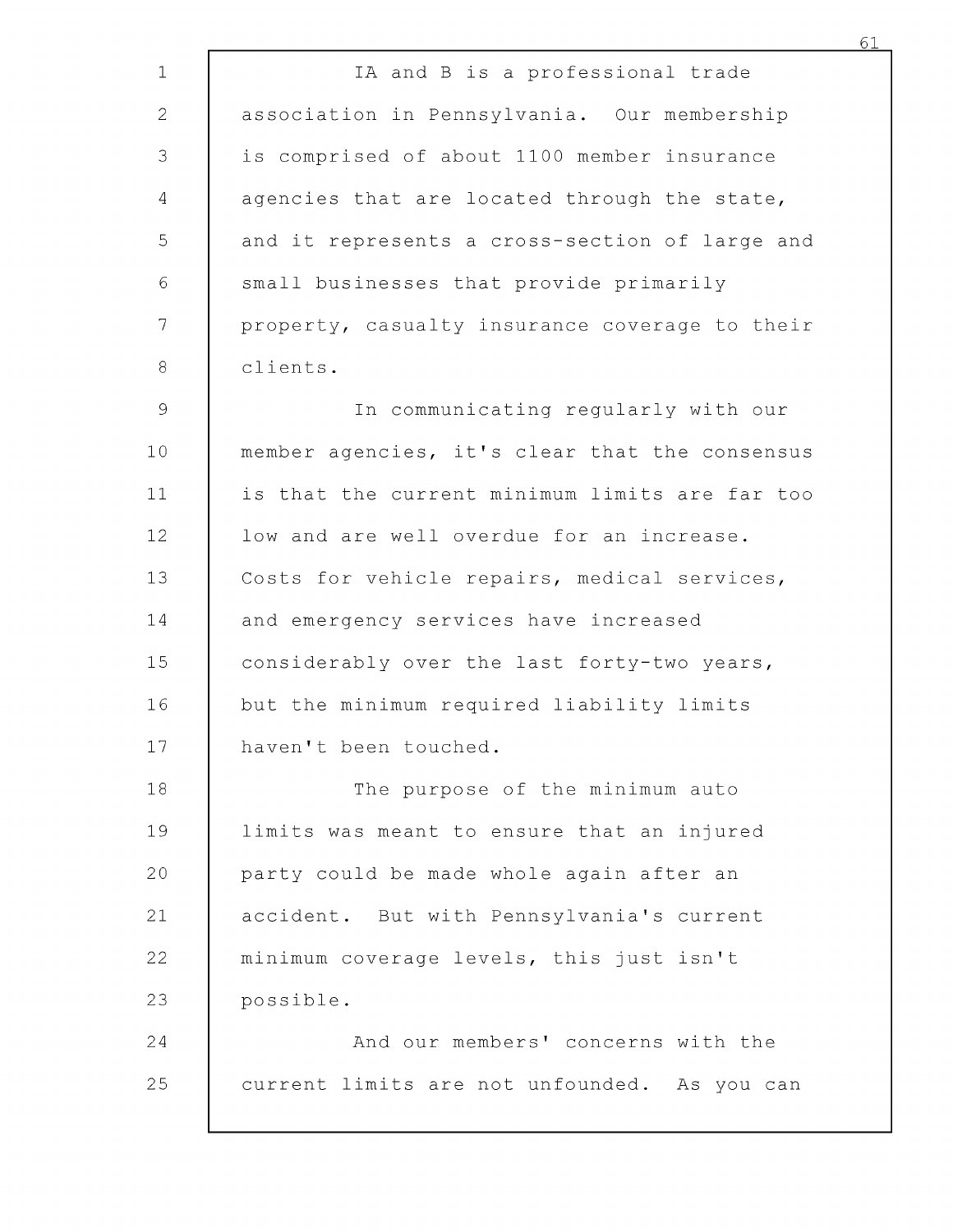IA and B is a professional trade association in Pennsylvania. Our membership is comprised of about 1100 member insurance agencies that are located through the state, and it represents a cross-section of large and small businesses that provide primarily property, casualty insurance coverage to their clients.

In communicating regularly with our member agencies, it's clear that the consensus is that the current minimum limits are far too low and are well overdue for an increase. Costs for vehicle repairs, medical services, and emergency services have increased considerably over the last forty-two years, but the minimum required liability limits haven't been touched.

The purpose of the minimum auto limits was meant to ensure that an injured party could be made whole again after an accident. But with Pennsylvania's current minimum coverage levels, this just isn't possible.

And our members' concerns with the current limits are not unfounded. As you can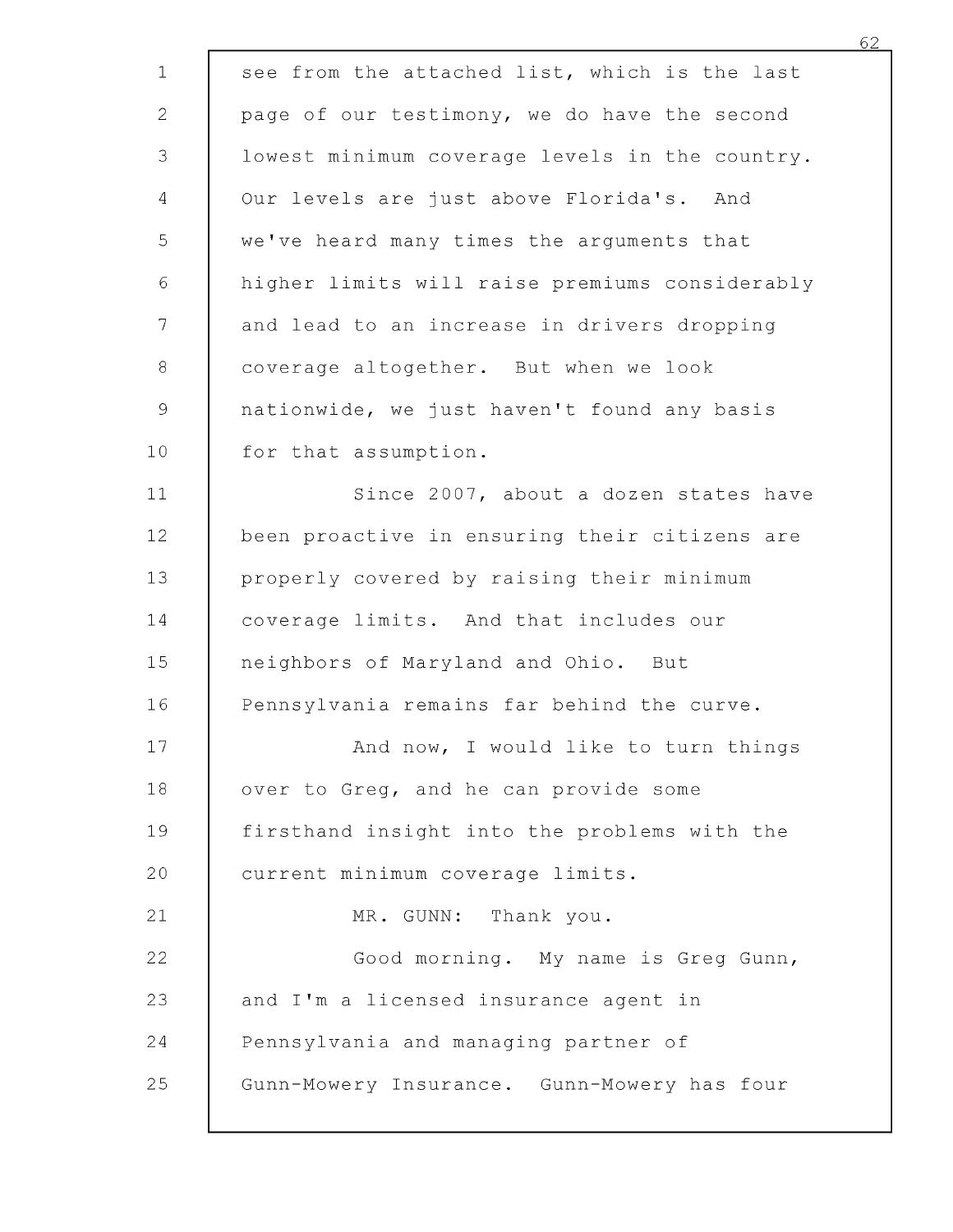see from the attached list, which is the last page of our testimony, we do have the second lowest minimum coverage levels in the country. Our levels are just above Florida's. And we've heard many times the arguments that higher limits will raise premiums considerably and lead to an increase in drivers dropping coverage altogether. But when we look nationwide, we just haven't found any basis for that assumption.

Since 2007, about a dozen states have been proactive in ensuring their citizens are properly covered by raising their minimum coverage limits. And that includes our neighbors of Maryland and Ohio. But Pennsylvania remains far behind the curve.

And now, I would like to turn things over to Greg, and he can provide some firsthand insight into the problems with the current minimum coverage limits.

MR. GUNN: Thank you.

Good morning. My name is Greg Gunn, and I'm a licensed insurance agent in Pennsylvania and managing partner of Gunn-Mowery Insurance. Gunn-Mowery has four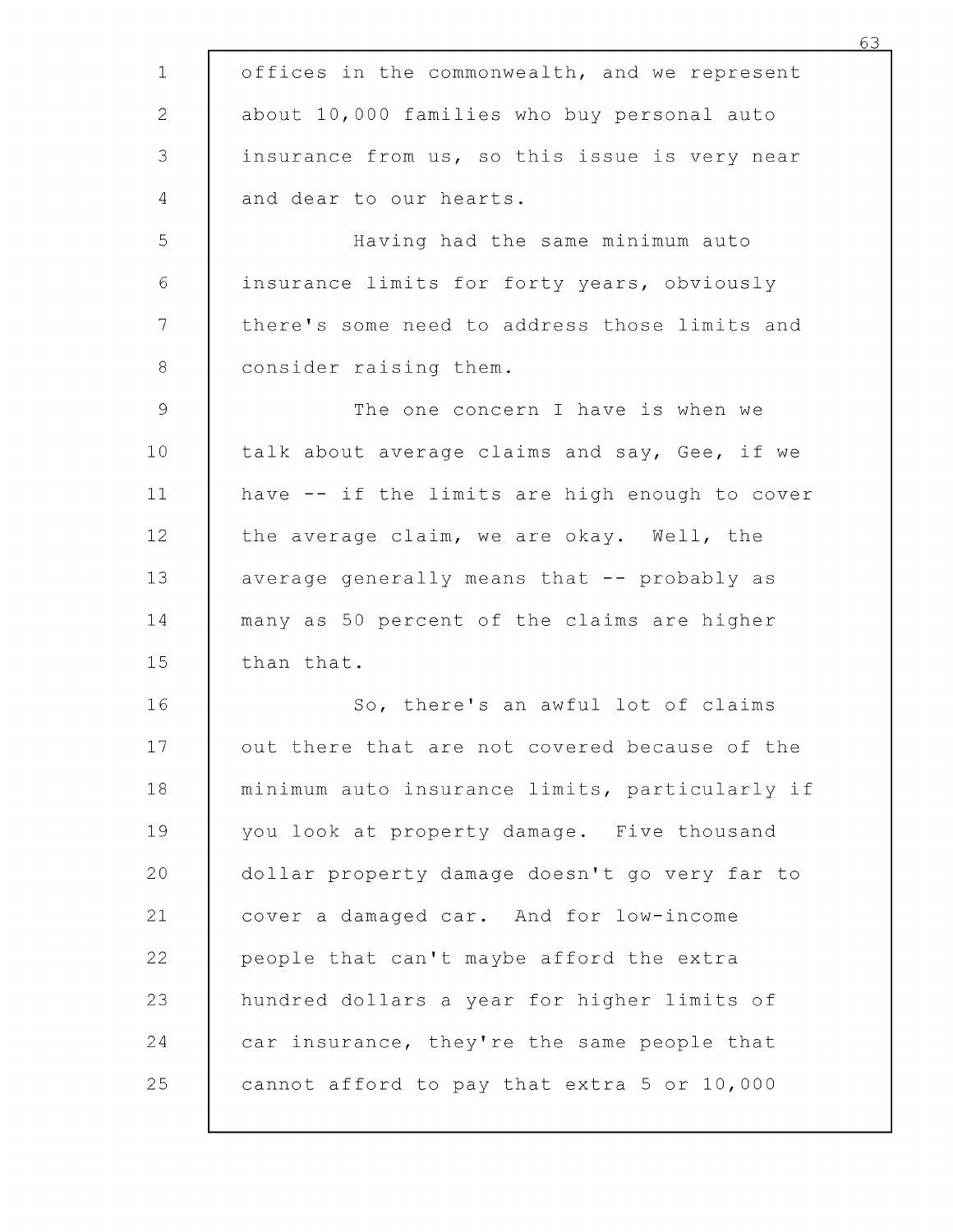offices in the commonwealth, and we represent about 10,000 families who buy personal auto insurance from us, so this issue is very near and dear to our hearts.

Having had the same minimum auto insurance limits for forty years, obviously there's some need to address those limits and consider raising them.

The one concern I have is when we talk about average claims and say, Gee, if we have -- if the limits are high enough to cover the average claim, we are okay. Well, the average generally means that -- probably as many as 50 percent of the claims are higher than that.

So, there's an awful lot of claims out there that are not covered because of the minimum auto insurance limits, particularly if you look at property damage. Five thousand dollar property damage doesn't go very far to cover a damaged car. And for low-income people that can't maybe afford the extra hundred dollars a year for higher limits of car insurance, they're the same people that cannot afford to pay that extra 5 or 10,000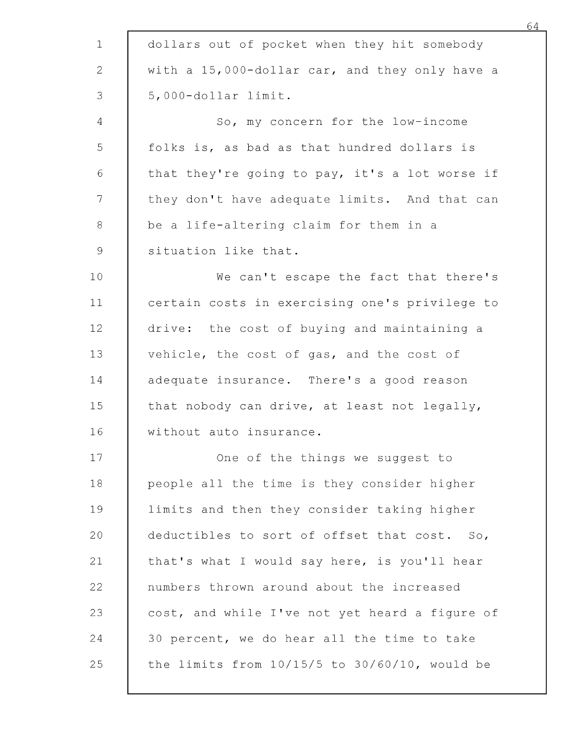dollars out of pocket when they hit somebody with a 15,000-dollar car, and they only have a 5,000-dollar limit.

So, my concern for the low-income folks is, as bad as that hundred dollars is that they're going to pay, it's a lot worse if they don't have adequate limits. And that can be a life-altering claim for them in a situation like that.

We can't escape the fact that there's certain costs in exercising one's privilege to drive: the cost of buying and maintaining a vehicle, the cost of gas, and the cost of adequate insurance. There's a good reason that nobody can drive, at least not legally, without auto insurance.

One of the things we suggest to people all the time is they consider higher limits and then they consider taking higher deductibles to sort of offset that cost. So, that's what I would say here, is you'll hear numbers thrown around about the increased cost, and while I've not yet heard a figure of 30 percent, we do hear all the time to take the limits from 10/15/5 to 30/60/10, would be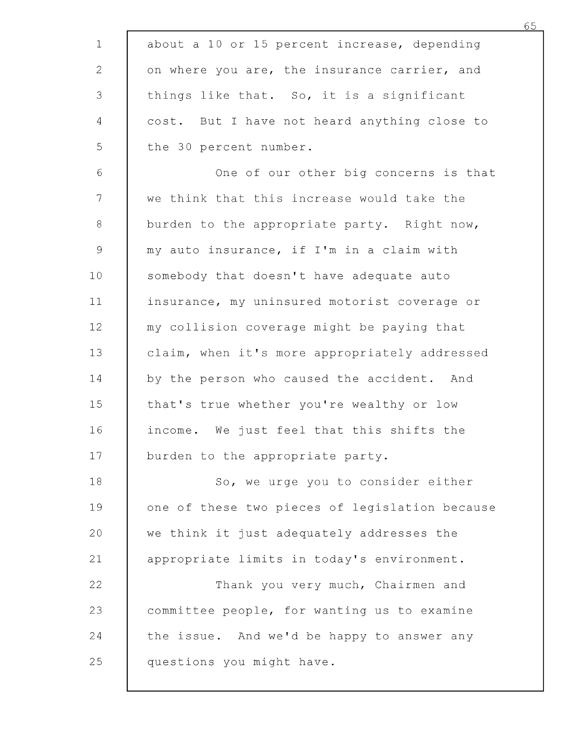about a 10 or 15 percent increase, depending on where you are, the insurance carrier, and things like that. So, it is a significant cost. But I have not heard anything close to the 30 percent number.

One of our other big concerns is that we think that this increase would take the burden to the appropriate party. Right now, my auto insurance, if I'm in a claim with somebody that doesn't have adequate auto insurance, my uninsured motorist coverage or my collision coverage might be paying that claim, when it's more appropriately addressed by the person who caused the accident. And that's true whether you're wealthy or low income. We just feel that this shifts the burden to the appropriate party.

So, we urge you to consider either one of these two pieces of legislation because we think it just adequately addresses the appropriate limits in today's environment.

Thank you very much, Chairmen and committee people, for wanting us to examine the issue. And we'd be happy to answer any questions you might have.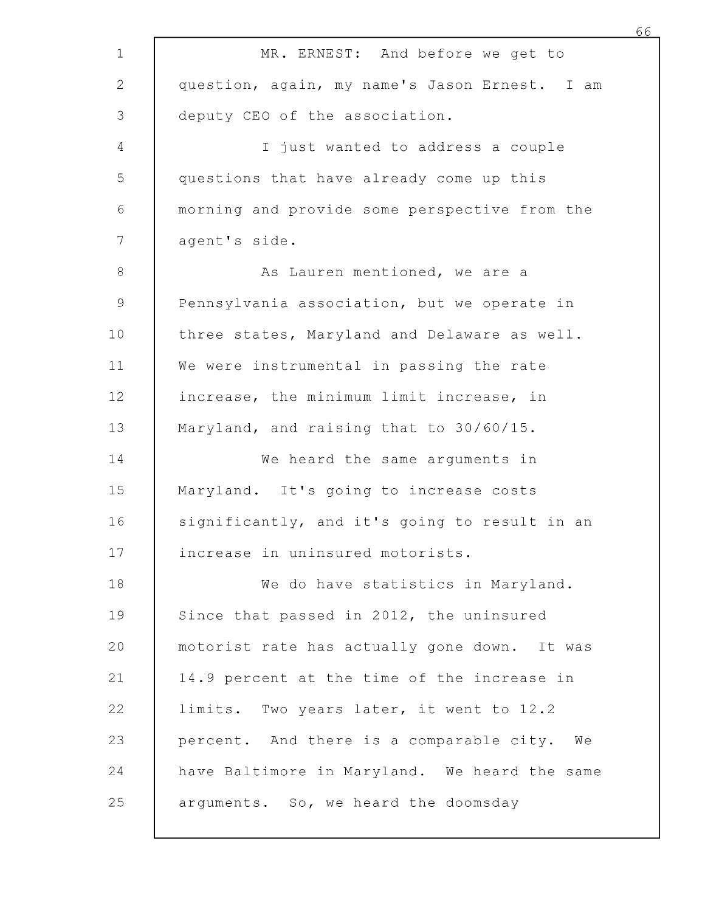MR. ERNEST: And before we get to question, again, my name's Jason Ernest. I am deputy CEO of the association.

I just wanted to address a couple questions that have already come up this morning and provide some perspective from the agent's side.

As Lauren mentioned, we are a Pennsylvania association, but we operate in three states, Maryland and Delaware as well. We were instrumental in passing the rate increase, the minimum limit increase, in Maryland, and raising that to 30/60/15.

We heard the same arguments in Maryland. It's going to increase costs significantly, and it's going to result in an increase in uninsured motorists.

We do have statistics in Maryland. Since that passed in 2012, the uninsured motorist rate has actually gone down. It was 14.9 percent at the time of the increase in limits. Two years later, it went to 12.2 percent. And there is a comparable city. We have Baltimore in Maryland. We heard the same arguments. So, we heard the doomsday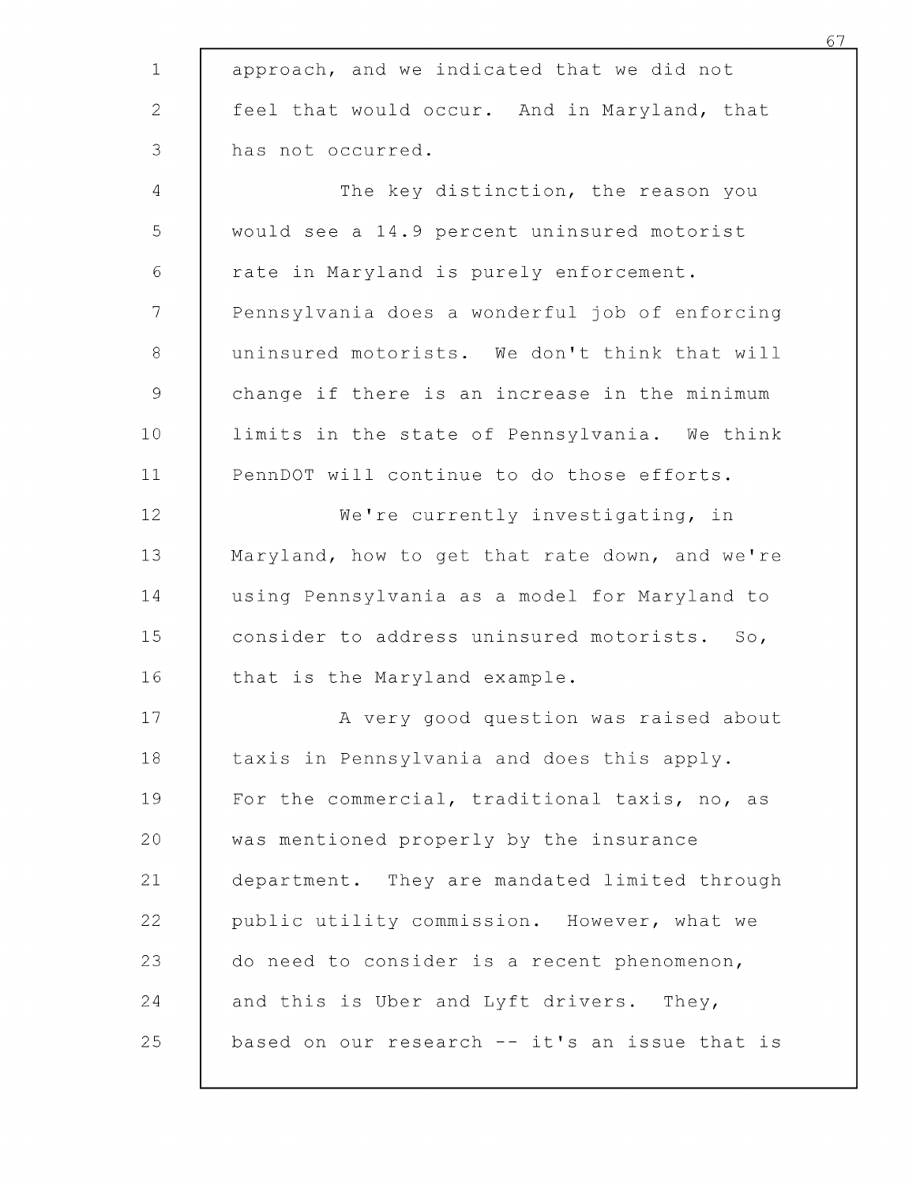approach, and we indicated that we did not feel that would occur. And in Maryland, that has not occurred.

The key distinction, the reason you would see a 14.9 percent uninsured motorist rate in Maryland is purely enforcement. Pennsylvania does a wonderful job of enforcing uninsured motorists. We don't think that will change if there is an increase in the minimum limits in the state of Pennsylvania. We think PennDOT will continue to do those efforts.

We're currently investigating, in Maryland, how to get that rate down, and we're using Pennsylvania as a model for Maryland to consider to address uninsured motorists. So, that is the Maryland example.

A very good question was raised about taxis in Pennsylvania and does this apply. For the commercial, traditional taxis, no, as was mentioned properly by the insurance department. They are mandated limited through public utility commission. However, what we do need to consider is a recent phenomenon, and this is Uber and Lyft drivers. They, based on our research -- it's an issue that is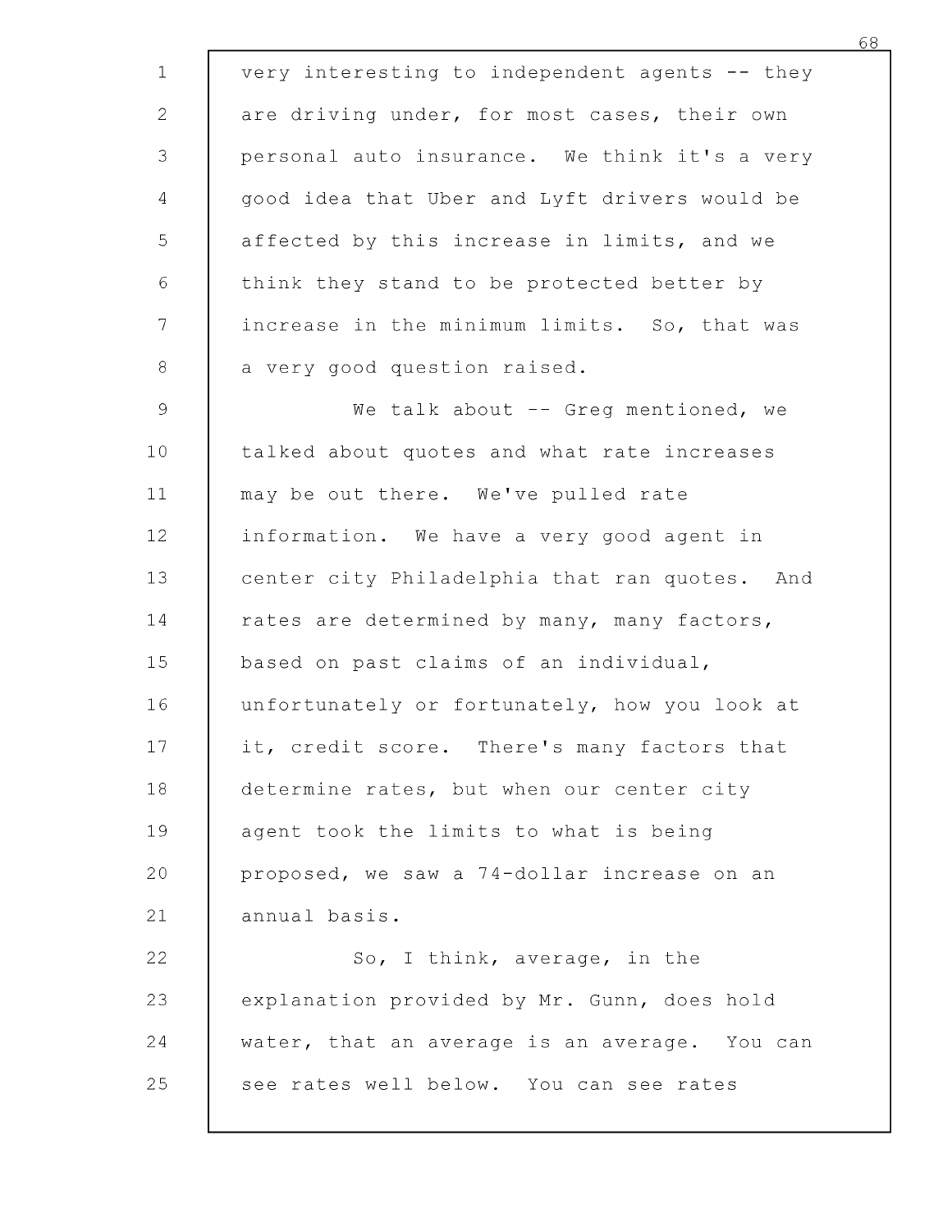very interesting to independent agents -- they are driving under, for most cases, their own personal auto insurance. We think it's a very good idea that Uber and Lyft drivers would be affected by this increase in limits, and we think they stand to be protected better by increase in the minimum limits. So, that was a very good question raised.

We talk about -- Greg mentioned, we talked about quotes and what rate increases may be out there. We've pulled rate information. We have a very good agent in center city Philadelphia that ran quotes. And rates are determined by many, many factors, based on past claims of an individual, unfortunately or fortunately, how you look at it, credit score. There's many factors that determine rates, but when our center city agent took the limits to what is being proposed, we saw a 74-dollar increase on an annual basis.

So, I think, average, in the explanation provided by Mr. Gunn, does hold water, that an average is an average. You can see rates well below. You can see rates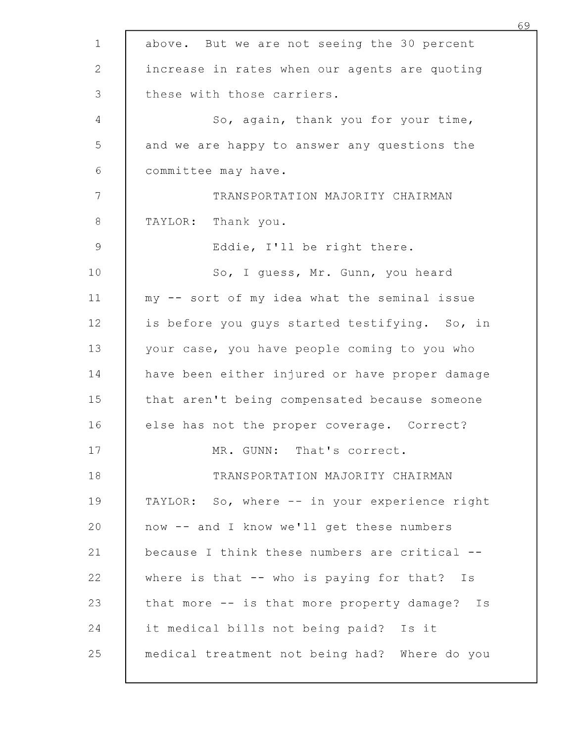above. But we are not seeing the 30 percent increase in rates when our agents are quoting these with those carriers.

So, again, thank you for your time, and we are happy to answer any questions the committee may have.

TRANSPORTATION MAJORITY CHAIRMAN TAYLOR: Thank you.

Eddie, I'll be right there.

So, I guess, Mr. Gunn, you heard my -- sort of my idea what the seminal issue is before you guys started testifying. So, in your case, you have people coming to you who have been either injured or have proper damage that aren't being compensated because someone else has not the proper coverage. Correct?

MR. GUNN: That's correct.

TRANSPORTATION MAJORITY CHAIRMAN TAYLOR: So, where -- in your experience right now -- and I know we'll get these numbers because I think these numbers are critical -- where is that -- who is paying for that? Is that more -- is that more property damage? Is it medical bills not being paid? Is it medical treatment not being had? Where do you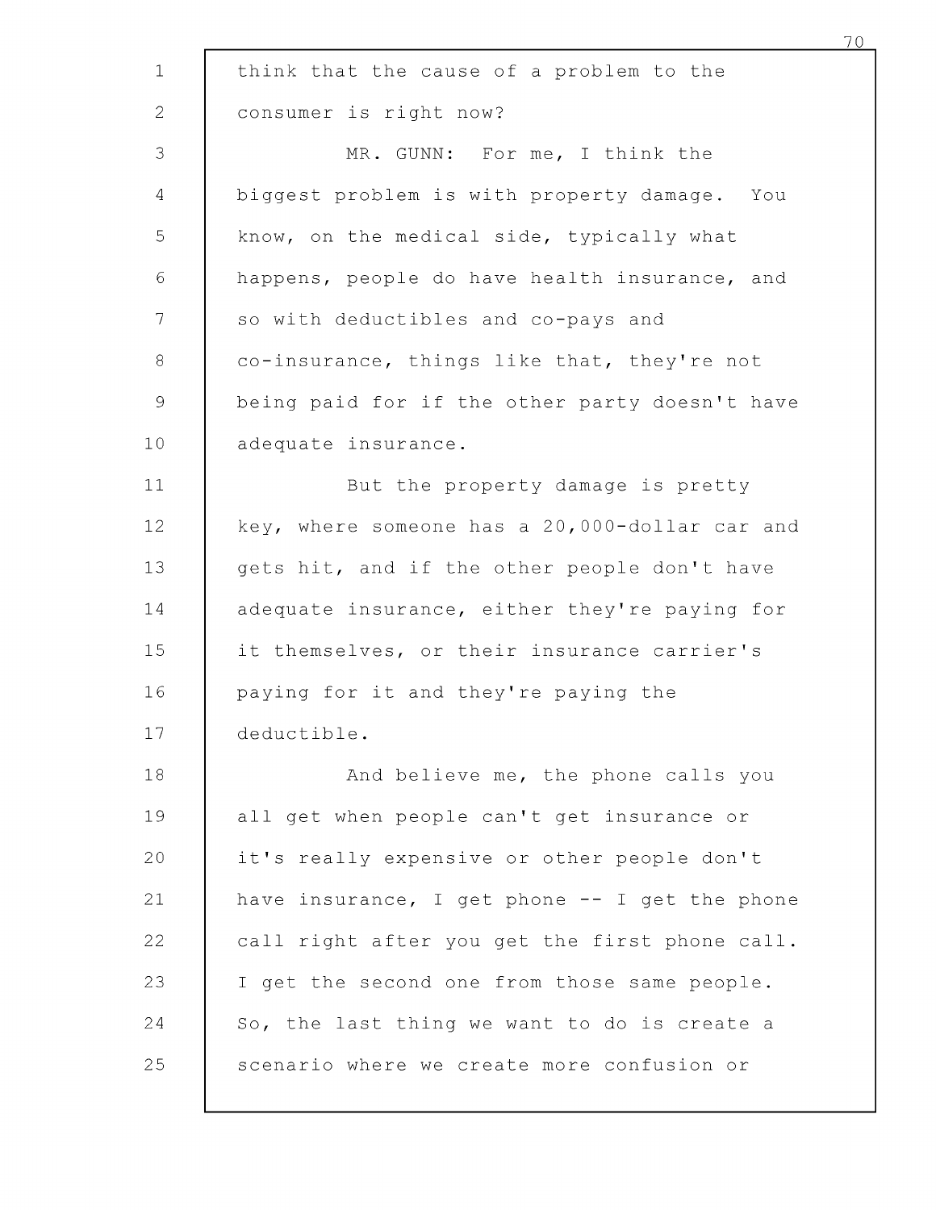think that the cause of a problem to the consumer is right now?

MR. GUNN: For me, I think the biggest problem is with property damage. You know, on the medical side, typically what happens, people do have health insurance, and so with deductibles and co-pays and co-insurance, things like that, they're not being paid for if the other party doesn't have adequate insurance.

But the property damage is pretty key, where someone has a 20,000-dollar car and gets hit, and if the other people don't have adequate insurance, either they're paying for it themselves, or their insurance carrier's paying for it and they're paying the deductible.

And believe me, the phone calls you all get when people can't get insurance or it's really expensive or other people don't have insurance, I get phone -- I get the phone call right after you get the first phone call. I get the second one from those same people. So, the last thing we want to do is create a scenario where we create more confusion or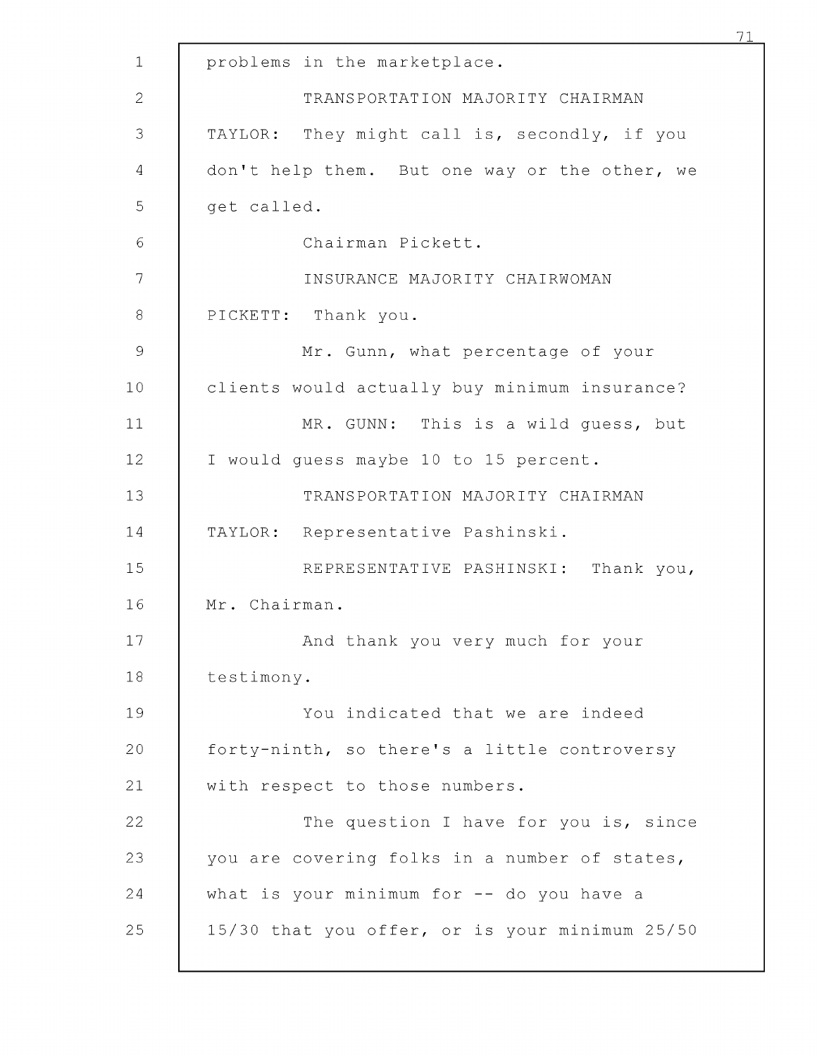problems in the marketplace.

TRANSPORTATION MAJORITY CHAIRMAN TAYLOR: They might call is, secondly, if you don't help them. But one way or the other, we get called.

Chairman Pickett.

INSURANCE MAJORITY CHAIRWOMAN PICKETT: Thank you.

Mr. Gunn, what percentage of your clients would actually buy minimum insurance?

MR. GUNN: This is a wild guess, but I would guess maybe 10 to 15 percent.

TRANSPORTATION MAJORITY CHAIRMAN TAYLOR: Representative Pashinski.

REPRESENTATIVE PASHINSKI: Thank you, Mr. Chairman.

And thank you very much for your testimony.

You indicated that we are indeed forty-ninth, so there's a little controversy with respect to those numbers.

The question I have for you is, since you are covering folks in a number of states, what is your minimum for -- do you have a 15/30 that you offer, or is your minimum 25/50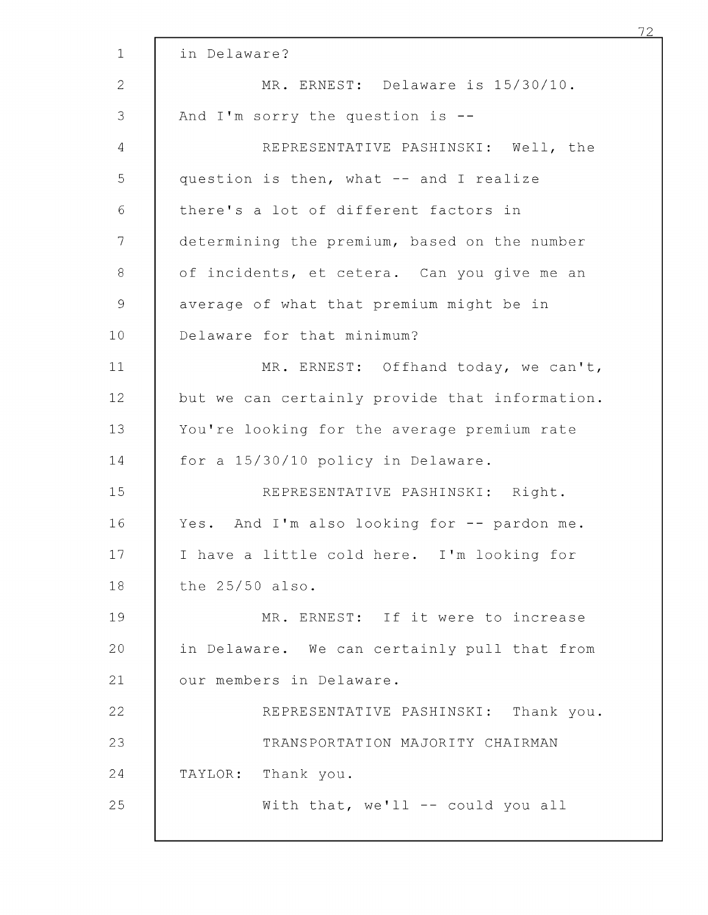in Delaware?

MR. ERNEST: Delaware is 15/30/10. And I'm sorry the question is --

REPRESENTATIVE PASHINSKI: Well, the question is then, what -- and I realize there's a lot of different factors in determining the premium, based on the number of incidents, et cetera. Can you give me an average of what that premium might be in Delaware for that minimum?

MR. ERNEST: Offhand today, we can't, but we can certainly provide that information. You're looking for the average premium rate for a 15/30/10 policy in Delaware.

REPRESENTATIVE PASHINSKI: Right. Yes. And I'm also looking for -- pardon me. I have a little cold here. I'm looking for the 25/50 also.

MR. ERNEST: If it were to increase in Delaware. We can certainly pull that from our members in Delaware.

REPRESENTATIVE PASHINSKI: Thank you.

TRANSPORTATION MAJORITY CHAIRMAN TAYLOR: Thank you.

With that, we'll -- could you all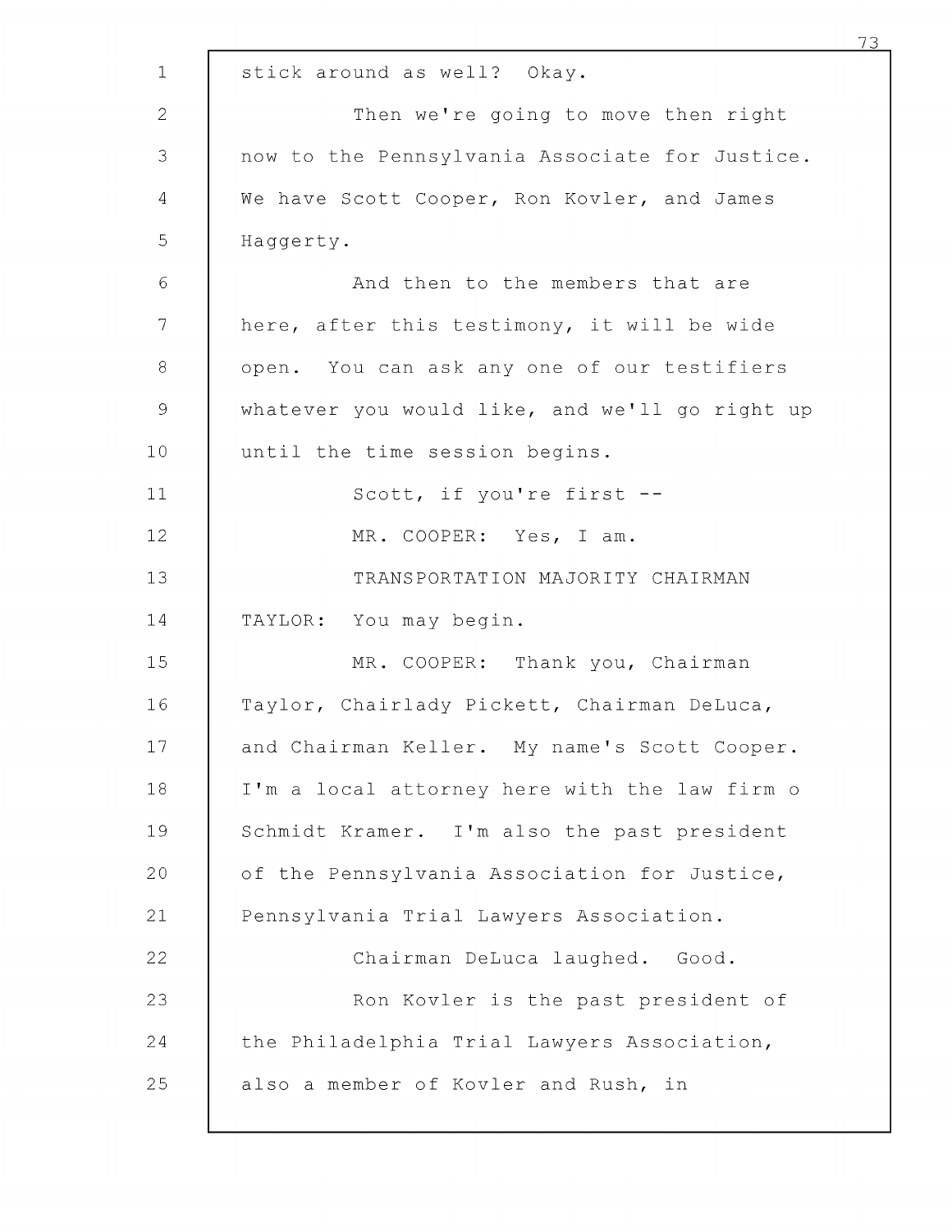stick around as well? Okay.

Then we're going to move then right now to the Pennsylvania Associate for Justice. We have Scott Cooper, Ron Kovler, and James Haggerty.

And then to the members that are here, after this testimony, it will be wide open. You can ask any one of our testifiers whatever you would like, and we'll go right up until the time session begins.

Scott, if you're first --

MR. COOPER: Yes, I am.

TRANSPORTATION MAJORITY CHAIRMAN TAYLOR: You may begin.

MR. COOPER: Thank you, Chairman Taylor, Chairlady Pickett, Chairman DeLuca, and Chairman Keller. My name's Scott Cooper. I'm a local attorney here with the law firm o Schmidt Kramer. I'm also the past president of the Pennsylvania Association for Justice, Pennsylvania Trial Lawyers Association.

Chairman DeLuca laughed. Good.

Ron Kovler is the past president of the Philadelphia Trial Lawyers Association, also a member of Kovler and Rush, in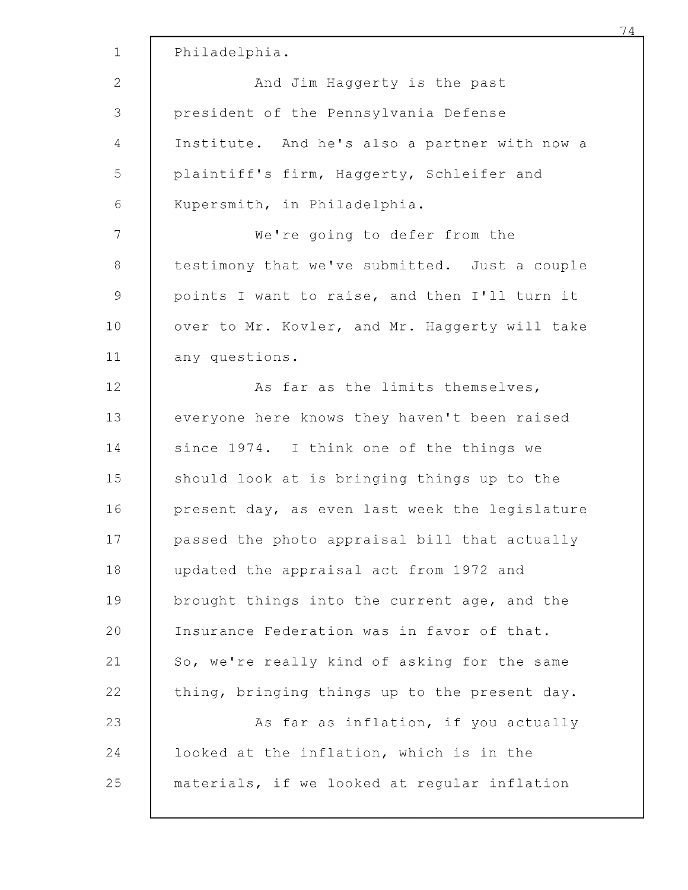Philadelphia.

And Jim Haggerty is the past president of the Pennsylvania Defense Institute. And he's also a partner with now a plaintiff's firm, Haggerty, Schleifer and Kupersmith, in Philadelphia.

We're going to defer from the testimony that we've submitted. Just a couple points I want to raise, and then I'll turn it over to Mr. Kovler, and Mr. Haggerty will take any questions.

As far as the limits themselves, everyone here knows they haven't been raised since 1974. I think one of the things we should look at is bringing things up to the present day, as even last week the legislature passed the photo appraisal bill that actually updated the appraisal act from 1972 and brought things into the current age, and the Insurance Federation was in favor of that. So, we're really kind of asking for the same thing, bringing things up to the present day.

As far as inflation, if you actually looked at the inflation, which is in the materials, if we looked at regular inflation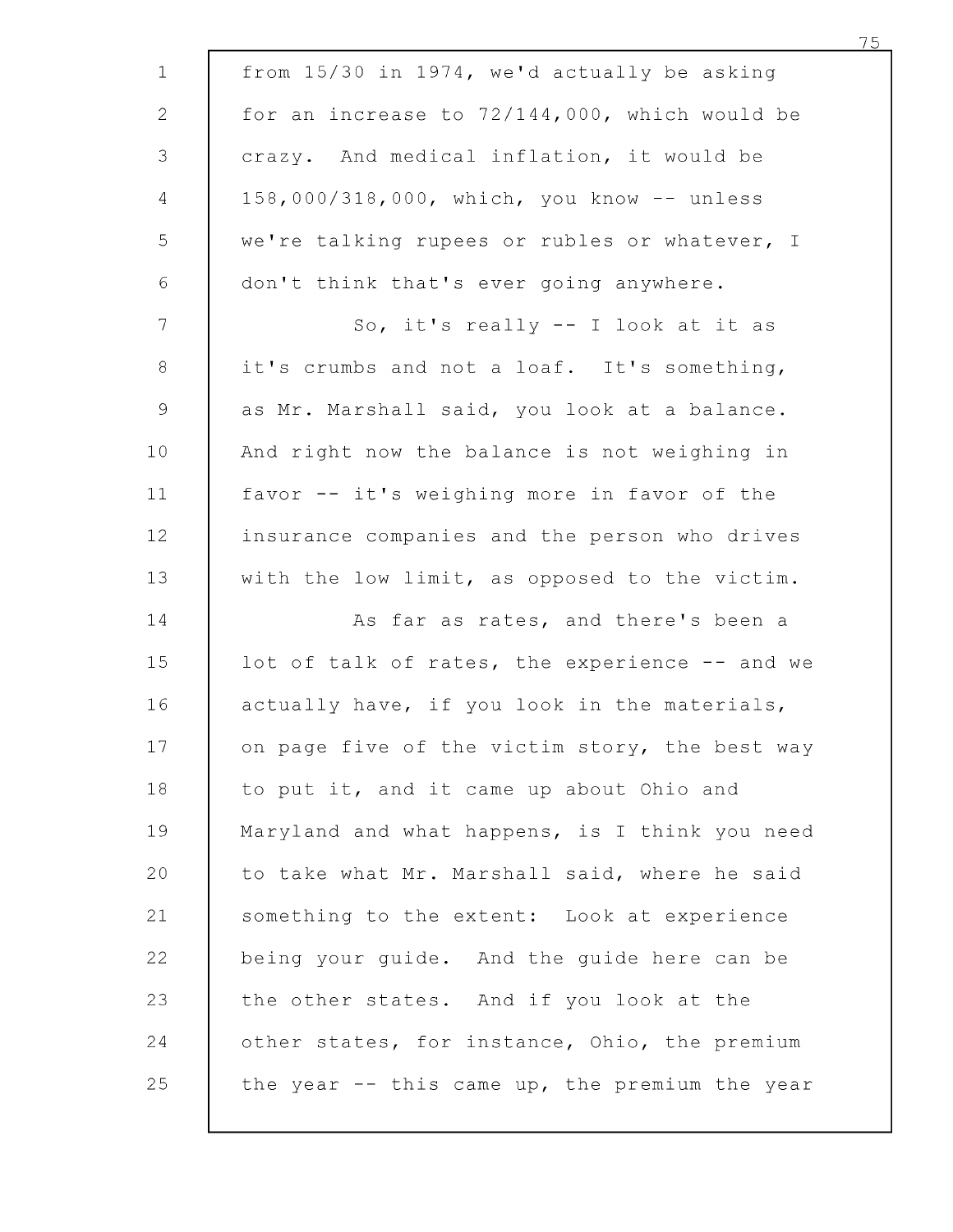from 15/30 in 1974, we'd actually be asking for an increase to 72/144,000, which would be crazy. And medical inflation, it would be 158,000/318,000, which, you know -- unless we're talking rupees or rubles or whatever, I don't think that's ever going anywhere.

So, it's really -- I look at it as it's crumbs and not a loaf. It's something, as Mr. Marshall said, you look at a balance. And right now the balance is not weighing in favor -- it's weighing more in favor of the insurance companies and the person who drives with the low limit, as opposed to the victim.

As far as rates, and there's been a lot of talk of rates, the experience -- and we actually have, if you look in the materials, on page five of the victim story, the best way to put it, and it came up about Ohio and Maryland and what happens, is I think you need to take what Mr. Marshall said, where he said something to the extent: Look at experience being your guide. And the guide here can be the other states. And if you look at the other states, for instance, Ohio, the premium the year -- this came up, the premium the year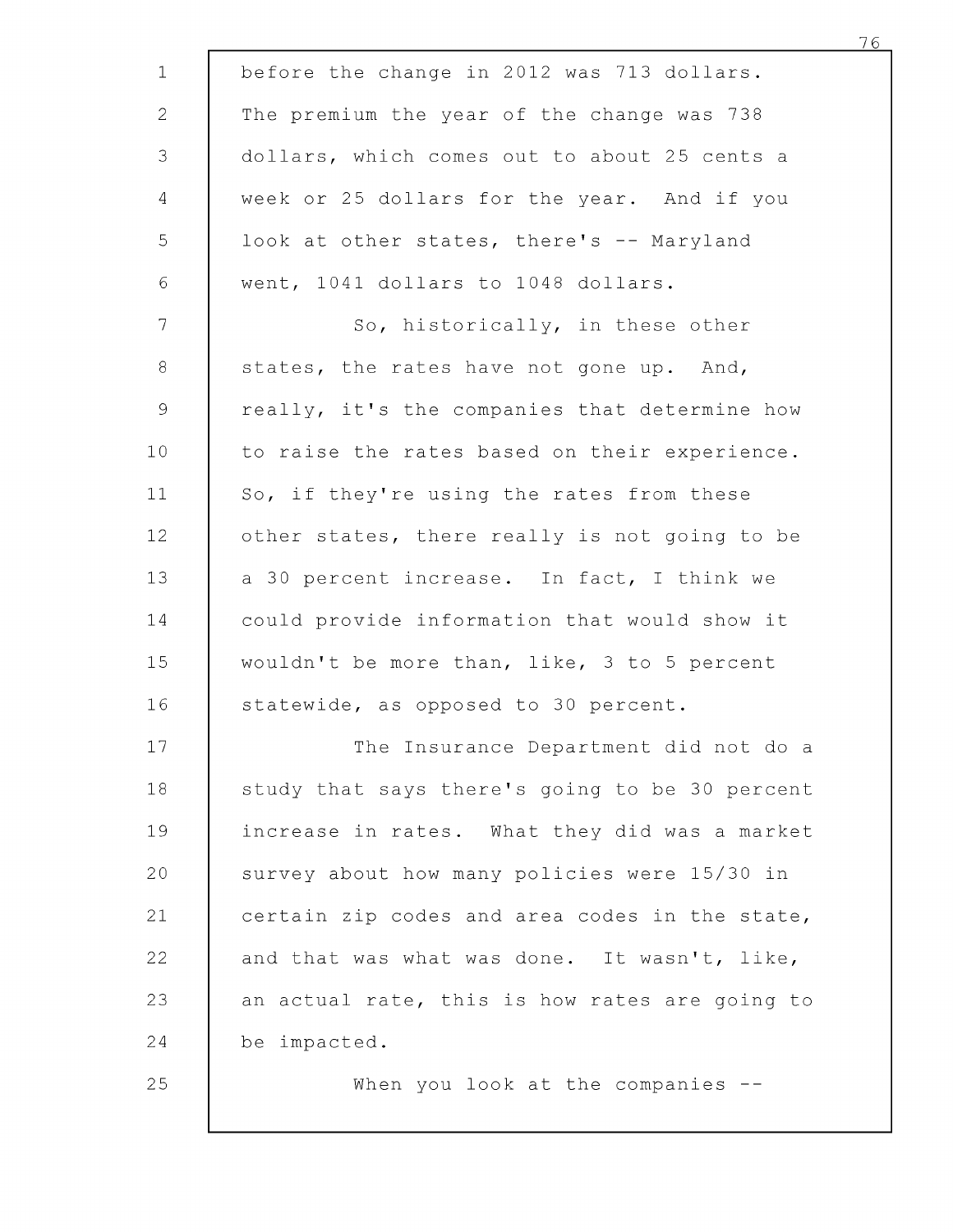before the change in 2012 was 713 dollars. The premium the year of the change was 738 dollars, which comes out to about 25 cents a week or 25 dollars for the year. And if you look at other states, there's -- Maryland went, 1041 dollars to 1048 dollars.

So, historically, in these other states, the rates have not gone up. And, really, it's the companies that determine how to raise the rates based on their experience. So, if they're using the rates from these other states, there really is not going to be a 30 percent increase. In fact, I think we could provide information that would show it wouldn't be more than, like, 3 to 5 percent statewide, as opposed to 30 percent.

The Insurance Department did not do a study that says there's going to be 30 percent increase in rates. What they did was a market survey about how many policies were 15/30 in certain zip codes and area codes in the state, and that was what was done. It wasn't, like, an actual rate, this is how rates are going to be impacted.

When you look at the companies --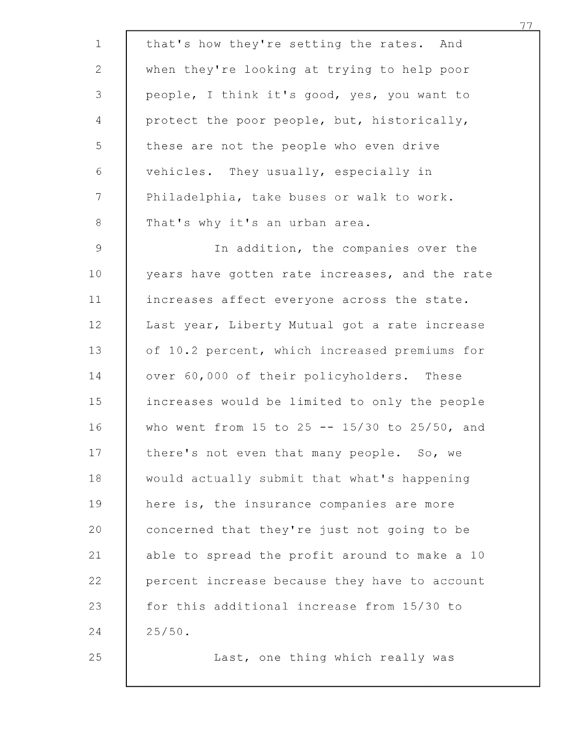that's how they're setting the rates. And when they're looking at trying to help poor people, I think it's good, yes, you want to protect the poor people, but, historically, these are not the people who even drive vehicles. They usually, especially in Philadelphia, take buses or walk to work. That's why it's an urban area.

In addition, the companies over the years have gotten rate increases, and the rate increases affect everyone across the state. Last year, Liberty Mutual got a rate increase of 10.2 percent, which increased premiums for over 60,000 of their policyholders. These increases would be limited to only the people who went from 15 to 25 -- 15/30 to 25/50, and there's not even that many people. So, we would actually submit that what's happening here is, the insurance companies are more concerned that they're just not going to be able to spread the profit around to make a 10 percent increase because they have to account for this additional increase from 15/30 to 25/50.

Last, one thing which really was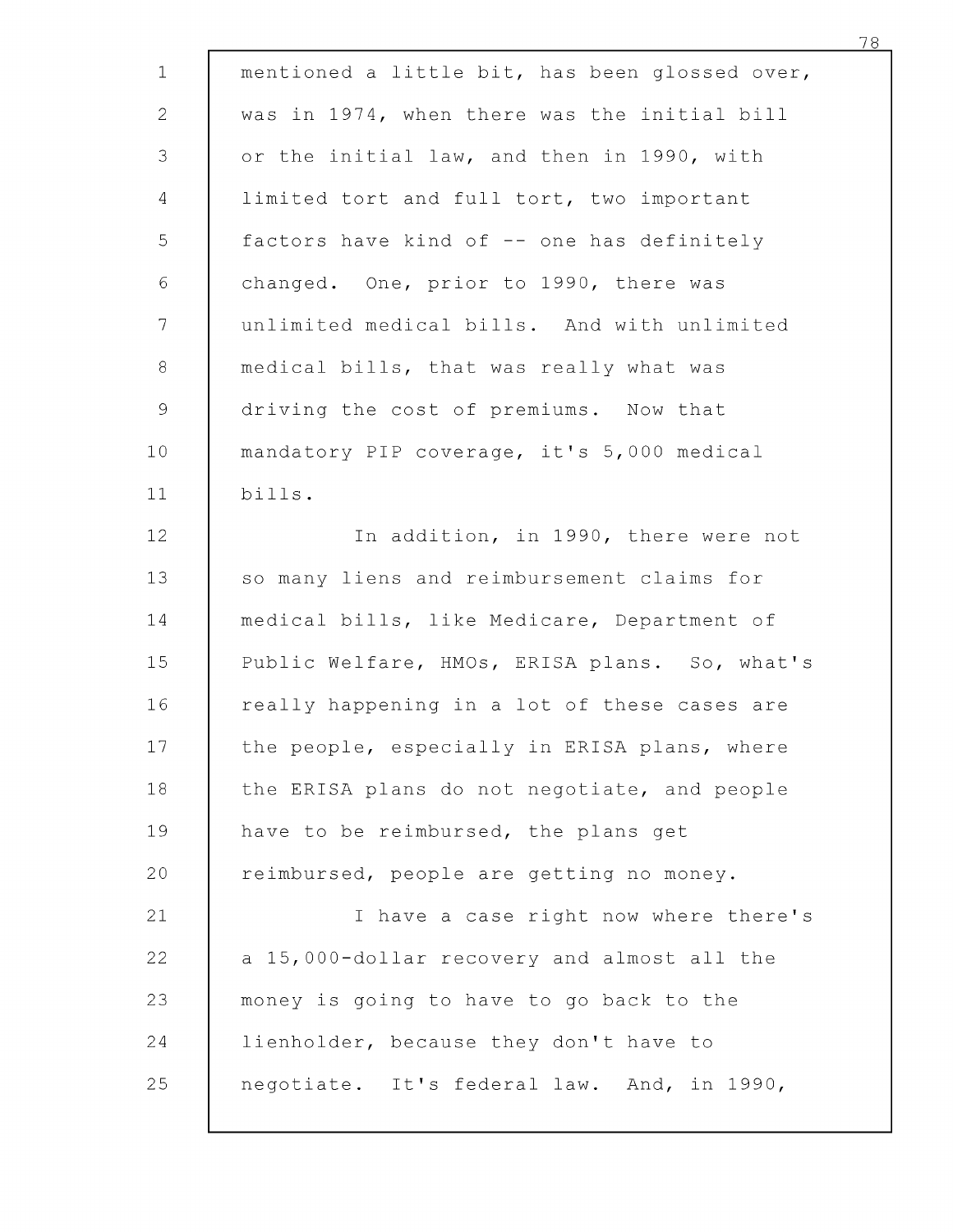mentioned a little bit, has been glossed over, was in 1974, when there was the initial bill or the initial law, and then in 1990, with limited tort and full tort, two important factors have kind of -- one has definitely changed. One, prior to 1990, there was unlimited medical bills. And with unlimited medical bills, that was really what was driving the cost of premiums. Now that mandatory PIP coverage, it's 5,000 medical bills.

In addition, in 1990, there were not so many liens and reimbursement claims for medical bills, like Medicare, Department of Public Welfare, HMOs, ERISA plans. So, what's really happening in a lot of these cases are the people, especially in ERISA plans, where the ERISA plans do not negotiate, and people have to be reimbursed, the plans get reimbursed, people are getting no money.

I have a case right now where there's a 15,000-dollar recovery and almost all the money is going to have to go back to the lienholder, because they don't have to negotiate. It's federal law. And, in 1990,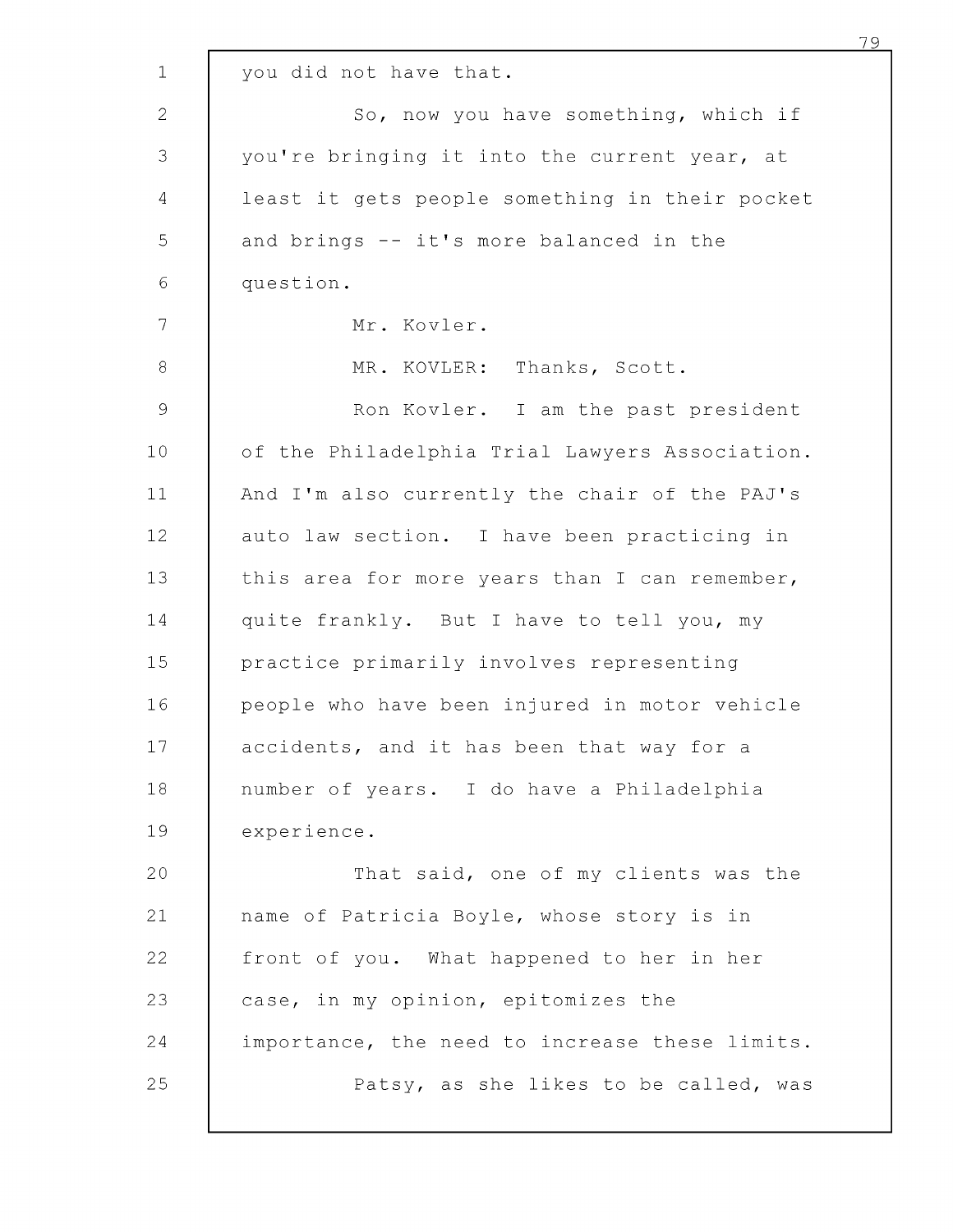you did not have that.

So, now you have something, which if you're bringing it into the current year, at least it gets people something in their pocket and brings -- it's more balanced in the question.

Mr. Kovler.

MR. KOVLER: Thanks, Scott.

Ron Kovler. I am the past president of the Philadelphia Trial Lawyers Association. And I'm also currently the chair of the PAJ's auto law section. I have been practicing in this area for more years than I can remember, quite frankly. But I have to tell you, my practice primarily involves representing people who have been injured in motor vehicle accidents, and it has been that way for a number of years. I do have a Philadelphia experience.

That said, one of my clients was the name of Patricia Boyle, whose story is in front of you. What happened to her in her case, in my opinion, epitomizes the importance, the need to increase these limits.

Patsy, as she likes to be called, was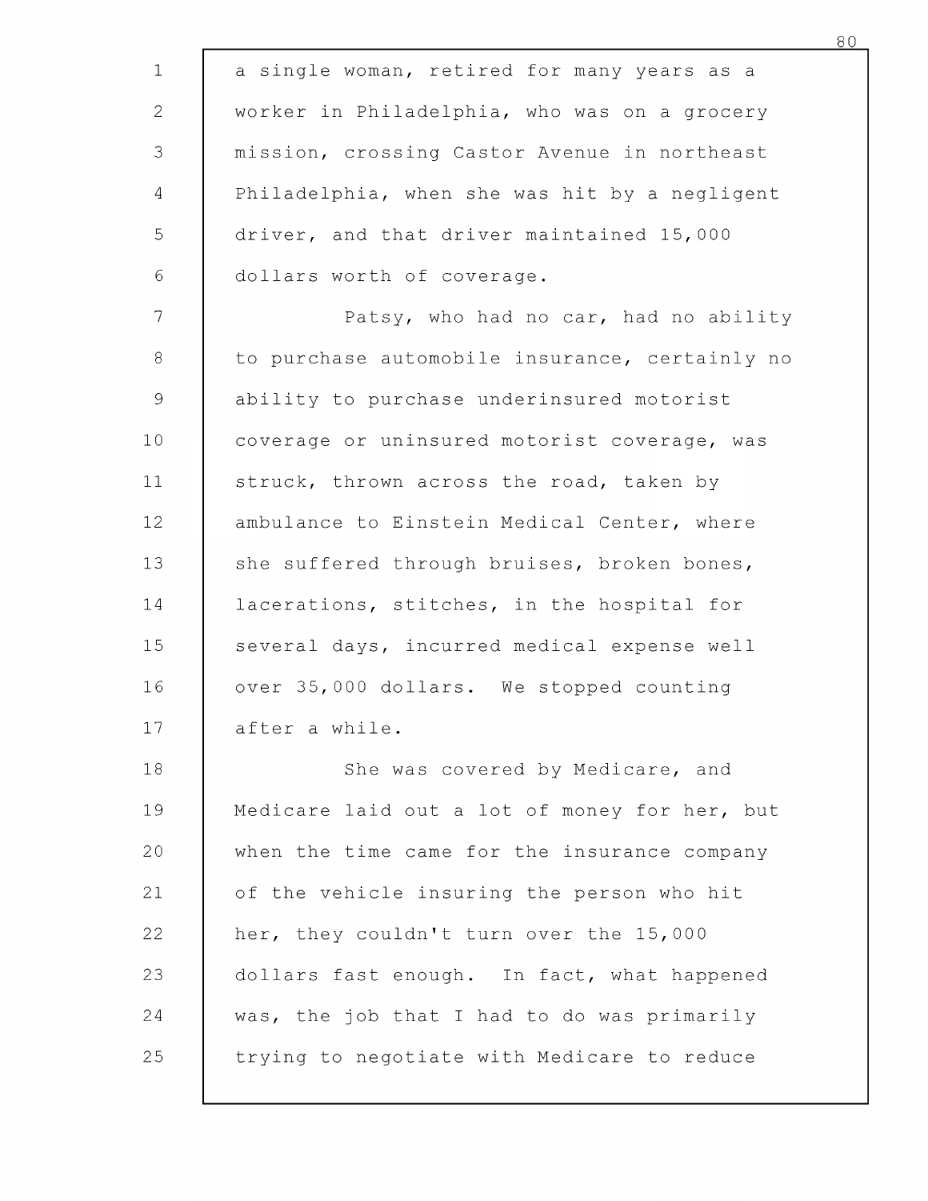a single woman, retired for many years as a worker in Philadelphia, who was on a grocery mission, crossing Castor Avenue in northeast Philadelphia, when she was hit by a negligent driver, and that driver maintained 15,000 dollars worth of coverage.

Patsy, who had no car, had no ability to purchase automobile insurance, certainly no ability to purchase underinsured motorist coverage or uninsured motorist coverage, was struck, thrown across the road, taken by ambulance to Einstein Medical Center, where she suffered through bruises, broken bones, lacerations, stitches, in the hospital for several days, incurred medical expense well over 35,000 dollars. We stopped counting after a while.

She was covered by Medicare, and Medicare laid out a lot of money for her, but when the time came for the insurance company of the vehicle insuring the person who hit her, they couldn't turn over the 15,000 dollars fast enough. In fact, what happened was, the job that I had to do was primarily trying to negotiate with Medicare to reduce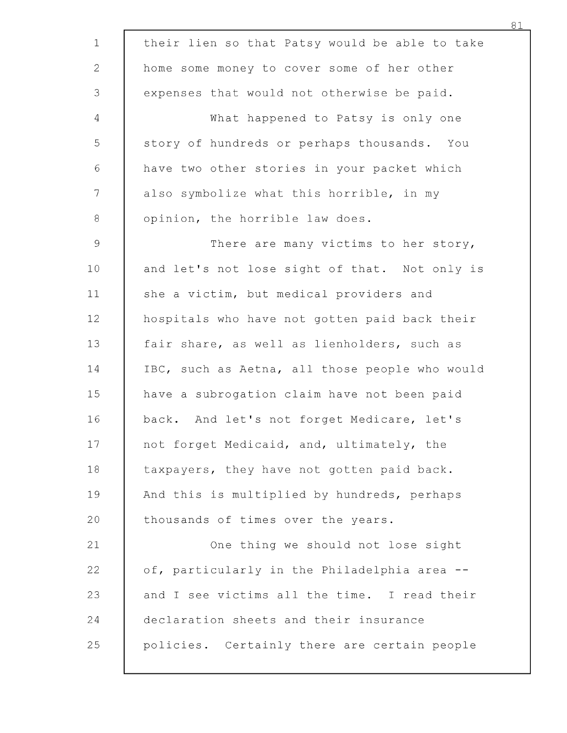their lien so that Patsy would be able to take home some money to cover some of her other expenses that would not otherwise be paid.

What happened to Patsy is only one story of hundreds or perhaps thousands. You have two other stories in your packet which also symbolize what this horrible, in my opinion, the horrible law does.

There are many victims to her story, and let's not lose sight of that. Not only is she a victim, but medical providers and hospitals who have not gotten paid back their fair share, as well as lienholders, such as IBC, such as Aetna, all those people who would have a subrogation claim have not been paid back. And let's not forget Medicare, let's not forget Medicaid, and, ultimately, the taxpayers, they have not gotten paid back. And this is multiplied by hundreds, perhaps thousands of times over the years.

One thing we should not lose sight of, particularly in the Philadelphia area -- and I see victims all the time. I read their declaration sheets and their insurance policies. Certainly there are certain people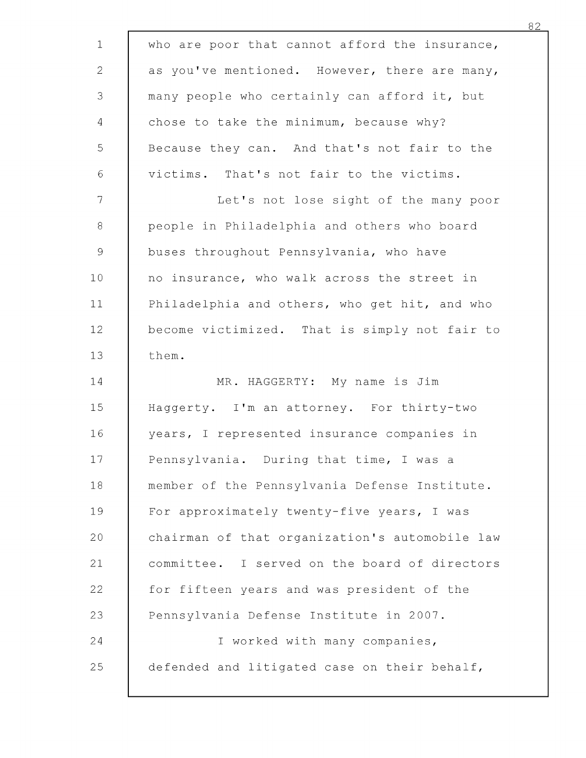who are poor that cannot afford the insurance, as you've mentioned. However, there are many, many people who certainly can afford it, but chose to take the minimum, because why? Because they can. And that's not fair to the victims. That's not fair to the victims.

Let's not lose sight of the many poor people in Philadelphia and others who board buses throughout Pennsylvania, who have no insurance, who walk across the street in Philadelphia and others, who get hit, and who become victimized. That is simply not fair to them.

MR. HAGGERTY: My name is Jim Haggerty. I'm an attorney. For thirty-two years, I represented insurance companies in Pennsylvania. During that time, I was a member of the Pennsylvania Defense Institute. For approximately twenty-five years, I was chairman of that organization's automobile law committee. I served on the board of directors for fifteen years and was president of the Pennsylvania Defense Institute in 2007.

I worked with many companies, defended and litigated case on their behalf,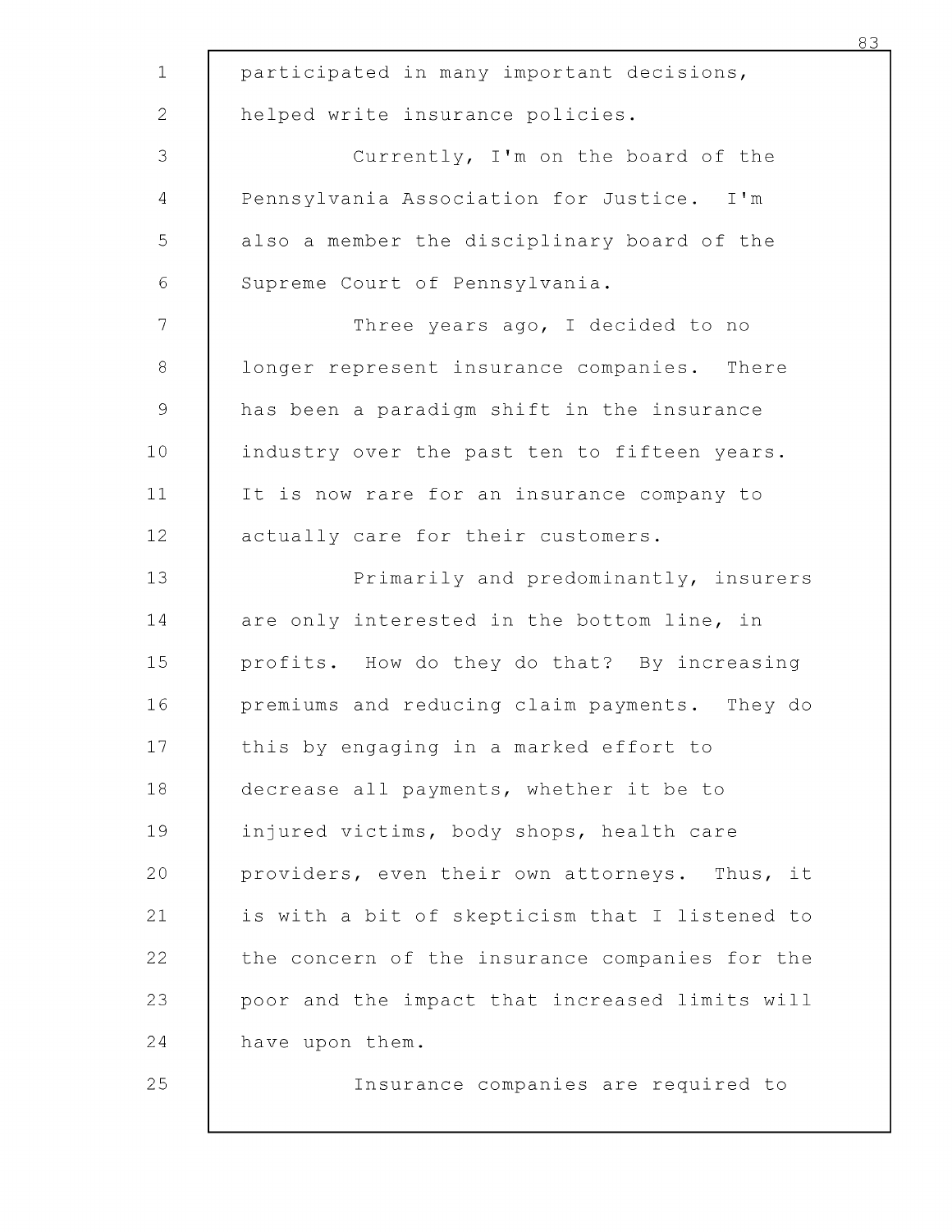participated in many important decisions, helped write insurance policies.

Currently, I'm on the board of the Pennsylvania Association for Justice. I'm also a member the disciplinary board of the Supreme Court of Pennsylvania.

Three years ago, I decided to no longer represent insurance companies. There has been a paradigm shift in the insurance industry over the past ten to fifteen years. It is now rare for an insurance company to actually care for their customers.

Primarily and predominantly, insurers are only interested in the bottom line, in profits. How do they do that? By increasing premiums and reducing claim payments. They do this by engaging in a marked effort to decrease all payments, whether it be to injured victims, body shops, health care providers, even their own attorneys. Thus, it is with a bit of skepticism that I listened to the concern of the insurance companies for the poor and the impact that increased limits will have upon them.

Insurance companies are required to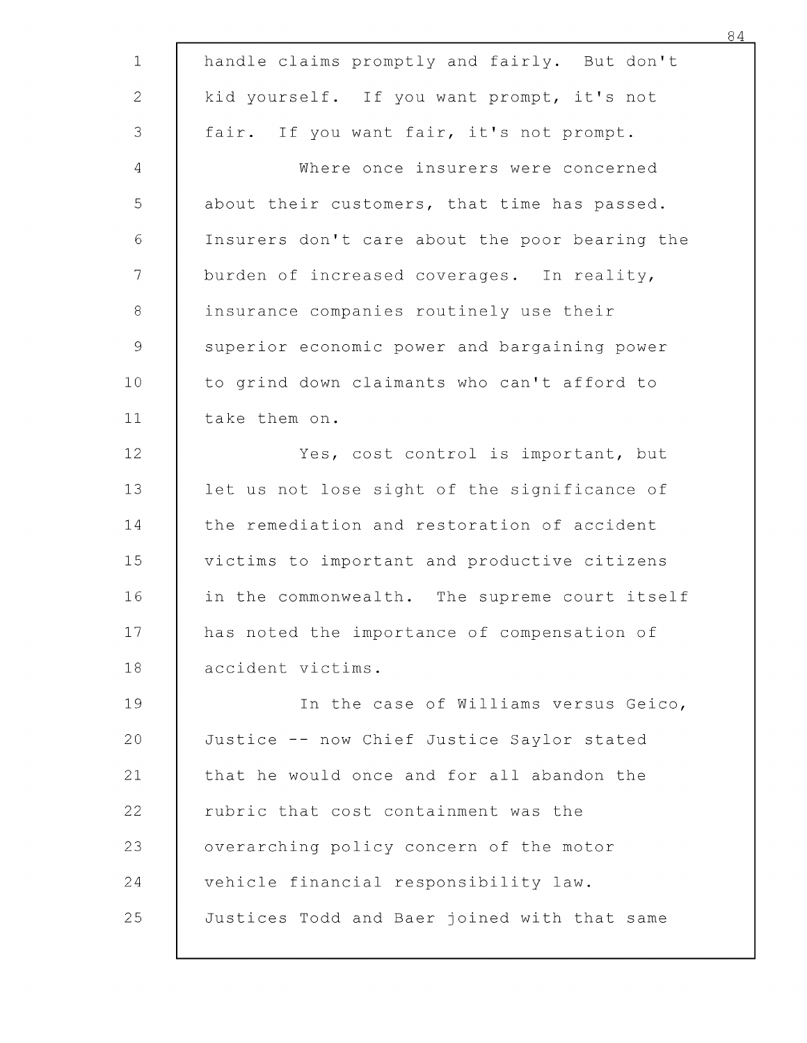handle claims promptly and fairly. But don't kid yourself. If you want prompt, it's not fair. If you want fair, it's not prompt.

Where once insurers were concerned about their customers, that time has passed. Insurers don't care about the poor bearing the burden of increased coverages. In reality, insurance companies routinely use their superior economic power and bargaining power to grind down claimants who can't afford to take them on.

Yes, cost control is important, but let us not lose sight of the significance of the remediation and restoration of accident victims to important and productive citizens in the commonwealth. The supreme court itself has noted the importance of compensation of accident victims.

In the case of Williams versus Geico, Justice -- now Chief Justice Saylor stated that he would once and for all abandon the rubric that cost containment was the overarching policy concern of the motor vehicle financial responsibility law. Justices Todd and Baer joined with that same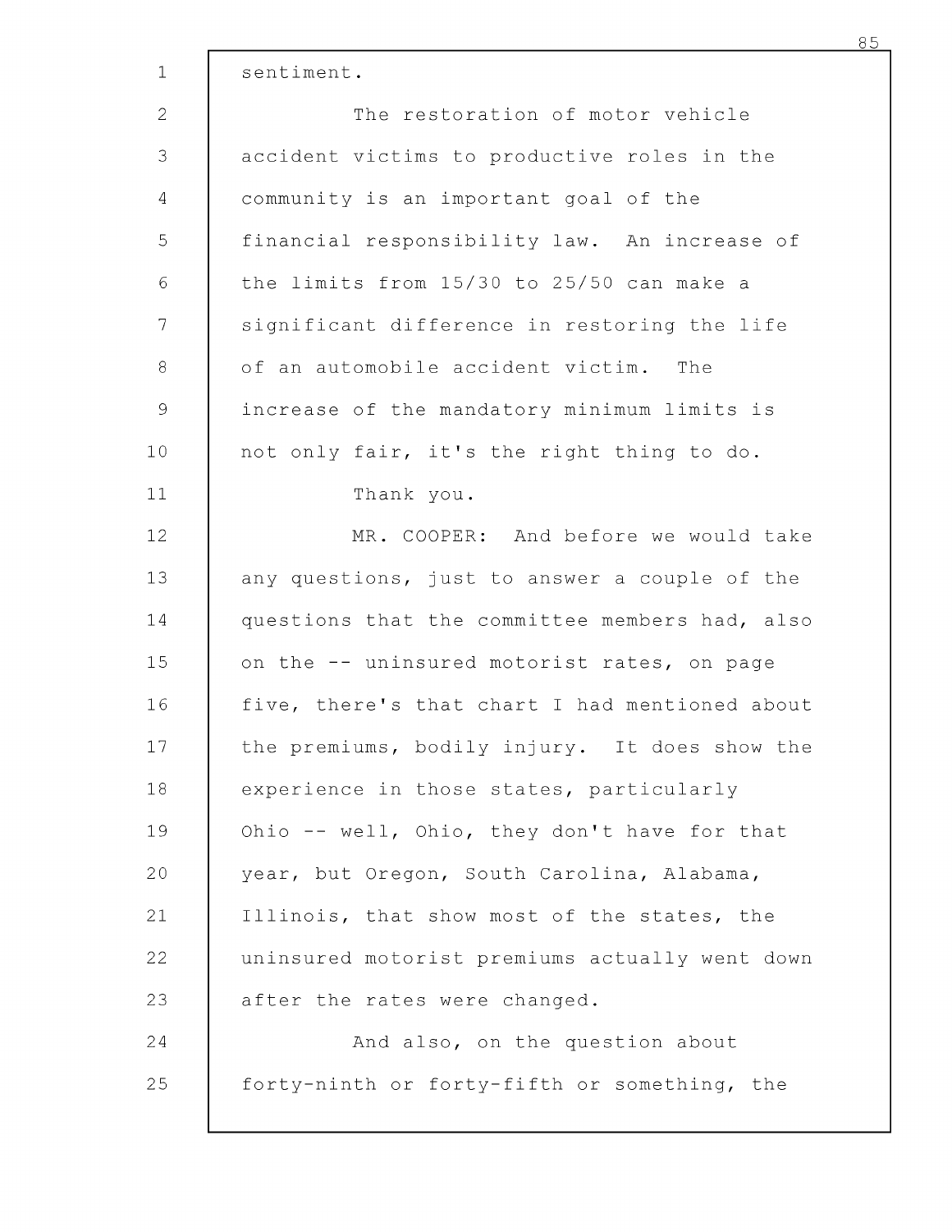sentiment.

The restoration of motor vehicle accident victims to productive roles in the community is an important goal of the financial responsibility law. An increase of the limits from 15/30 to 25/50 can make a significant difference in restoring the life of an automobile accident victim. The increase of the mandatory minimum limits is not only fair, it's the right thing to do.

Thank you.

MR. COOPER: And before we would take any questions, just to answer a couple of the questions that the committee members had, also on the -- uninsured motorist rates, on page five, there's that chart I had mentioned about the premiums, bodily injury. It does show the experience in those states, particularly Ohio -- well, Ohio, they don't have for that year, but Oregon, South Carolina, Alabama, Illinois, that show most of the states, the uninsured motorist premiums actually went down after the rates were changed.

And also, on the question about forty-ninth or forty-fifth or something, the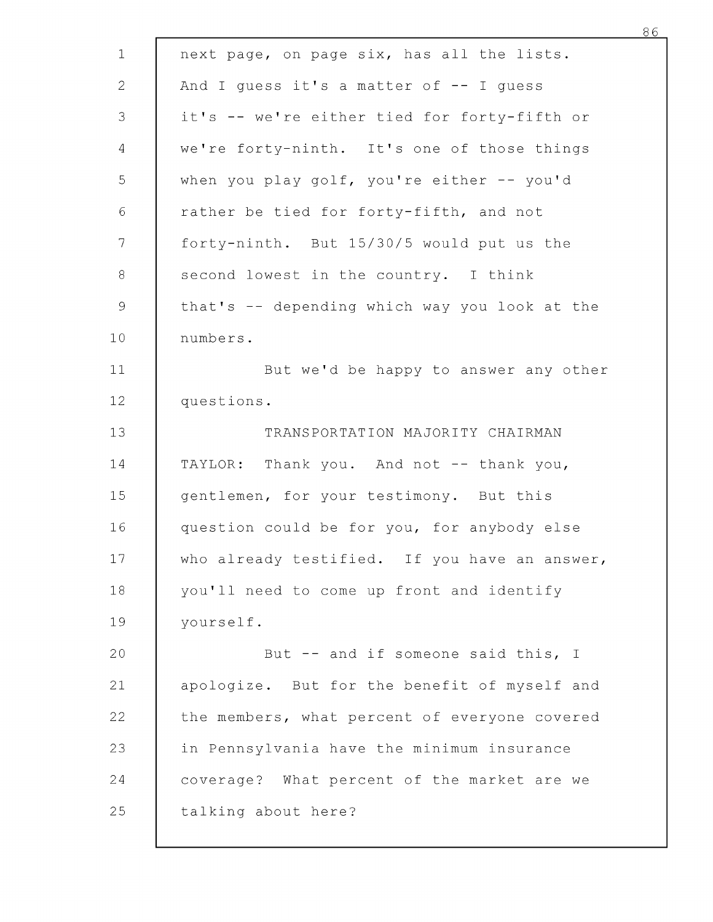next page, on page six, has all the lists. And I guess it's a matter of -- I guess it's -- we're either tied for forty-fifth or we're forty-ninth. It's one of those things when you play golf, you're either -- you'd rather be tied for forty-fifth, and not forty-ninth. But 15/30/5 would put us the second lowest in the country. I think that's -- depending which way you look at the numbers.

But we'd be happy to answer any other questions.

TRANSPORTATION MAJORITY CHAIRMAN TAYLOR: Thank you. And not -- thank you, gentlemen, for your testimony. But this question could be for you, for anybody else who already testified. If you have an answer, you'll need to come up front and identify yourself.

But -- and if someone said this, I apologize. But for the benefit of myself and the members, what percent of everyone covered in Pennsylvania have the minimum insurance coverage? What percent of the market are we talking about here?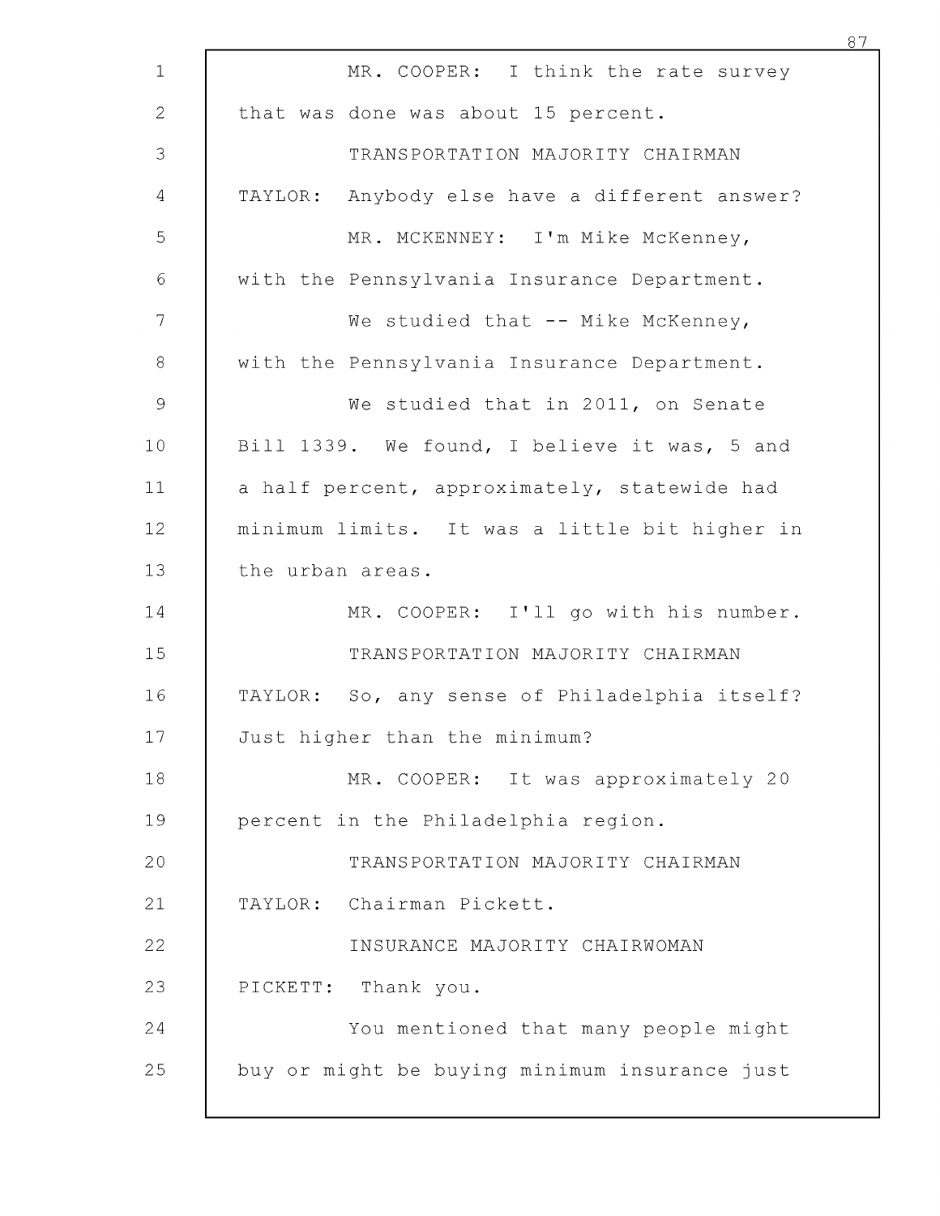MR. COOPER: I think the rate survey that was done was about 15 percent.

TRANSPORTATION MAJORITY CHAIRMAN TAYLOR: Anybody else have a different answer?

MR. MCKENNEY: I'm Mike McKenney, with the Pennsylvania Insurance Department.

We studied that -- Mike McKenney, with the Pennsylvania Insurance Department.

We studied that in 2011, on Senate Bill 1339. We found, I believe it was, 5 and a half percent, approximately, statewide had minimum limits. It was a little bit higher in the urban areas.

MR. COOPER: I'll go with his number.

TRANSPORTATION MAJORITY CHAIRMAN TAYLOR: So, any sense of Philadelphia itself? Just higher than the minimum?

MR. COOPER: It was approximately 20 percent in the Philadelphia region.

TRANSPORTATION MAJORITY CHAIRMAN TAYLOR: Chairman Pickett.

INSURANCE MAJORITY CHAIRWOMAN PICKETT: Thank you.

You mentioned that many people might buy or might be buying minimum insurance just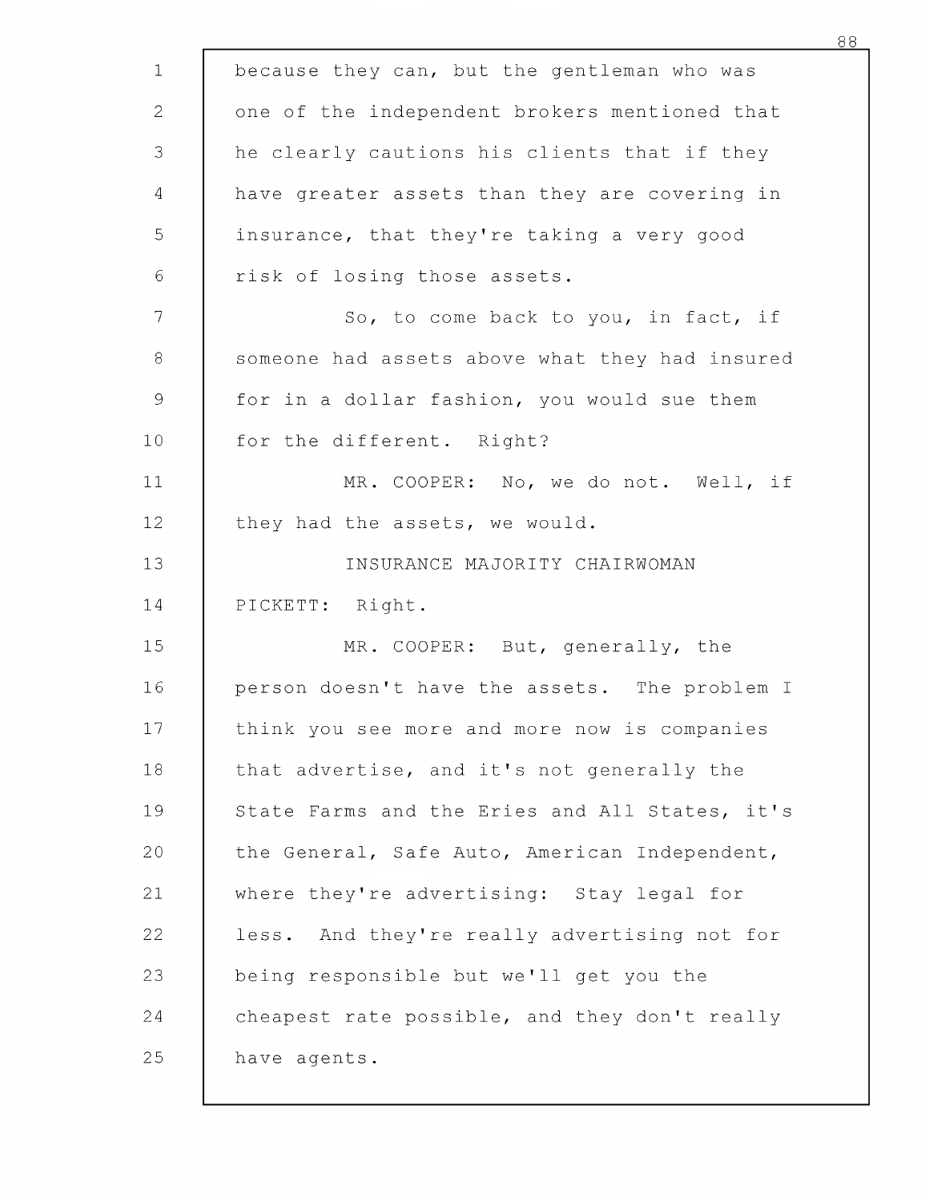because they can, but the gentleman who was one of the independent brokers mentioned that he clearly cautions his clients that if they have greater assets than they are covering in insurance, that they're taking a very good risk of losing those assets.

So, to come back to you, in fact, if someone had assets above what they had insured for in a dollar fashion, you would sue them for the different. Right?

MR. COOPER: No, we do not. Well, if they had the assets, we would.

INSURANCE MAJORITY CHAIRWOMAN PICKETT: Right.

MR. COOPER: But, generally, the person doesn't have the assets. The problem I think you see more and more now is companies that advertise, and it's not generally the State Farms and the Eries and All States, it's the General, Safe Auto, American Independent, where they're advertising: Stay legal for less. And they're really advertising not for being responsible but we'll get you the cheapest rate possible, and they don't really have agents.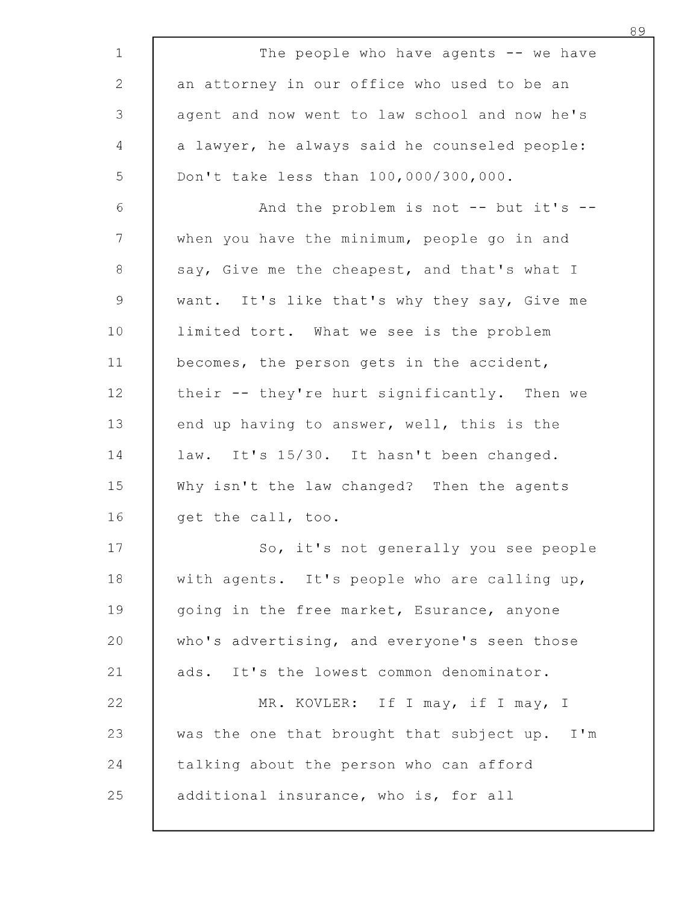The people who have agents -- we have an attorney in our office who used to be an agent and now went to law school and now he's a lawyer, he always said he counseled people: Don't take less than 100,000/300,000.

And the problem is not -- but it's -- when you have the minimum, people go in and say, Give me the cheapest, and that's what I want. It's like that's why they say, Give me limited tort. What we see is the problem becomes, the person gets in the accident, their -- they're hurt significantly. Then we end up having to answer, well, this is the law. It's 15/30. It hasn't been changed. Why isn't the law changed? Then the agents get the call, too.

So, it's not generally you see people with agents. It's people who are calling up, going in the free market, Esurance, anyone who's advertising, and everyone's seen those ads. It's the lowest common denominator.

MR. KOVLER: If I may, if I may, I was the one that brought that subject up. I'm talking about the person who can afford additional insurance, who is, for all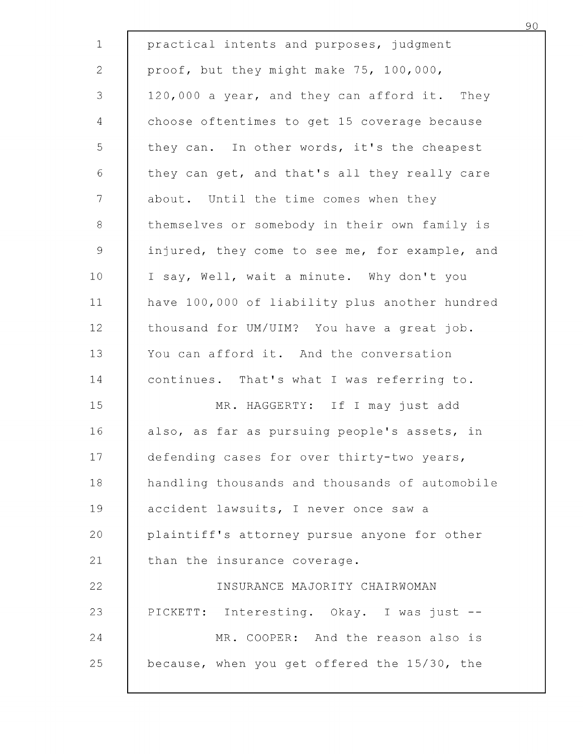practical intents and purposes, judgment proof, but they might make 75, 100,000, 120,000 a year, and they can afford it. They choose oftentimes to get 15 coverage because they can. In other words, it's the cheapest they can get, and that's all they really care about. Until the time comes when they themselves or somebody in their own family is injured, they come to see me, for example, and I say, Well, wait a minute. Why don't you have 100,000 of liability plus another hundred thousand for UM/UIM? You have a great job. You can afford it. And the conversation continues. That's what I was referring to.

MR. HAGGERTY: If I may just add also, as far as pursuing people's assets, in defending cases for over thirty-two years, handling thousands and thousands of automobile accident lawsuits, I never once saw a plaintiff's attorney pursue anyone for other than the insurance coverage.

INSURANCE MAJORITY CHAIRWOMAN PICKETT: Interesting. Okay. I was just --

MR. COOPER: And the reason also is because, when you get offered the 15/30, the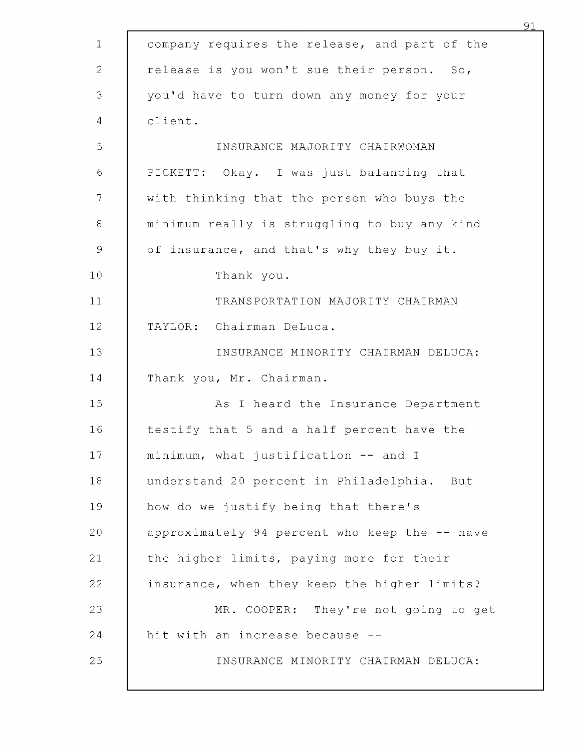company requires the release, and part of the release is you won't sue their person. So, you'd have to turn down any money for your client.

INSURANCE MAJORITY CHAIRWOMAN PICKETT: Okay. I was just balancing that with thinking that the person who buys the minimum really is struggling to buy any kind of insurance, and that's why they buy it.

Thank you.

TRANSPORTATION MAJORITY CHAIRMAN TAYLOR: Chairman DeLuca.

INSURANCE MINORITY CHAIRMAN DELUCA: Thank you, Mr. Chairman.

As I heard the Insurance Department testify that 5 and a half percent have the minimum, what justification -- and I understand 20 percent in Philadelphia. But how do we justify being that there's approximately 94 percent who keep the -- have the higher limits, paying more for their insurance, when they keep the higher limits?

MR. COOPER: They're not going to get hit with an increase because --

INSURANCE MINORITY CHAIRMAN DELUCA: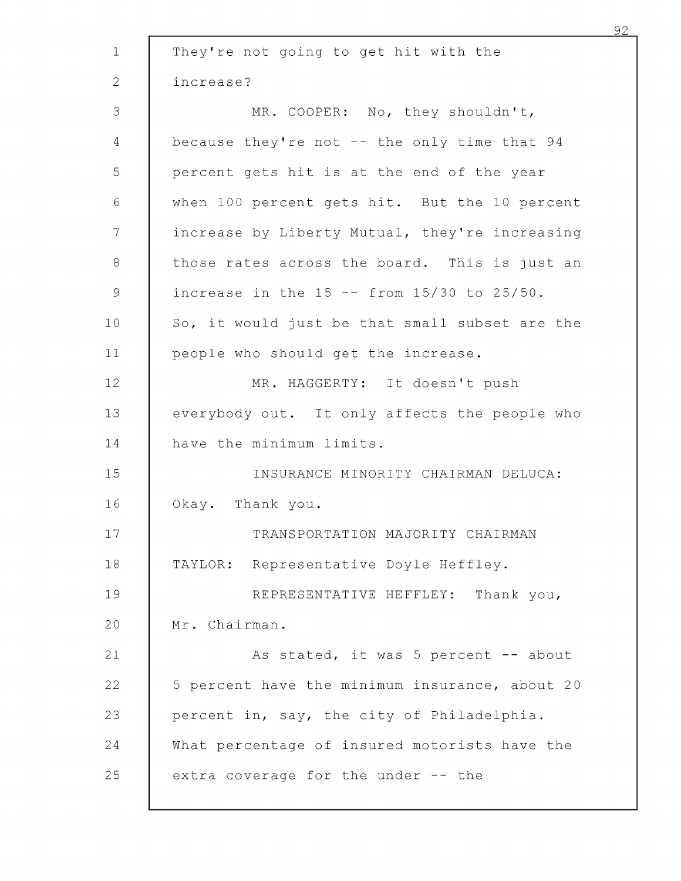They're not going to get hit with the increase?

MR. COOPER: No, they shouldn't, because they're not -- the only time that 94 percent gets hit is at the end of the year when 100 percent gets hit. But the 10 percent increase by Liberty Mutual, they're increasing those rates across the board. This is just an increase in the 15 -- from 15/30 to 25/50. So, it would just be that small subset are the people who should get the increase.

MR. HAGGERTY: It doesn't push everybody out. It only affects the people who have the minimum limits.

INSURANCE MINORITY CHAIRMAN DELUCA: Okay. Thank you.

TRANSPORTATION MAJORITY CHAIRMAN TAYLOR: Representative Doyle Heffley.

REPRESENTATIVE HEFFLEY: Thank you, Mr. Chairman.

As stated, it was 5 percent -- about 5 percent have the minimum insurance, about 20 percent in, say, the city of Philadelphia. What percentage of insured motorists have the extra coverage for the under -- the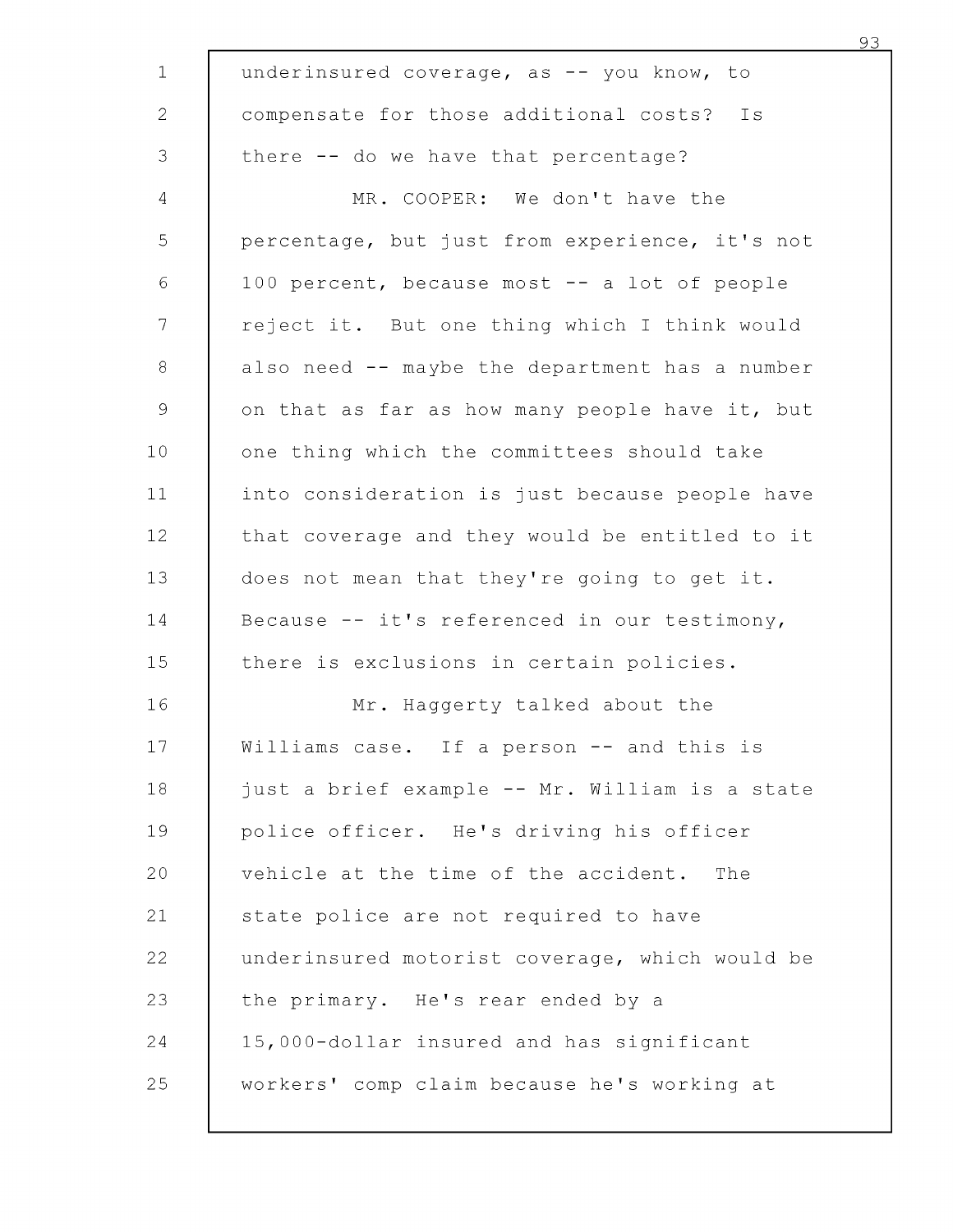underinsured coverage, as -- you know, to compensate for those additional costs? Is there -- do we have that percentage?

MR. COOPER: We don't have the percentage, but just from experience, it's not 100 percent, because most -- a lot of people reject it. But one thing which I think would also need -- maybe the department has a number on that as far as how many people have it, but one thing which the committees should take into consideration is just because people have that coverage and they would be entitled to it does not mean that they're going to get it. Because -- it's referenced in our testimony, there is exclusions in certain policies.

Mr. Haggerty talked about the Williams case. If a person -- and this is just a brief example -- Mr. William is a state police officer. He's driving his officer vehicle at the time of the accident. The state police are not required to have underinsured motorist coverage, which would be the primary. He's rear ended by a 15,000-dollar insured and has significant workers' comp claim because he's working at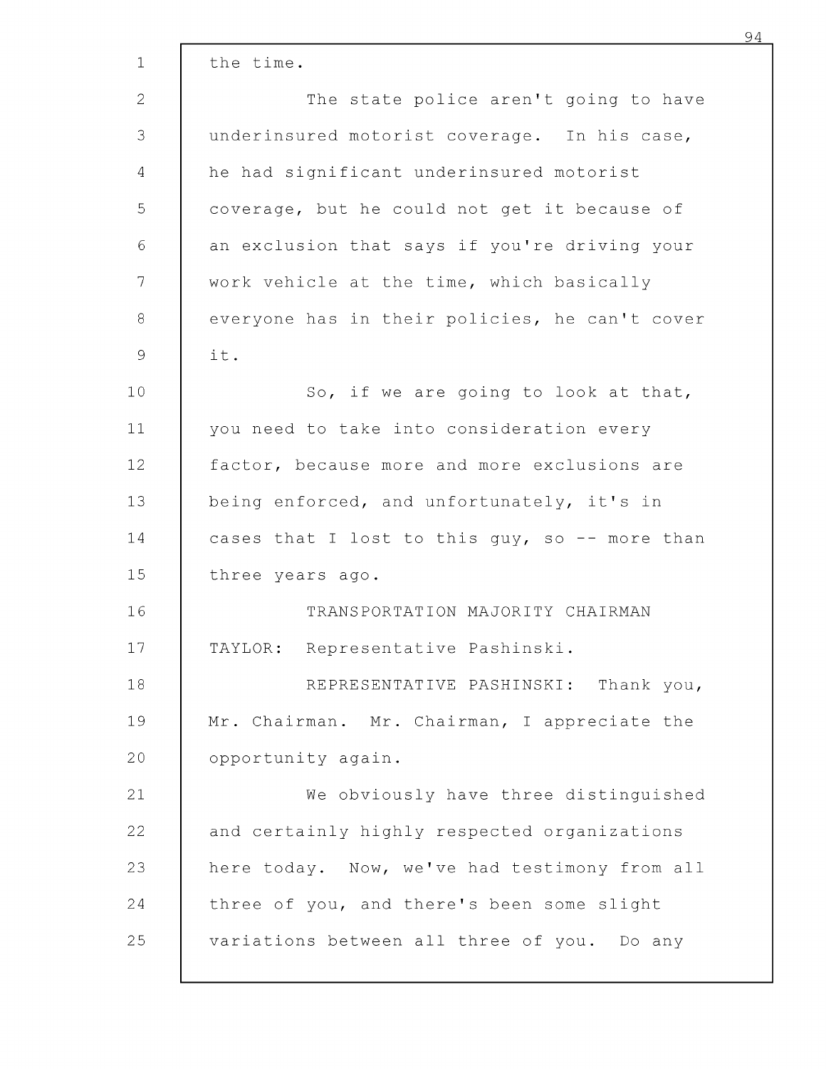the time.

The state police aren't going to have underinsured motorist coverage. In his case, he had significant underinsured motorist coverage, but he could not get it because of an exclusion that says if you're driving your work vehicle at the time, which basically everyone has in their policies, he can't cover it.

So, if we are going to look at that, you need to take into consideration every factor, because more and more exclusions are being enforced, and unfortunately, it's in cases that I lost to this guy, so -- more than three years ago.

TRANSPORTATION MAJORITY CHAIRMAN TAYLOR: Representative Pashinski.

REPRESENTATIVE PASHINSKI: Thank you, Mr. Chairman. Mr. Chairman, I appreciate the opportunity again.

We obviously have three distinguished and certainly highly respected organizations here today. Now, we've had testimony from all three of you, and there's been some slight variations between all three of you. Do any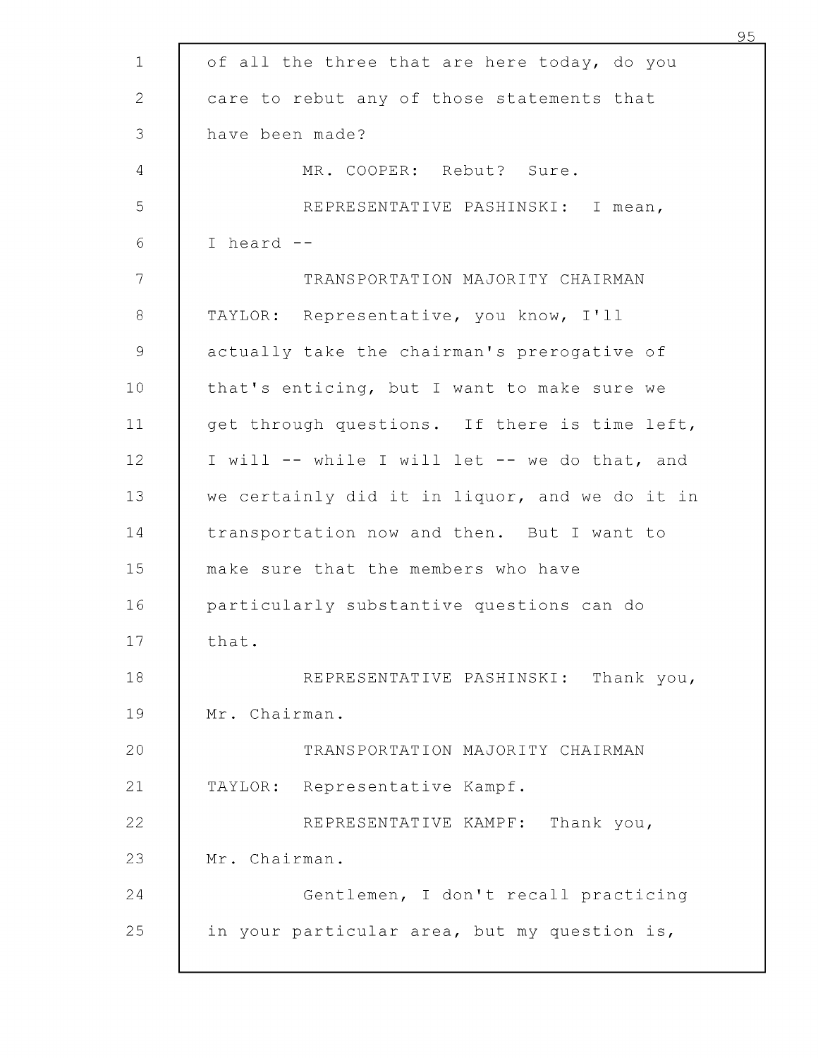of all the three that are here today, do you care to rebut any of those statements that have been made?

MR. COOPER: Rebut? Sure.

REPRESENTATIVE PASHINSKI: I mean, I heard --

TRANSPORTATION MAJORITY CHAIRMAN TAYLOR: Representative, you know, I'll actually take the chairman's prerogative of that's enticing, but I want to make sure we get through questions. If there is time left, I will -- while I will let -- we do that, and we certainly did it in liquor, and we do it in transportation now and then. But I want to make sure that the members who have particularly substantive questions can do that.

REPRESENTATIVE PASHINSKI: Thank you, Mr. Chairman.

TRANSPORTATION MAJORITY CHAIRMAN TAYLOR: Representative Kampf.

REPRESENTATIVE KAMPF: Thank you, Mr. Chairman.

Gentlemen, I don't recall practicing in your particular area, but my question is,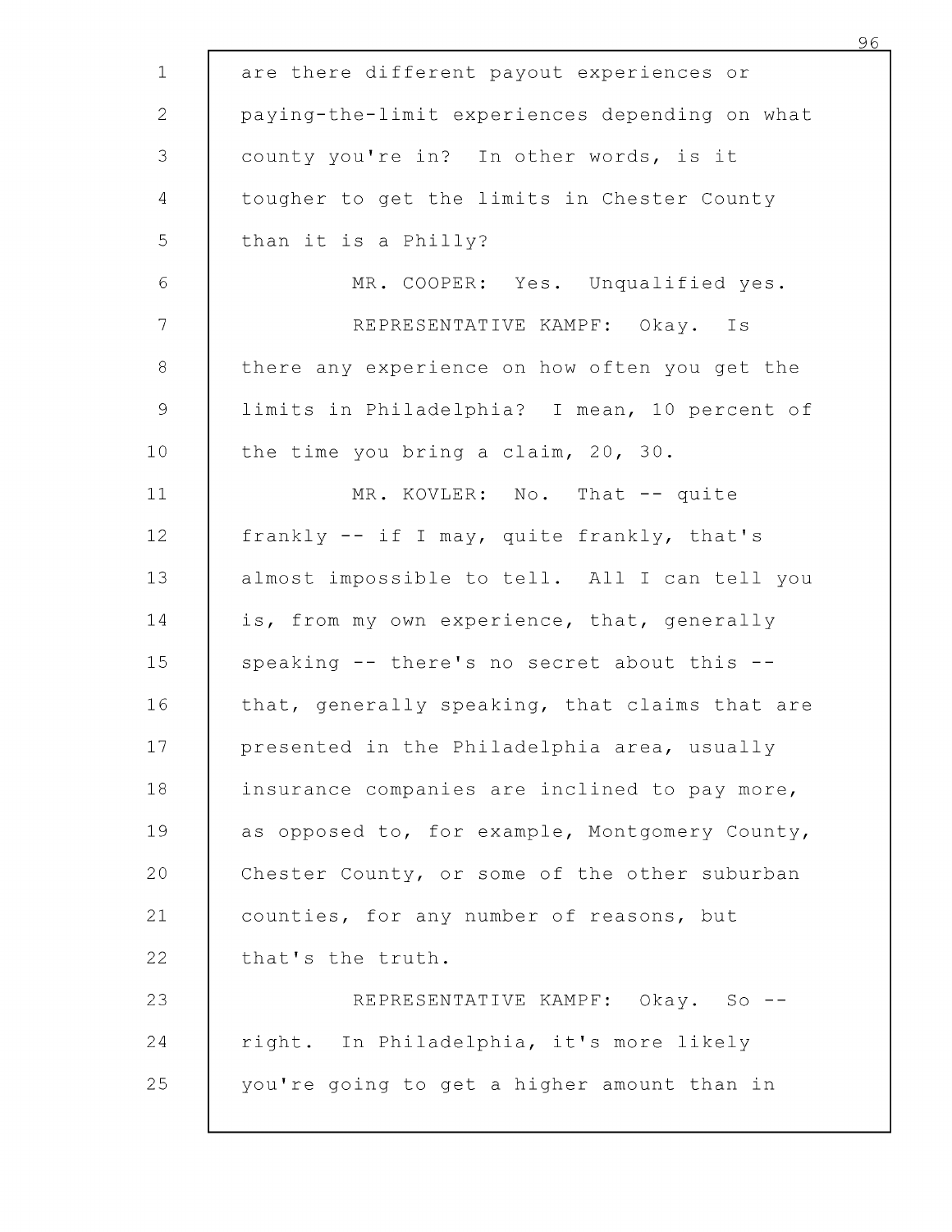are there different payout experiences or paying-the-limit experiences depending on what county you're in? In other words, is it tougher to get the limits in Chester County than it is a Philly?

MR. COOPER: Yes. Unqualified yes.

REPRESENTATIVE KAMPF: Okay. Is there any experience on how often you get the limits in Philadelphia? I mean, 10 percent of the time you bring a claim, 20, 30.

MR. KOVLER: No. That -- quite frankly -- if I may, quite frankly, that's almost impossible to tell. All I can tell you is, from my own experience, that, generally speaking -- there's no secret about this -- that, generally speaking, that claims that are presented in the Philadelphia area, usually insurance companies are inclined to pay more, as opposed to, for example, Montgomery County, Chester County, or some of the other suburban counties, for any number of reasons, but that's the truth.

REPRESENTATIVE KAMPF: Okay. So -- right. In Philadelphia, it's more likely you're going to get a higher amount than in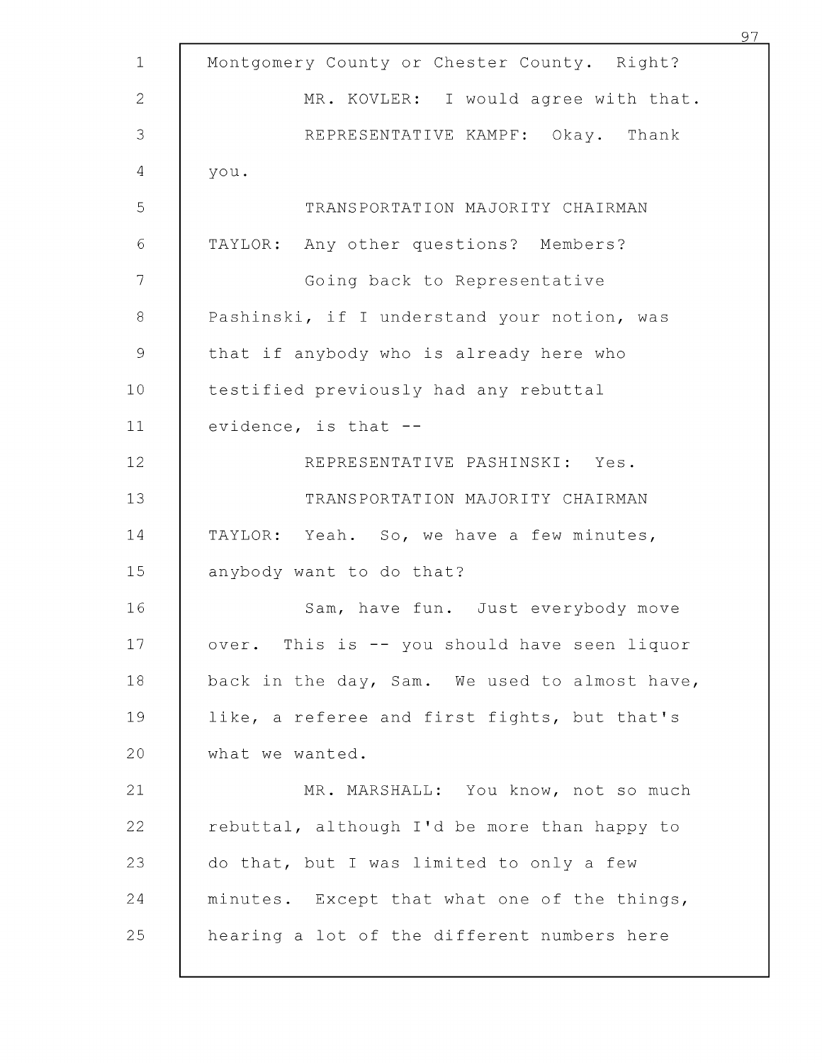Montgomery County or Chester County. Right?

MR. KOVLER: I would agree with that.

REPRESENTATIVE KAMPF: Okay. Thank you.

TRANSPORTATION MAJORITY CHAIRMAN TAYLOR: Any other questions? Members?

Going back to Representative Pashinski, if I understand your notion, was that if anybody who is already here who testified previously had any rebuttal evidence, is that --

REPRESENTATIVE PASHINSKI: Yes.

TRANSPORTATION MAJORITY CHAIRMAN TAYLOR: Yeah. So, we have a few minutes, anybody want to do that?

Sam, have fun. Just everybody move over. This is -- you should have seen liquor back in the day, Sam. We used to almost have, like, a referee and first fights, but that's what we wanted.

MR. MARSHALL: You know, not so much rebuttal, although I'd be more than happy to do that, but I was limited to only a few minutes. Except that what one of the things, hearing a lot of the different numbers here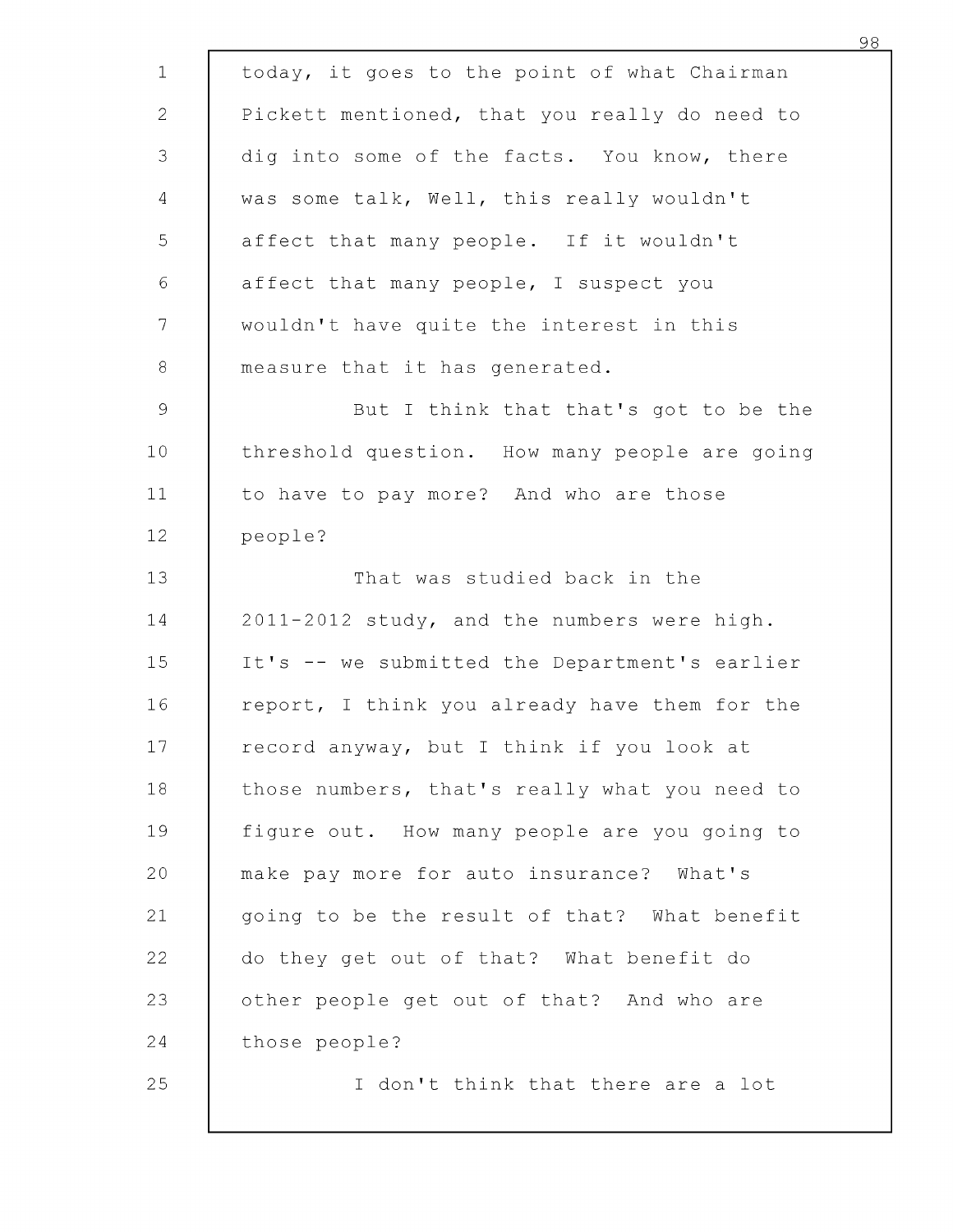today, it goes to the point of what Chairman Pickett mentioned, that you really do need to dig into some of the facts. You know, there was some talk, Well, this really wouldn't affect that many people. If it wouldn't affect that many people, I suspect you wouldn't have quite the interest in this measure that it has generated.

But I think that that's got to be the threshold question. How many people are going to have to pay more? And who are those people?

That was studied back in the 2011-2012 study, and the numbers were high. It's -- we submitted the Department's earlier report, I think you already have them for the record anyway, but I think if you look at those numbers, that's really what you need to figure out. How many people are you going to make pay more for auto insurance? What's going to be the result of that? What benefit do they get out of that? What benefit do other people get out of that? And who are those people?

I don't think that there are a lot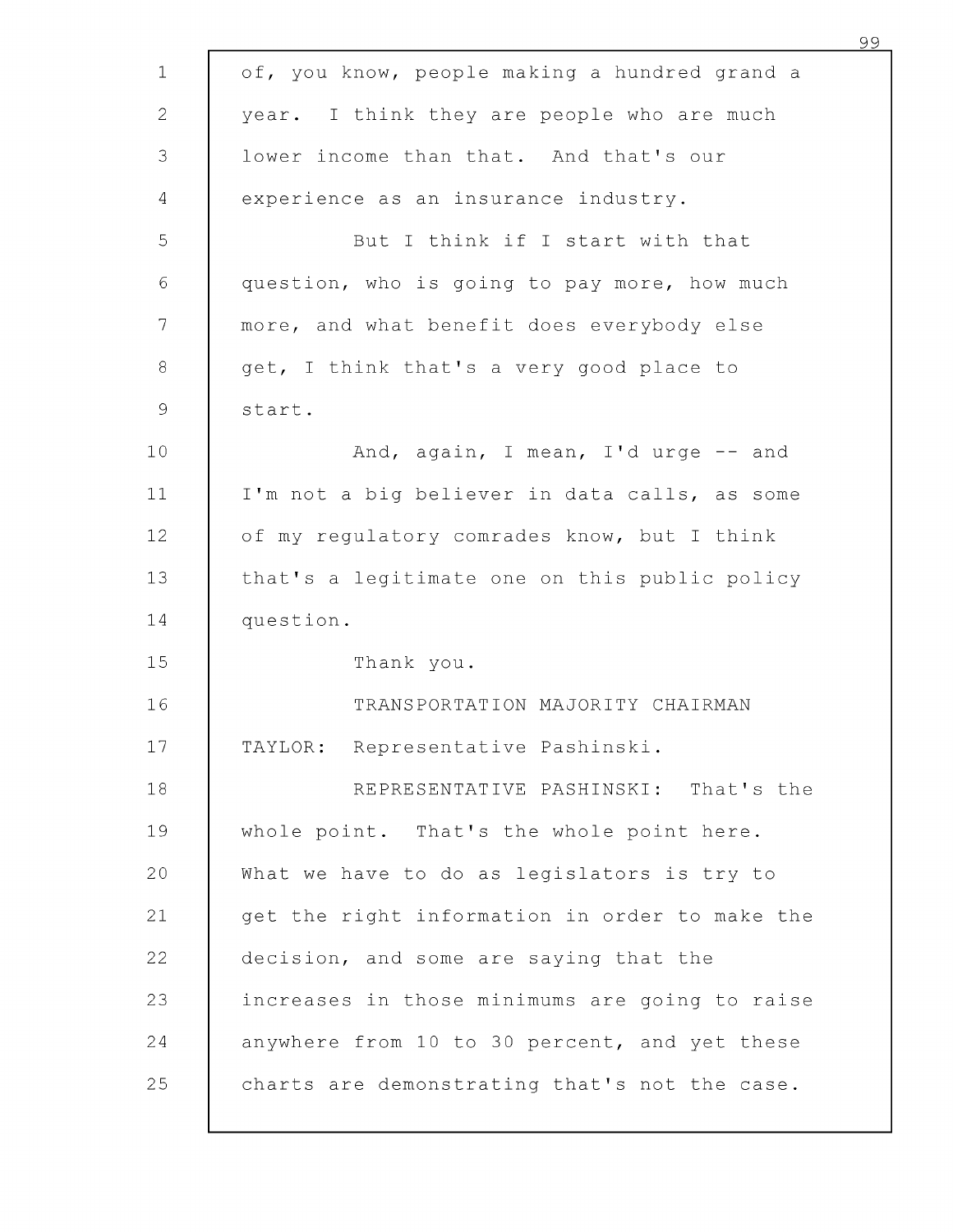of, you know, people making a hundred grand a year. I think they are people who are much lower income than that. And that's our experience as an insurance industry.

But I think if I start with that question, who is going to pay more, how much more, and what benefit does everybody else get, I think that's a very good place to start.

And, again, I mean, I'd urge -- and I'm not a big believer in data calls, as some of my regulatory comrades know, but I think that's a legitimate one on this public policy question.

Thank you.

TRANSPORTATION MAJORITY CHAIRMAN TAYLOR: Representative Pashinski.

REPRESENTATIVE PASHINSKI: That's the whole point. That's the whole point here. What we have to do as legislators is try to get the right information in order to make the decision, and some are saying that the increases in those minimums are going to raise anywhere from 10 to 30 percent, and yet these charts are demonstrating that's not the case.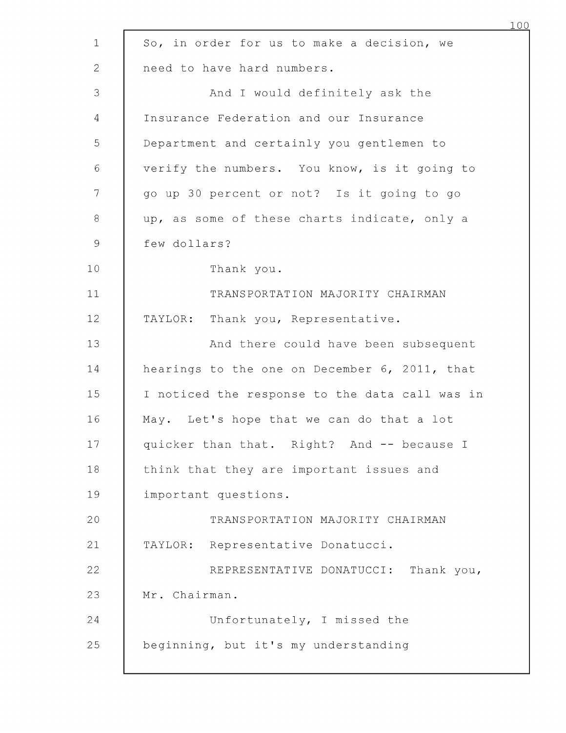So, in order for us to make a decision, we need to have hard numbers.

And I would definitely ask the Insurance Federation and our Insurance Department and certainly you gentlemen to verify the numbers. You know, is it going to go up 30 percent or not? Is it going to go up, as some of these charts indicate, only a few dollars?

Thank you.

TRANSPORTATION MAJORITY CHAIRMAN TAYLOR: Thank you, Representative.

And there could have been subsequent hearings to the one on December 6, 2011, that I noticed the response to the data call was in May. Let's hope that we can do that a lot quicker than that. Right? And -- because I think that they are important issues and important questions.

TRANSPORTATION MAJORITY CHAIRMAN TAYLOR: Representative Donatucci.

REPRESENTATIVE DONATUCCI: Thank you, Mr. Chairman.

Unfortunately, I missed the beginning, but it's my understanding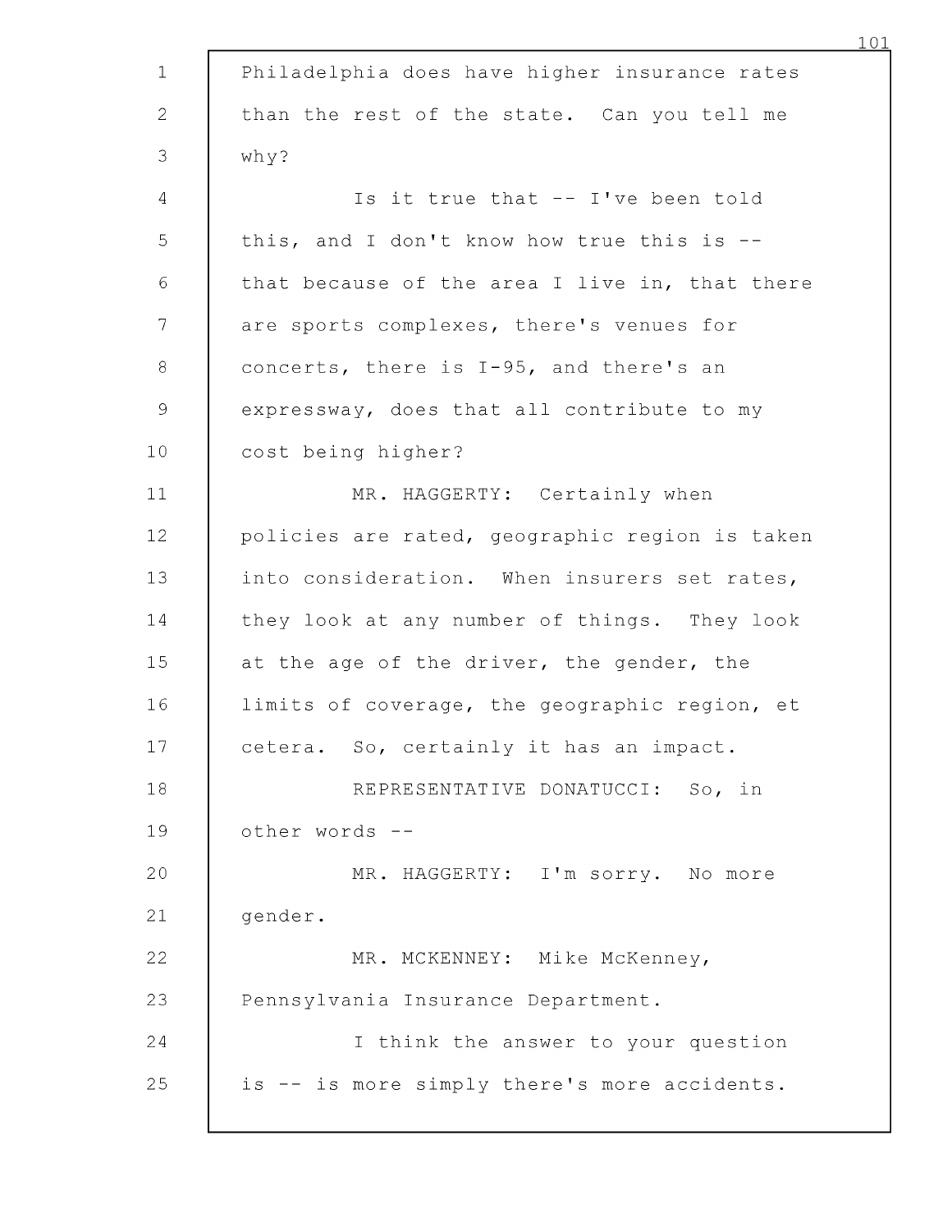Philadelphia does have higher insurance rates than the rest of the state. Can you tell me why?

Is it true that -- I've been told this, and I don't know how true this is -- that because of the area I live in, that there are sports complexes, there's venues for concerts, there is I-95, and there's an expressway, does that all contribute to my cost being higher?

MR. HAGGERTY: Certainly when policies are rated, geographic region is taken into consideration. When insurers set rates, they look at any number of things. They look at the age of the driver, the gender, the limits of coverage, the geographic region, et cetera. So, certainly it has an impact.

REPRESENTATIVE DONATUCCI: So, in other words --

MR. HAGGERTY: I'm sorry. No more gender.

MR. MCKENNEY: Mike McKenney, Pennsylvania Insurance Department.

I think the answer to your question is -- is more simply there's more accidents.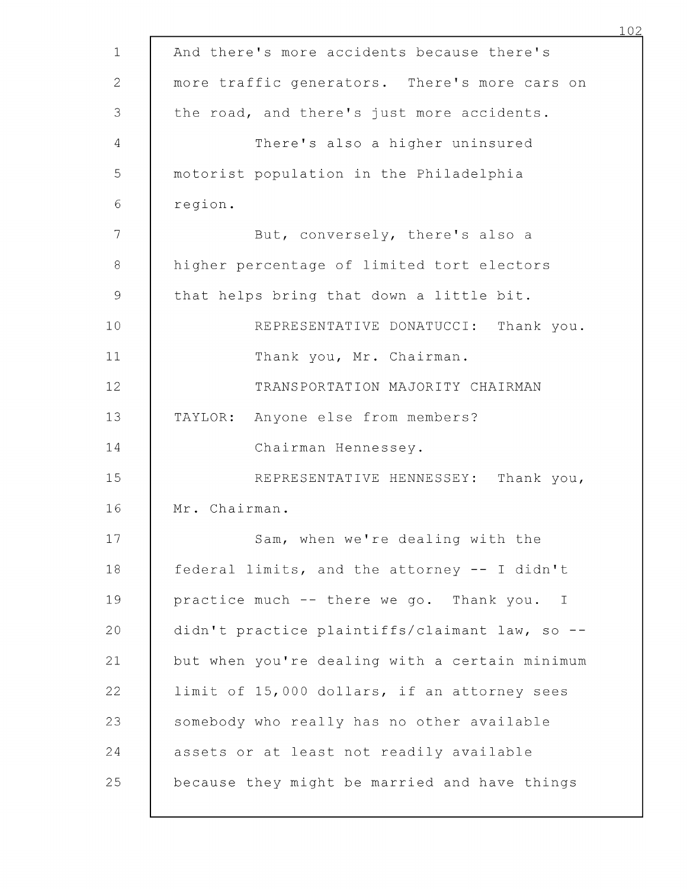And there's more accidents because there's more traffic generators. There's more cars on the road, and there's just more accidents.

There's also a higher uninsured motorist population in the Philadelphia region.

But, conversely, there's also a higher percentage of limited tort electors that helps bring that down a little bit.

REPRESENTATIVE DONATUCCI: Thank you.

Thank you, Mr. Chairman.

TRANSPORTATION MAJORITY CHAIRMAN TAYLOR: Anyone else from members?

Chairman Hennessey.

REPRESENTATIVE HENNESSEY: Thank you, Mr. Chairman.

Sam, when we're dealing with the federal limits, and the attorney -- I didn't practice much -- there we go. Thank you. I didn't practice plaintiffs/claimant law, so -- but when you're dealing with a certain minimum limit of 15,000 dollars, if an attorney sees somebody who really has no other available assets or at least not readily available because they might be married and have things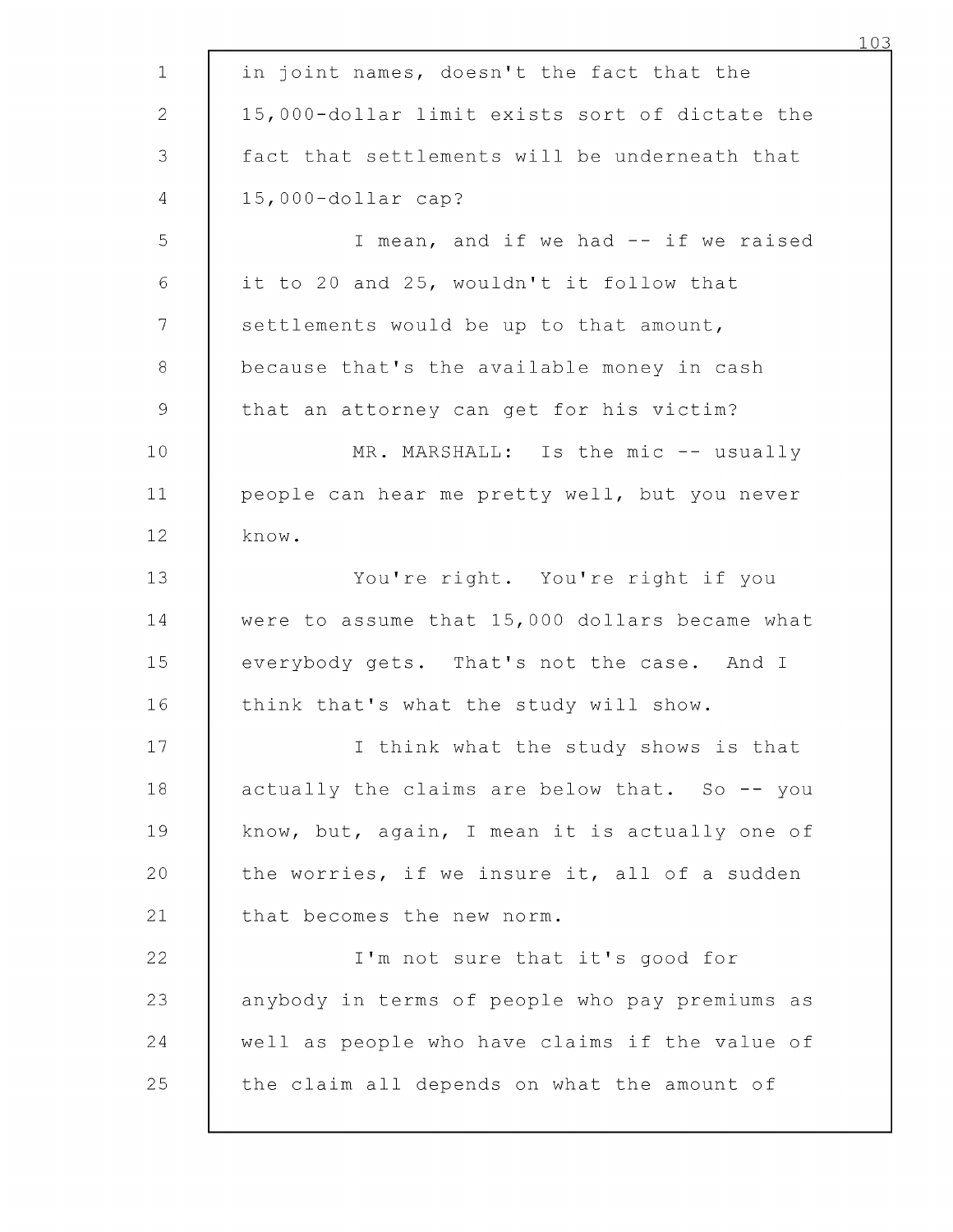in joint names, doesn't the fact that the 15,000-dollar limit exists sort of dictate the fact that settlements will be underneath that 15,000-dollar cap?

I mean, and if we had -- if we raised it to 20 and 25, wouldn't it follow that settlements would be up to that amount, because that's the available money in cash that an attorney can get for his victim?

MR. MARSHALL: Is the mic -- usually people can hear me pretty well, but you never know.

You're right. You're right if you were to assume that 15,000 dollars became what everybody gets. That's not the case. And I think that's what the study will show.

I think what the study shows is that actually the claims are below that. So -- you know, but, again, I mean it is actually one of the worries, if we insure it, all of a sudden that becomes the new norm.

I'm not sure that it's good for anybody in terms of people who pay premiums as well as people who have claims if the value of the claim all depends on what the amount of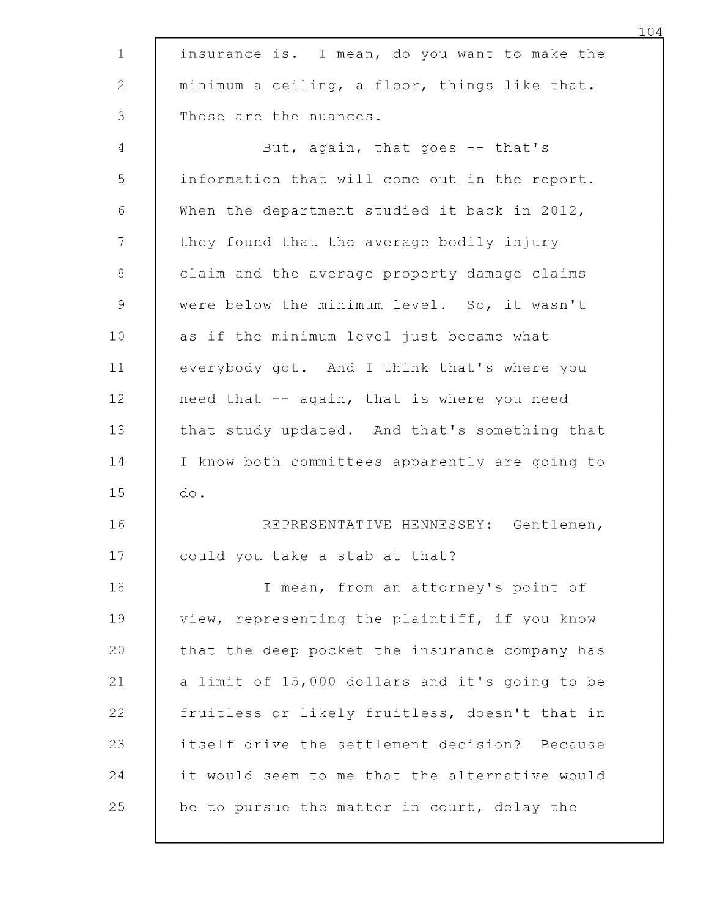insurance is. I mean, do you want to make the minimum a ceiling, a floor, things like that. Those are the nuances.

But, again, that goes -- that's information that will come out in the report. When the department studied it back in 2012, they found that the average bodily injury claim and the average property damage claims were below the minimum level. So, it wasn't as if the minimum level just became what everybody got. And I think that's where you need that -- again, that is where you need that study updated. And that's something that I know both committees apparently are going to do.

REPRESENTATIVE HENNESSEY: Gentlemen, could you take a stab at that?

I mean, from an attorney's point of view, representing the plaintiff, if you know that the deep pocket the insurance company has a limit of 15,000 dollars and it's going to be fruitless or likely fruitless, doesn't that in itself drive the settlement decision? Because it would seem to me that the alternative would be to pursue the matter in court, delay the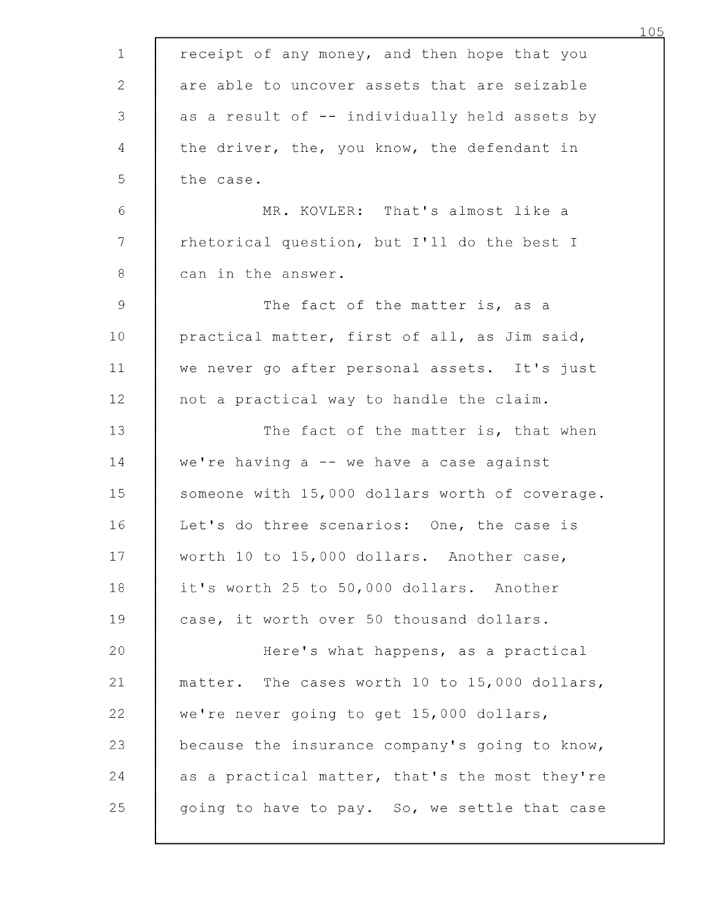receipt of any money, and then hope that you are able to uncover assets that are seizable as a result of -- individually held assets by the driver, the, you know, the defendant in the case.

MR. KOVLER: That's almost like a rhetorical question, but I'll do the best I can in the answer.

The fact of the matter is, as a practical matter, first of all, as Jim said, we never go after personal assets. It's just not a practical way to handle the claim.

The fact of the matter is, that when we're having a -- we have a case against someone with 15,000 dollars worth of coverage. Let's do three scenarios: One, the case is worth 10 to 15,000 dollars. Another case, it's worth 25 to 50,000 dollars. Another case, it worth over 50 thousand dollars.

Here's what happens, as a practical matter. The cases worth 10 to 15,000 dollars, we're never going to get 15,000 dollars, because the insurance company's going to know, as a practical matter, that's the most they're going to have to pay. So, we settle that case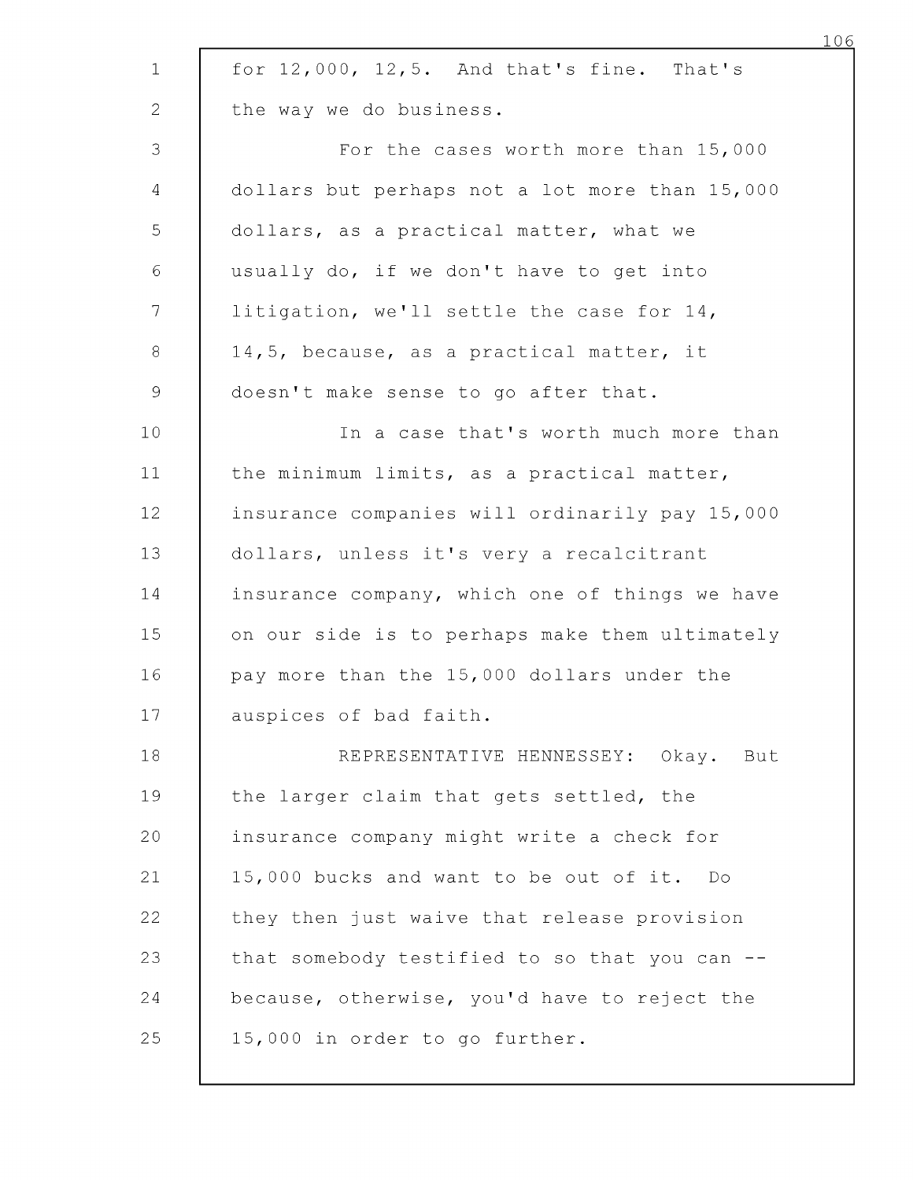for 12,000, 12,5. And that's fine. That's the way we do business.

For the cases worth more than 15,000 dollars but perhaps not a lot more than 15,000 dollars, as a practical matter, what we usually do, if we don't have to get into litigation, we'll settle the case for 14, 14,5, because, as a practical matter, it doesn't make sense to go after that.

In a case that's worth much more than the minimum limits, as a practical matter, insurance companies will ordinarily pay 15,000 dollars, unless it's very a recalcitrant insurance company, which one of things we have on our side is to perhaps make them ultimately pay more than the 15,000 dollars under the auspices of bad faith.

REPRESENTATIVE HENNESSEY: Okay. But the larger claim that gets settled, the insurance company might write a check for 15,000 bucks and want to be out of it. Do they then just waive that release provision that somebody testified to so that you can -- because, otherwise, you'd have to reject the 15,000 in order to go further.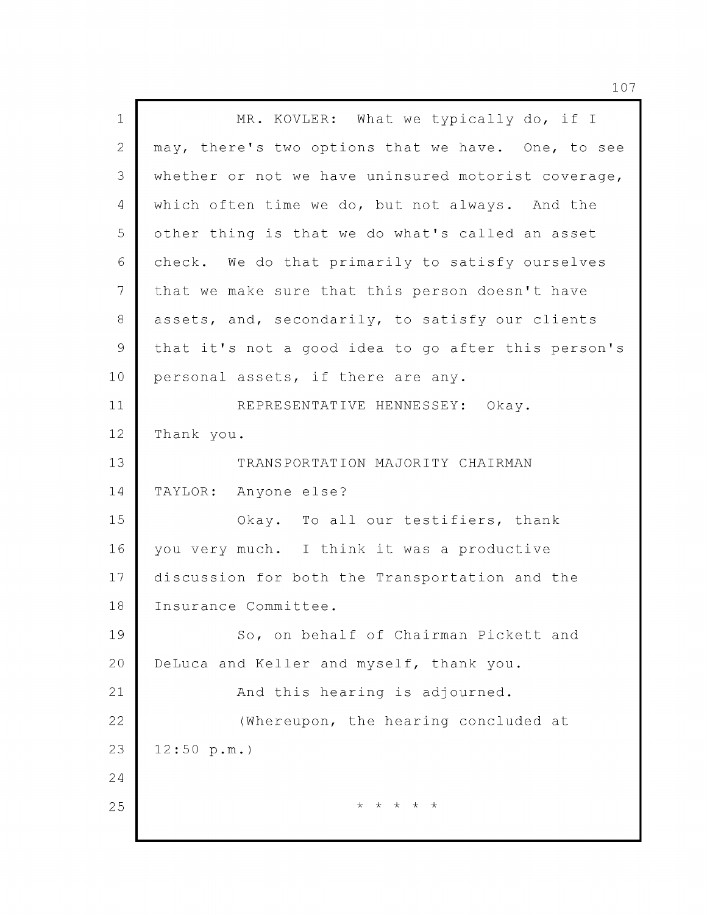MR. KOVLER: What we typically do, if I may, there's two options that we have. One, to see whether or not we have uninsured motorist coverage, which often time we do, but not always. And the other thing is that we do what's called an asset check. We do that primarily to satisfy ourselves that we make sure that this person doesn't have assets, and, secondarily, to satisfy our clients that it's not a good idea to go after this person's personal assets, if there are any.

REPRESENTATIVE HENNESSEY: Okay. Thank you.

TRANSPORTATION MAJORITY CHAIRMAN TAYLOR: Anyone else?

Okay. To all our testifiers, thank you very much. I think it was a productive discussion for both the Transportation and the Insurance Committee.

So, on behalf of Chairman Pickett and DeLuca and Keller and myself, thank you.

And this hearing is adjourned.

(Whereupon, the hearing concluded at 12:50 p.m.)

* * * * *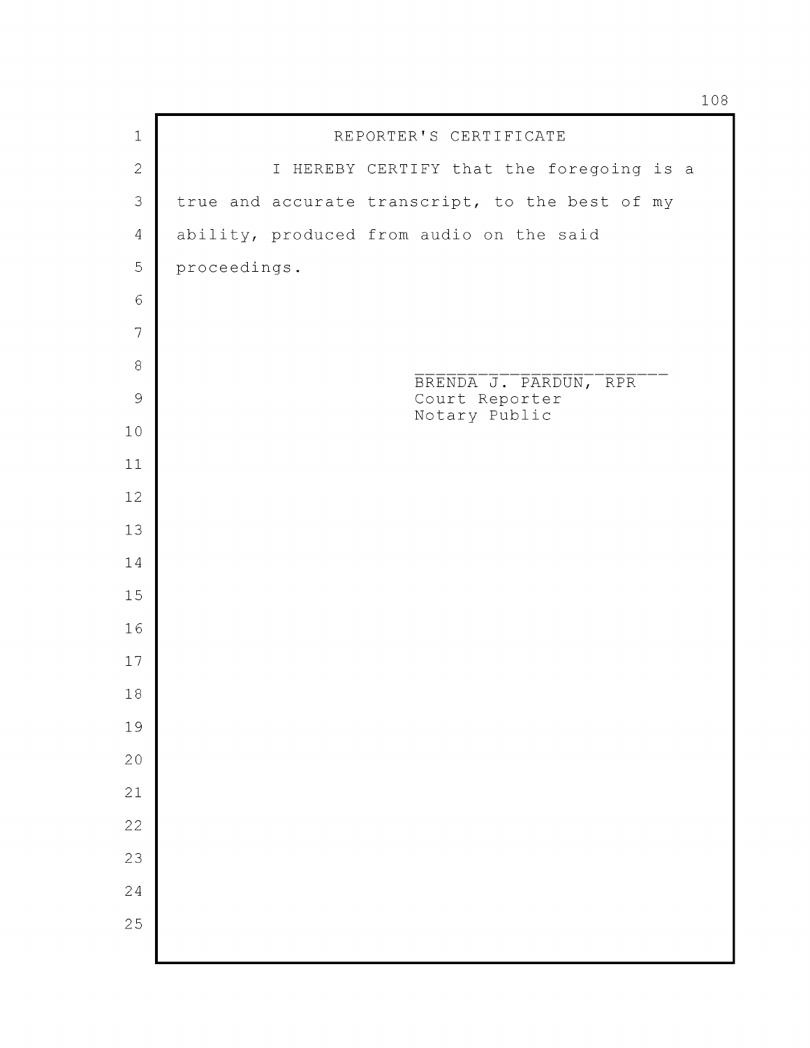# REPORTER'S CERTIFICATE

I HEREBY CERTIFY that the foregoing is a true and accurate transcript, to the best of my ability, produced from audio on the said proceedings.

________________________
BRENDA J. PARDUN, RPR
Court Reporter
Notary Public